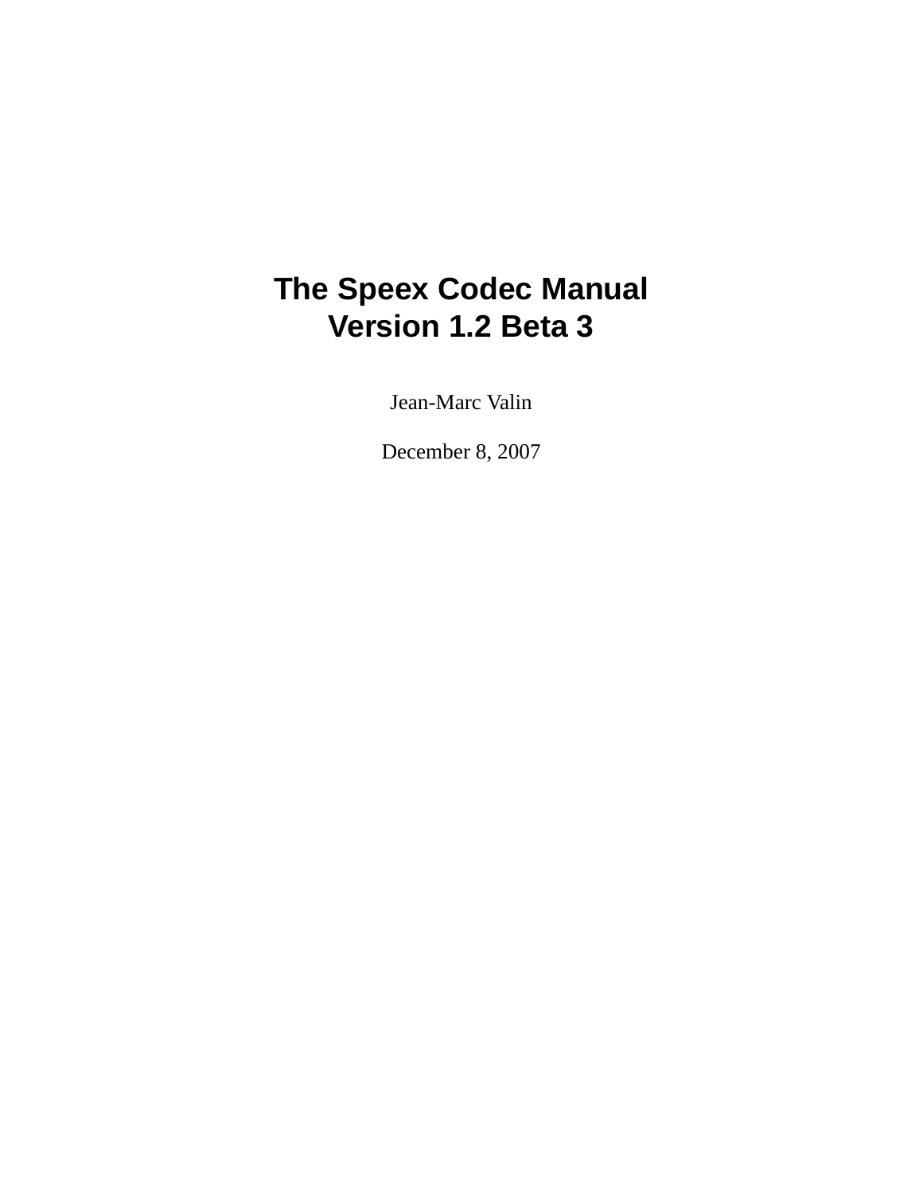# The Speex Codec Manual
# Version 1.2 Beta 3

Jean-Marc Valin

December 8, 2007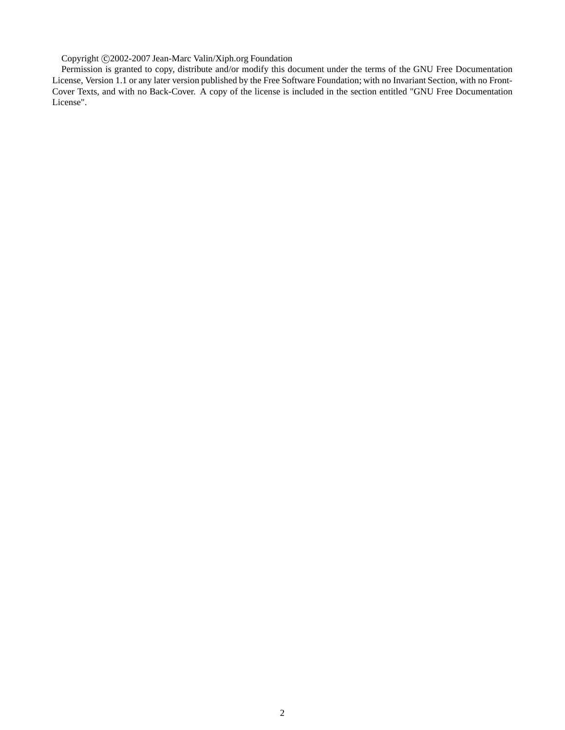Copyright ©2002-2007 Jean-Marc Valin/Xiph.org Foundation

Permission is granted to copy, distribute and/or modify this document under the terms of the GNU Free Documentation License, Version 1.1 or any later version published by the Free Software Foundation; with no Invariant Section, with no Front-Cover Texts, and with no Back-Cover. A copy of the license is included in the section entitled "GNU Free Documentation License".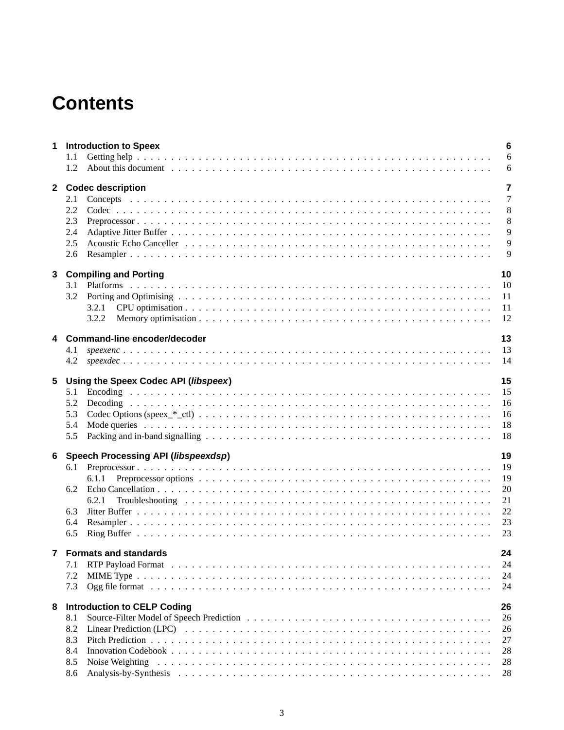# Contents

**1 Introduction to Speex** **6**
- 1.1 Getting help . . . 6
- 1.2 About this document . . . 6

**2 Codec description** **7**
- 2.1 Concepts . . . 7
- 2.2 Codec . . . 8
- 2.3 Preprocessor . . . 8
- 2.4 Adaptive Jitter Buffer . . . 9
- 2.5 Acoustic Echo Canceller . . . 9
- 2.6 Resampler . . . 9

**3 Compiling and Porting** **10**
- 3.1 Platforms . . . 10
- 3.2 Porting and Optimising . . . 11
  - 3.2.1 CPU optimisation . . . 11
  - 3.2.2 Memory optimisation . . . 12

**4 Command-line encoder/decoder** **13**
- 4.1 *speexenc* . . . 13
- 4.2 *speexdec* . . . 14

**5 Using the Speex Codec API (*libspeex*)** **15**
- 5.1 Encoding . . . 15
- 5.2 Decoding . . . 16
- 5.3 Codec Options (speex_*_ctl) . . . 16
- 5.4 Mode queries . . . 18
- 5.5 Packing and in-band signalling . . . 18

**6 Speech Processing API (*libspeexdsp*)** **19**
- 6.1 Preprocessor . . . 19
  - 6.1.1 Preprocessor options . . . 19
- 6.2 Echo Cancellation . . . 20
  - 6.2.1 Troubleshooting . . . 21
- 6.3 Jitter Buffer . . . 22
- 6.4 Resampler . . . 23
- 6.5 Ring Buffer . . . 23

**7 Formats and standards** **24**
- 7.1 RTP Payload Format . . . 24
- 7.2 MIME Type . . . 24
- 7.3 Ogg file format . . . 24

**8 Introduction to CELP Coding** **26**
- 8.1 Source-Filter Model of Speech Prediction . . . 26
- 8.2 Linear Prediction (LPC) . . . 26
- 8.3 Pitch Prediction . . . 27
- 8.4 Innovation Codebook . . . 28
- 8.5 Noise Weighting . . . 28
- 8.6 Analysis-by-Synthesis . . . 28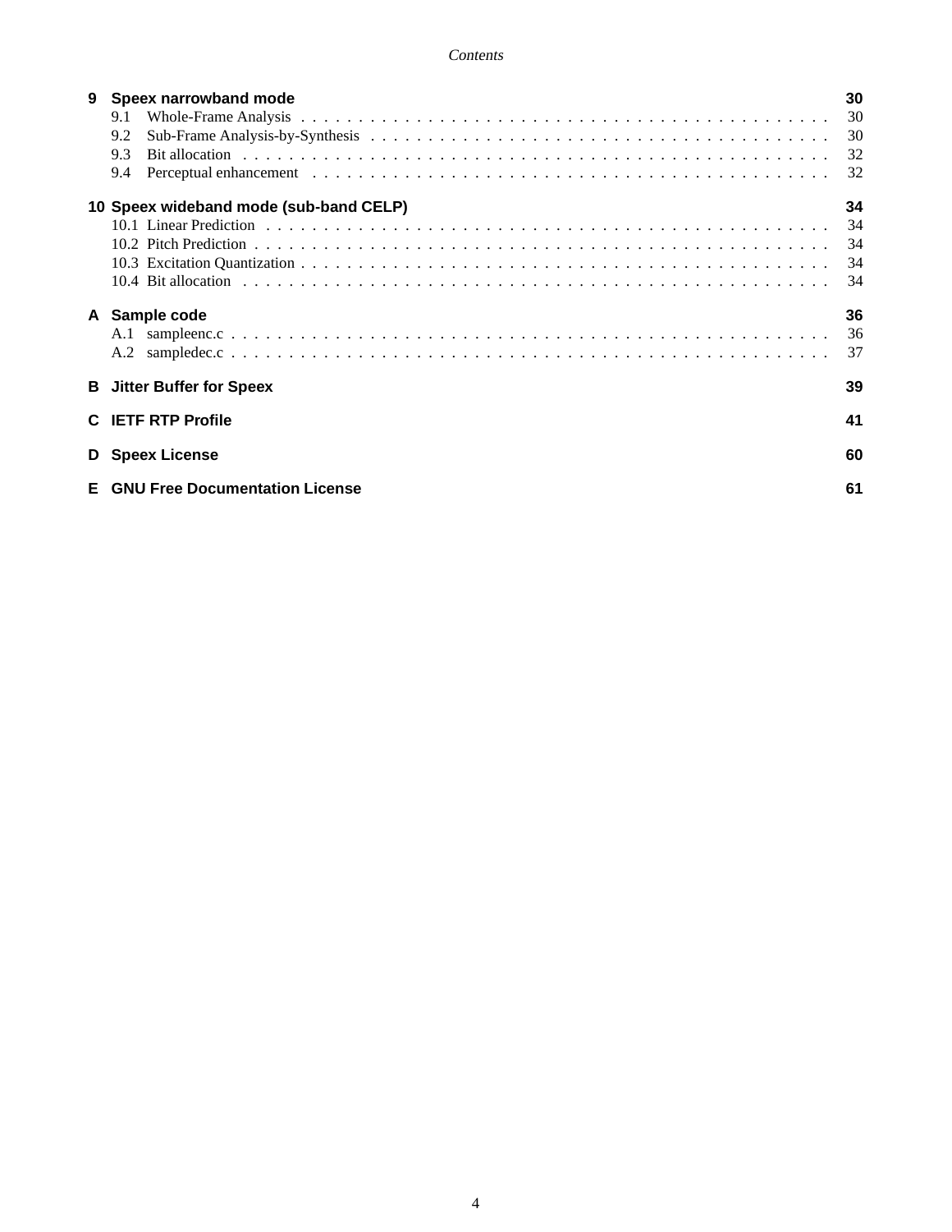**9 Speex narrowband mode** **30**
- 9.1 Whole-Frame Analysis . . . 30
- 9.2 Sub-Frame Analysis-by-Synthesis . . . 30
- 9.3 Bit allocation . . . 32
- 9.4 Perceptual enhancement . . . 32

**10 Speex wideband mode (sub-band CELP)** **34**
- 10.1 Linear Prediction . . . 34
- 10.2 Pitch Prediction . . . 34
- 10.3 Excitation Quantization . . . 34
- 10.4 Bit allocation . . . 34

**A Sample code** **36**
- A.1 sampleenc.c . . . 36
- A.2 sampledec.c . . . 37

**B Jitter Buffer for Speex** **39**

**C IETF RTP Profile** **41**

**D Speex License** **60**

**E GNU Free Documentation License** **61**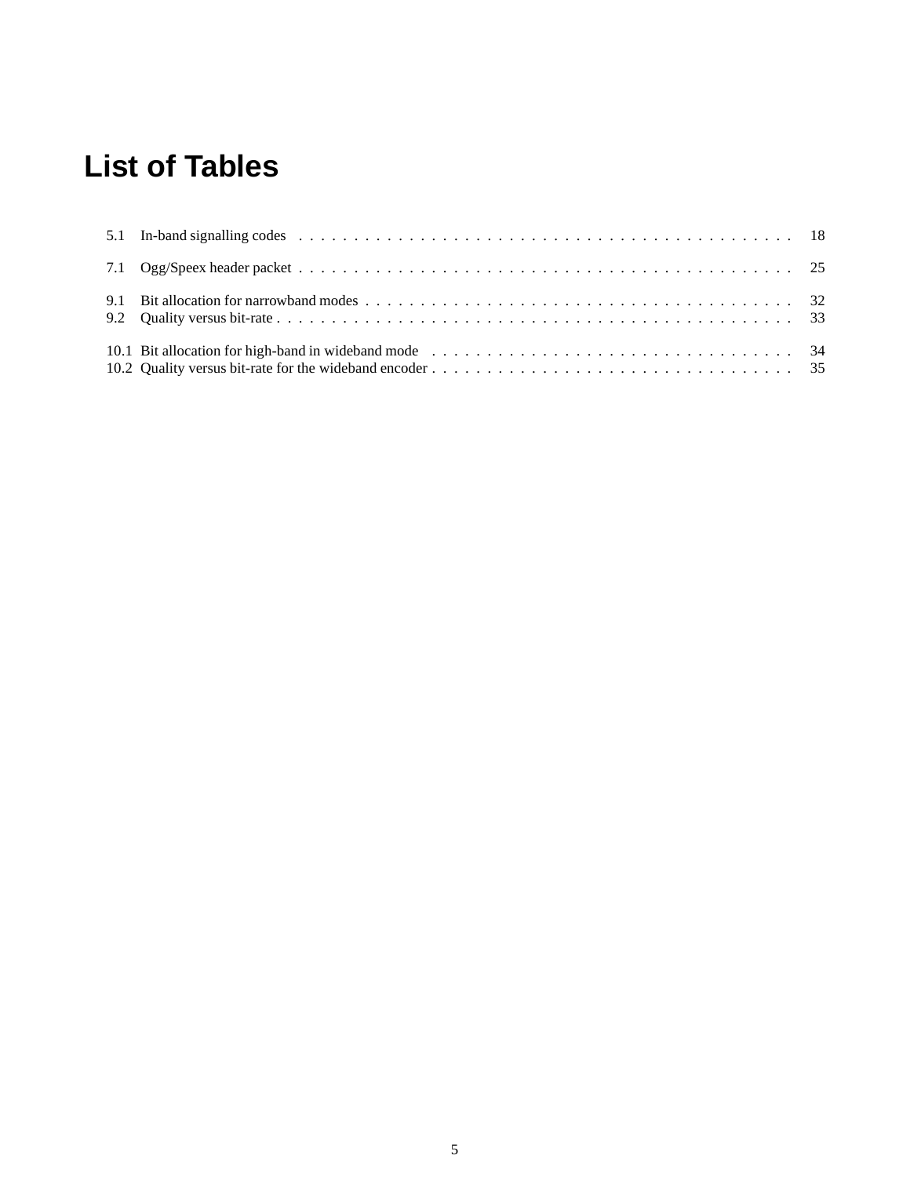# List of Tables

5.1 In-band signalling codes . . . . . . . . . . . . . . . . . . . . . . . . . . . . . . . . . . . . . . . . . . . . . 18

7.1 Ogg/Speex header packet . . . . . . . . . . . . . . . . . . . . . . . . . . . . . . . . . . . . . . . . . . . . . 25

9.1 Bit allocation for narrowband modes . . . . . . . . . . . . . . . . . . . . . . . . . . . . . . . . . . . . . . . 32
9.2 Quality versus bit-rate . . . . . . . . . . . . . . . . . . . . . . . . . . . . . . . . . . . . . . . . . . . . . . . 33

10.1 Bit allocation for high-band in wideband mode . . . . . . . . . . . . . . . . . . . . . . . . . . . . . . . . . 34
10.2 Quality versus bit-rate for the wideband encoder . . . . . . . . . . . . . . . . . . . . . . . . . . . . . . . . . 35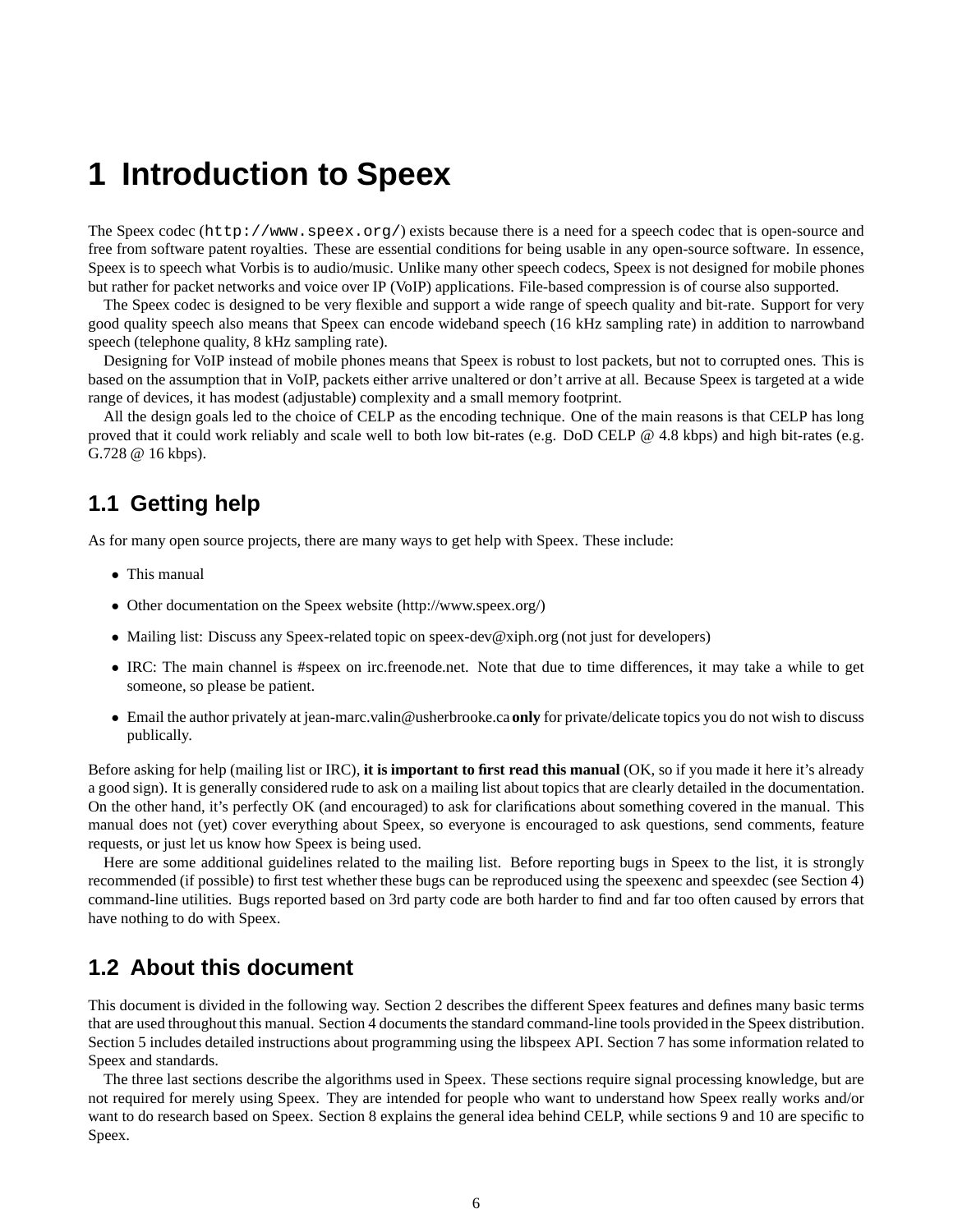# 1 Introduction to Speex

The Speex codec (`http://www.speex.org/`) exists because there is a need for a speech codec that is open-source and free from software patent royalties. These are essential conditions for being usable in any open-source software. In essence, Speex is to speech what Vorbis is to audio/music. Unlike many other speech codecs, Speex is not designed for mobile phones but rather for packet networks and voice over IP (VoIP) applications. File-based compression is of course also supported.

The Speex codec is designed to be very flexible and support a wide range of speech quality and bit-rate. Support for very good quality speech also means that Speex can encode wideband speech (16 kHz sampling rate) in addition to narrowband speech (telephone quality, 8 kHz sampling rate).

Designing for VoIP instead of mobile phones means that Speex is robust to lost packets, but not to corrupted ones. This is based on the assumption that in VoIP, packets either arrive unaltered or don't arrive at all. Because Speex is targeted at a wide range of devices, it has modest (adjustable) complexity and a small memory footprint.

All the design goals led to the choice of CELP as the encoding technique. One of the main reasons is that CELP has long proved that it could work reliably and scale well to both low bit-rates (e.g. DoD CELP @ 4.8 kbps) and high bit-rates (e.g. G.728 @ 16 kbps).

## 1.1 Getting help

As for many open source projects, there are many ways to get help with Speex. These include:

- This manual
- Other documentation on the Speex website (http://www.speex.org/)
- Mailing list: Discuss any Speex-related topic on speex-dev@xiph.org (not just for developers)
- IRC: The main channel is #speex on irc.freenode.net. Note that due to time differences, it may take a while to get someone, so please be patient.
- Email the author privately at jean-marc.valin@usherbrooke.ca **only** for private/delicate topics you do not wish to discuss publically.

Before asking for help (mailing list or IRC), **it is important to first read this manual** (OK, so if you made it here it's already a good sign). It is generally considered rude to ask on a mailing list about topics that are clearly detailed in the documentation. On the other hand, it's perfectly OK (and encouraged) to ask for clarifications about something covered in the manual. This manual does not (yet) cover everything about Speex, so everyone is encouraged to ask questions, send comments, feature requests, or just let us know how Speex is being used.

Here are some additional guidelines related to the mailing list. Before reporting bugs in Speex to the list, it is strongly recommended (if possible) to first test whether these bugs can be reproduced using the speexenc and speexdec (see Section 4) command-line utilities. Bugs reported based on 3rd party code are both harder to find and far too often caused by errors that have nothing to do with Speex.

## 1.2 About this document

This document is divided in the following way. Section 2 describes the different Speex features and defines many basic terms that are used throughout this manual. Section 4 documents the standard command-line tools provided in the Speex distribution. Section 5 includes detailed instructions about programming using the libspeex API. Section 7 has some information related to Speex and standards.

The three last sections describe the algorithms used in Speex. These sections require signal processing knowledge, but are not required for merely using Speex. They are intended for people who want to understand how Speex really works and/or want to do research based on Speex. Section 8 explains the general idea behind CELP, while sections 9 and 10 are specific to Speex.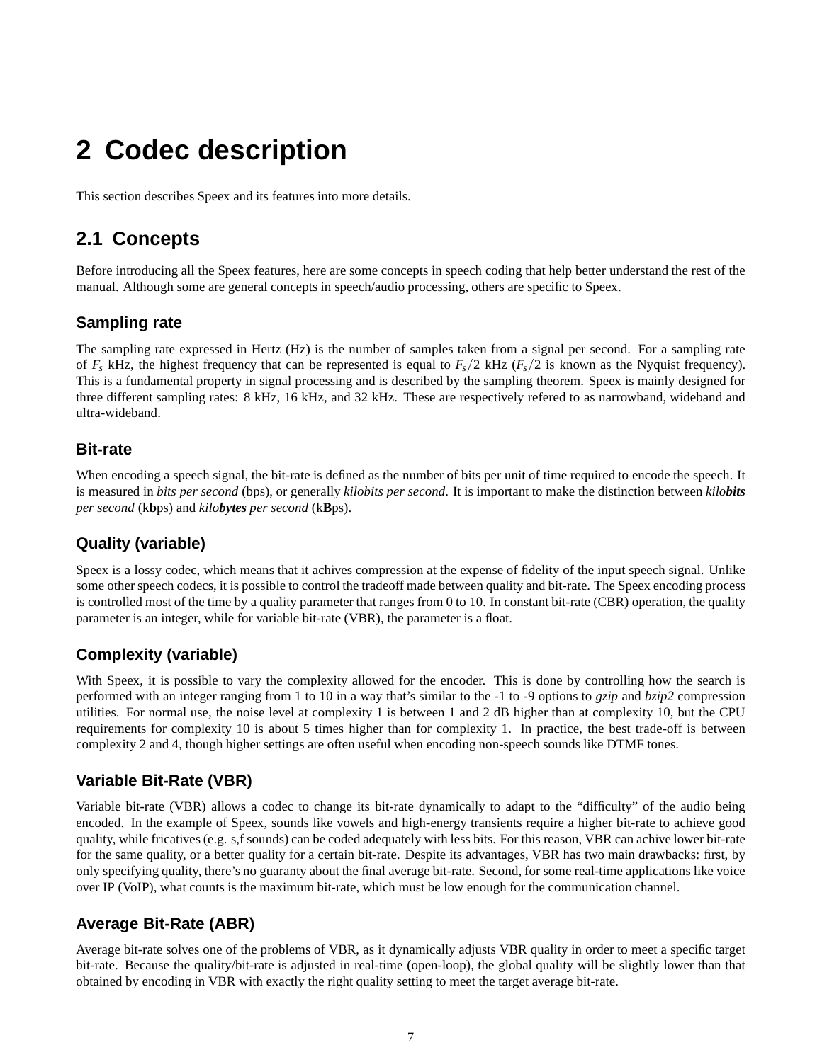# 2 Codec description

This section describes Speex and its features into more details.

## 2.1 Concepts

Before introducing all the Speex features, here are some concepts in speech coding that help better understand the rest of the manual. Although some are general concepts in speech/audio processing, others are specific to Speex.

### Sampling rate

The sampling rate expressed in Hertz (Hz) is the number of samples taken from a signal per second. For a sampling rate of $F_s$ kHz, the highest frequency that can be represented is equal to $F_s/2$ kHz ($F_s/2$ is known as the Nyquist frequency). This is a fundamental property in signal processing and is described by the sampling theorem. Speex is mainly designed for three different sampling rates: 8 kHz, 16 kHz, and 32 kHz. These are respectively refered to as narrowband, wideband and ultra-wideband.

### Bit-rate

When encoding a speech signal, the bit-rate is defined as the number of bits per unit of time required to encode the speech. It is measured in *bits per second* (bps), or generally *kilobits per second*. It is important to make the distinction between *kilo**bits** per second* (k**b**ps) and *kilo**bytes** per second* (k**B**ps).

### Quality (variable)

Speex is a lossy codec, which means that it achives compression at the expense of fidelity of the input speech signal. Unlike some other speech codecs, it is possible to control the tradeoff made between quality and bit-rate. The Speex encoding process is controlled most of the time by a quality parameter that ranges from 0 to 10. In constant bit-rate (CBR) operation, the quality parameter is an integer, while for variable bit-rate (VBR), the parameter is a float.

### Complexity (variable)

With Speex, it is possible to vary the complexity allowed for the encoder. This is done by controlling how the search is performed with an integer ranging from 1 to 10 in a way that's similar to the -1 to -9 options to *gzip* and *bzip2* compression utilities. For normal use, the noise level at complexity 1 is between 1 and 2 dB higher than at complexity 10, but the CPU requirements for complexity 10 is about 5 times higher than for complexity 1. In practice, the best trade-off is between complexity 2 and 4, though higher settings are often useful when encoding non-speech sounds like DTMF tones.

### Variable Bit-Rate (VBR)

Variable bit-rate (VBR) allows a codec to change its bit-rate dynamically to adapt to the "difficulty" of the audio being encoded. In the example of Speex, sounds like vowels and high-energy transients require a higher bit-rate to achieve good quality, while fricatives (e.g. s,f sounds) can be coded adequately with less bits. For this reason, VBR can achive lower bit-rate for the same quality, or a better quality for a certain bit-rate. Despite its advantages, VBR has two main drawbacks: first, by only specifying quality, there's no guaranty about the final average bit-rate. Second, for some real-time applications like voice over IP (VoIP), what counts is the maximum bit-rate, which must be low enough for the communication channel.

### Average Bit-Rate (ABR)

Average bit-rate solves one of the problems of VBR, as it dynamically adjusts VBR quality in order to meet a specific target bit-rate. Because the quality/bit-rate is adjusted in real-time (open-loop), the global quality will be slightly lower than that obtained by encoding in VBR with exactly the right quality setting to meet the target average bit-rate.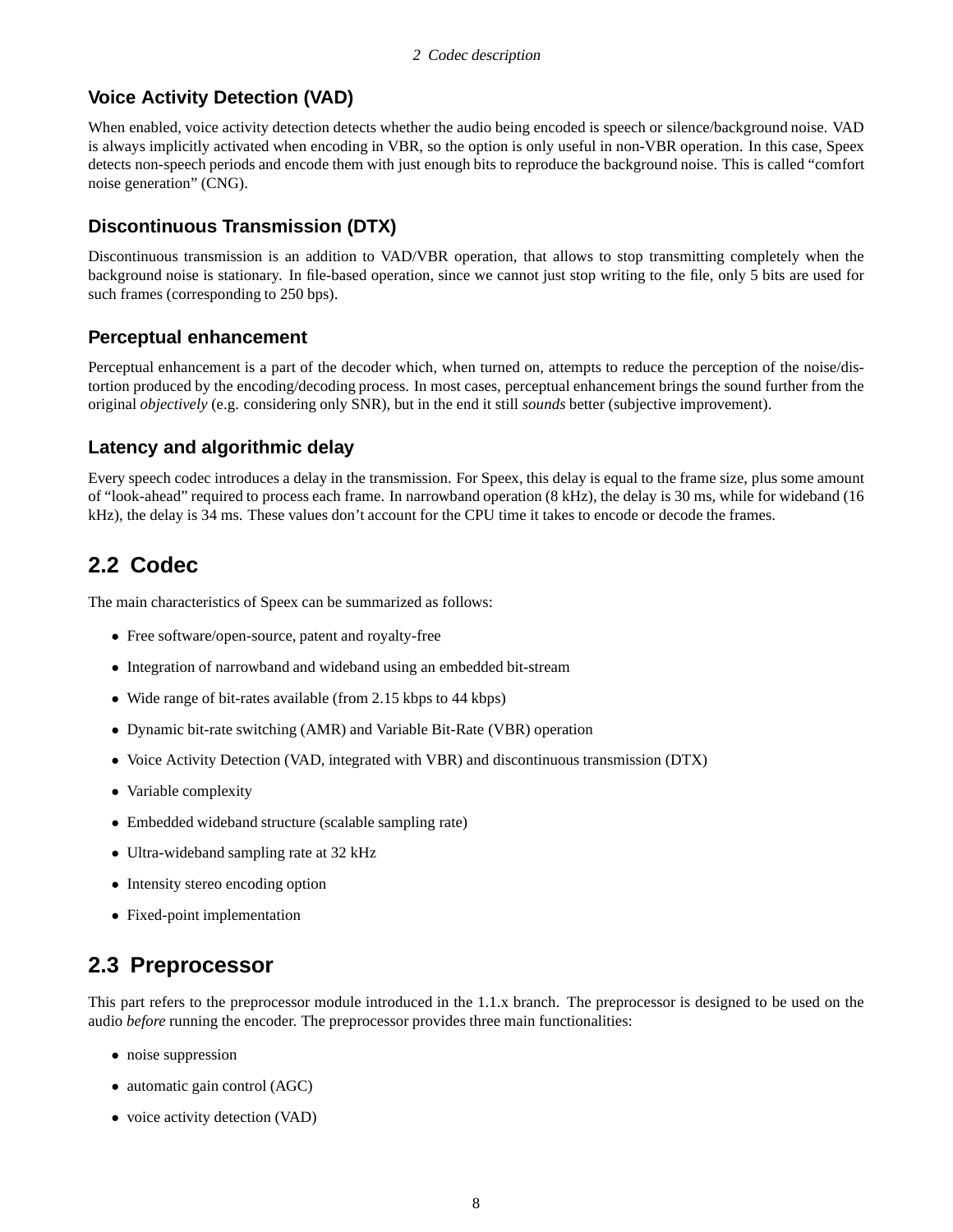### Voice Activity Detection (VAD)

When enabled, voice activity detection detects whether the audio being encoded is speech or silence/background noise. VAD is always implicitly activated when encoding in VBR, so the option is only useful in non-VBR operation. In this case, Speex detects non-speech periods and encode them with just enough bits to reproduce the background noise. This is called "comfort noise generation" (CNG).

### Discontinuous Transmission (DTX)

Discontinuous transmission is an addition to VAD/VBR operation, that allows to stop transmitting completely when the background noise is stationary. In file-based operation, since we cannot just stop writing to the file, only 5 bits are used for such frames (corresponding to 250 bps).

### Perceptual enhancement

Perceptual enhancement is a part of the decoder which, when turned on, attempts to reduce the perception of the noise/distortion produced by the encoding/decoding process. In most cases, perceptual enhancement brings the sound further from the original *objectively* (e.g. considering only SNR), but in the end it still *sounds* better (subjective improvement).

### Latency and algorithmic delay

Every speech codec introduces a delay in the transmission. For Speex, this delay is equal to the frame size, plus some amount of "look-ahead" required to process each frame. In narrowband operation (8 kHz), the delay is 30 ms, while for wideband (16 kHz), the delay is 34 ms. These values don't account for the CPU time it takes to encode or decode the frames.

## 2.2 Codec

The main characteristics of Speex can be summarized as follows:

- Free software/open-source, patent and royalty-free
- Integration of narrowband and wideband using an embedded bit-stream
- Wide range of bit-rates available (from 2.15 kbps to 44 kbps)
- Dynamic bit-rate switching (AMR) and Variable Bit-Rate (VBR) operation
- Voice Activity Detection (VAD, integrated with VBR) and discontinuous transmission (DTX)
- Variable complexity
- Embedded wideband structure (scalable sampling rate)
- Ultra-wideband sampling rate at 32 kHz
- Intensity stereo encoding option
- Fixed-point implementation

## 2.3 Preprocessor

This part refers to the preprocessor module introduced in the 1.1.x branch. The preprocessor is designed to be used on the audio *before* running the encoder. The preprocessor provides three main functionalities:

- noise suppression
- automatic gain control (AGC)
- voice activity detection (VAD)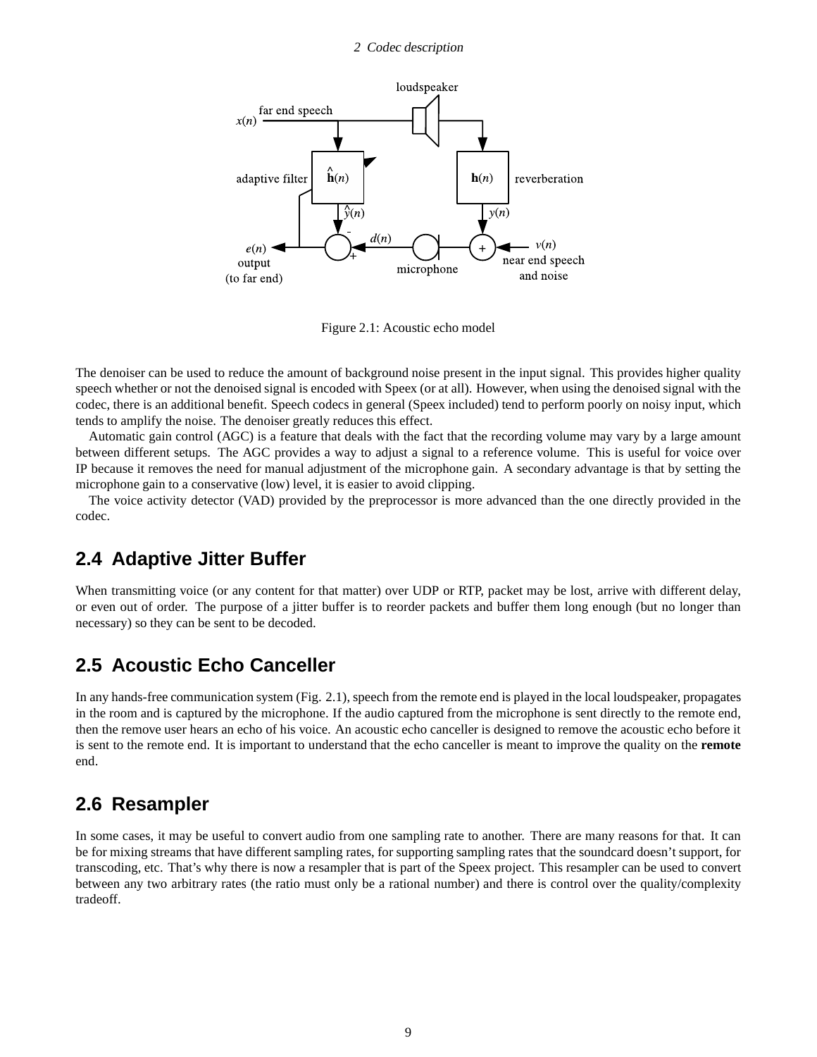Figure 2.1: Acoustic echo model

The denoiser can be used to reduce the amount of background noise present in the input signal. This provides higher quality speech whether or not the denoised signal is encoded with Speex (or at all). However, when using the denoised signal with the codec, there is an additional benefit. Speech codecs in general (Speex included) tend to perform poorly on noisy input, which tends to amplify the noise. The denoiser greatly reduces this effect.

Automatic gain control (AGC) is a feature that deals with the fact that the recording volume may vary by a large amount between different setups. The AGC provides a way to adjust a signal to a reference volume. This is useful for voice over IP because it removes the need for manual adjustment of the microphone gain. A secondary advantage is that by setting the microphone gain to a conservative (low) level, it is easier to avoid clipping.

The voice activity detector (VAD) provided by the preprocessor is more advanced than the one directly provided in the codec.

## 2.4 Adaptive Jitter Buffer

When transmitting voice (or any content for that matter) over UDP or RTP, packet may be lost, arrive with different delay, or even out of order. The purpose of a jitter buffer is to reorder packets and buffer them long enough (but no longer than necessary) so they can be sent to be decoded.

## 2.5 Acoustic Echo Canceller

In any hands-free communication system (Fig. 2.1), speech from the remote end is played in the local loudspeaker, propagates in the room and is captured by the microphone. If the audio captured from the microphone is sent directly to the remote end, then the remove user hears an echo of his voice. An acoustic echo canceller is designed to remove the acoustic echo before it is sent to the remote end. It is important to understand that the echo canceller is meant to improve the quality on the **remote** end.

## 2.6 Resampler

In some cases, it may be useful to convert audio from one sampling rate to another. There are many reasons for that. It can be for mixing streams that have different sampling rates, for supporting sampling rates that the soundcard doesn't support, for transcoding, etc. That's why there is now a resampler that is part of the Speex project. This resampler can be used to convert between any two arbitrary rates (the ratio must only be a rational number) and there is control over the quality/complexity tradeoff.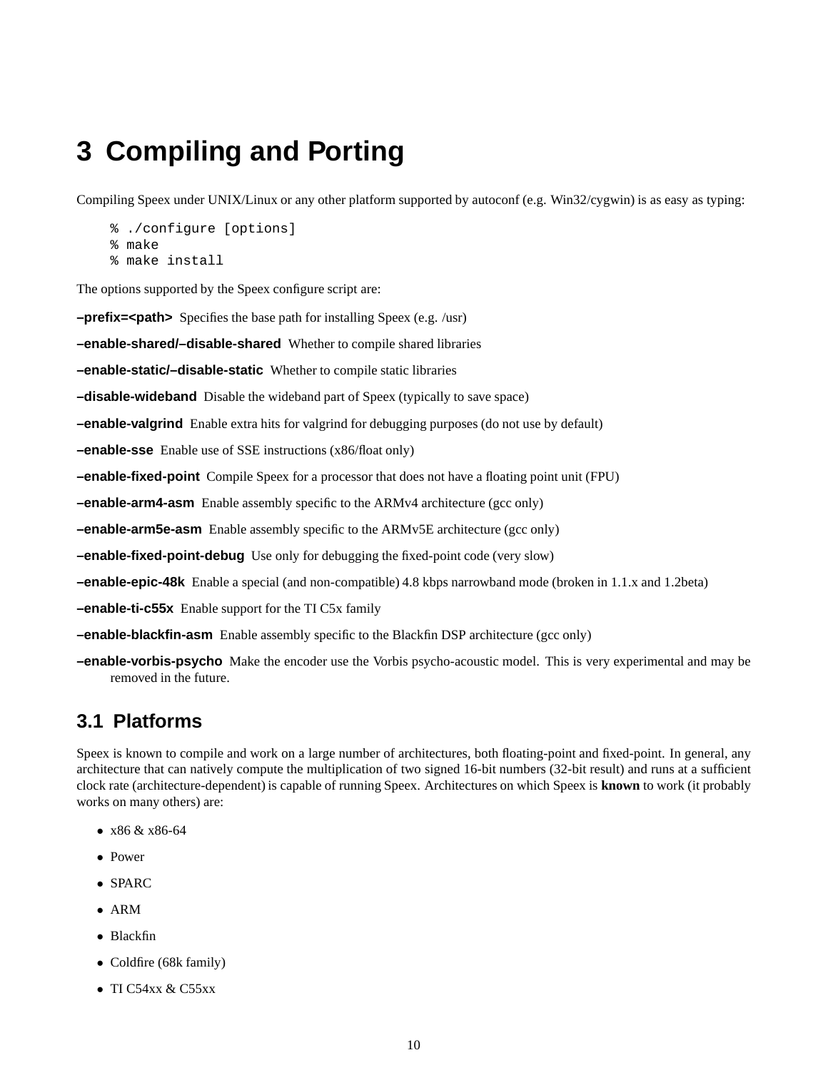# 3 Compiling and Porting

Compiling Speex under UNIX/Linux or any other platform supported by autoconf (e.g. Win32/cygwin) is as easy as typing:

```
% ./configure [options]
% make
% make install
```

The options supported by the Speex configure script are:

**–prefix=<path>** Specifies the base path for installing Speex (e.g. /usr)

**–enable-shared/–disable-shared** Whether to compile shared libraries

**–enable-static/–disable-static** Whether to compile static libraries

**–disable-wideband** Disable the wideband part of Speex (typically to save space)

**–enable-valgrind** Enable extra hits for valgrind for debugging purposes (do not use by default)

**–enable-sse** Enable use of SSE instructions (x86/float only)

**–enable-fixed-point** Compile Speex for a processor that does not have a floating point unit (FPU)

**–enable-arm4-asm** Enable assembly specific to the ARMv4 architecture (gcc only)

**–enable-arm5e-asm** Enable assembly specific to the ARMv5E architecture (gcc only)

**–enable-fixed-point-debug** Use only for debugging the fixed-point code (very slow)

**–enable-epic-48k** Enable a special (and non-compatible) 4.8 kbps narrowband mode (broken in 1.1.x and 1.2beta)

**–enable-ti-c55x** Enable support for the TI C5x family

**–enable-blackfin-asm** Enable assembly specific to the Blackfin DSP architecture (gcc only)

**–enable-vorbis-psycho** Make the encoder use the Vorbis psycho-acoustic model. This is very experimental and may be removed in the future.

## 3.1 Platforms

Speex is known to compile and work on a large number of architectures, both floating-point and fixed-point. In general, any architecture that can natively compute the multiplication of two signed 16-bit numbers (32-bit result) and runs at a sufficient clock rate (architecture-dependent) is capable of running Speex. Architectures on which Speex is **known** to work (it probably works on many others) are:

- x86 & x86-64
- Power
- SPARC
- ARM
- Blackfin
- Coldfire (68k family)
- TI C54xx & C55xx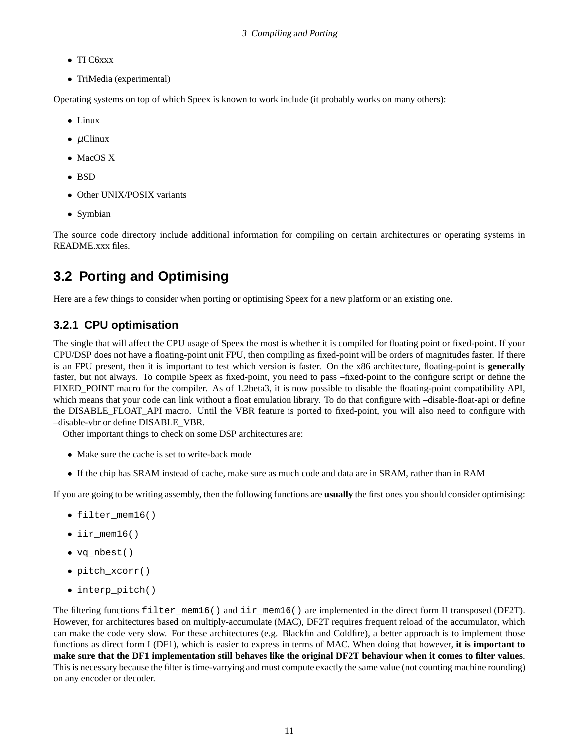- TI C6xxx
- TriMedia (experimental)

Operating systems on top of which Speex is known to work include (it probably works on many others):

- Linux
- $\mu$Clinux
- MacOS X
- BSD
- Other UNIX/POSIX variants
- Symbian

The source code directory include additional information for compiling on certain architectures or operating systems in README.xxx files.

## 3.2 Porting and Optimising

Here are a few things to consider when porting or optimising Speex for a new platform or an existing one.

### 3.2.1 CPU optimisation

The single that will affect the CPU usage of Speex the most is whether it is compiled for floating point or fixed-point. If your CPU/DSP does not have a floating-point unit FPU, then compiling as fixed-point will be orders of magnitudes faster. If there is an FPU present, then it is important to test which version is faster. On the x86 architecture, floating-point is **generally** faster, but not always. To compile Speex as fixed-point, you need to pass –fixed-point to the configure script or define the FIXED_POINT macro for the compiler. As of 1.2beta3, it is now possible to disable the floating-point compatibility API, which means that your code can link without a float emulation library. To do that configure with –disable-float-api or define the DISABLE_FLOAT_API macro. Until the VBR feature is ported to fixed-point, you will also need to configure with –disable-vbr or define DISABLE_VBR.

Other important things to check on some DSP architectures are:

- Make sure the cache is set to write-back mode
- If the chip has SRAM instead of cache, make sure as much code and data are in SRAM, rather than in RAM

If you are going to be writing assembly, then the following functions are **usually** the first ones you should consider optimising:

- `filter_mem16()`
- `iir_mem16()`
- `vq_nbest()`
- `pitch_xcorr()`
- `interp_pitch()`

The filtering functions `filter_mem16()` and `iir_mem16()` are implemented in the direct form II transposed (DF2T). However, for architectures based on multiply-accumulate (MAC), DF2T requires frequent reload of the accumulator, which can make the code very slow. For these architectures (e.g. Blackfin and Coldfire), a better approach is to implement those functions as direct form I (DF1), which is easier to express in terms of MAC. When doing that however, **it is important to make sure that the DF1 implementation still behaves like the original DF2T behaviour when it comes to filter values**. This is necessary because the filter is time-varrying and must compute exactly the same value (not counting machine rounding) on any encoder or decoder.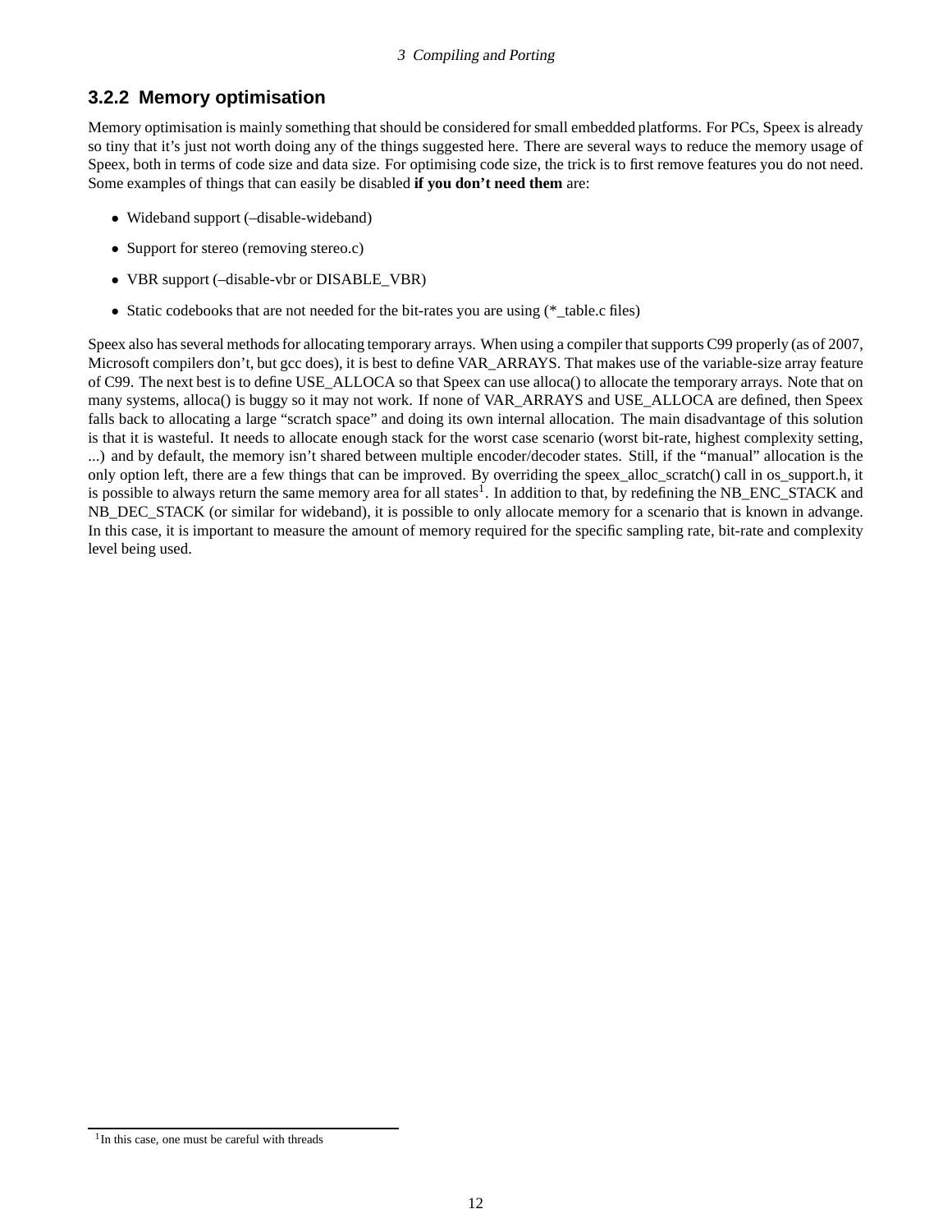### 3.2.2 Memory optimisation

Memory optimisation is mainly something that should be considered for small embedded platforms. For PCs, Speex is already so tiny that it's just not worth doing any of the things suggested here. There are several ways to reduce the memory usage of Speex, both in terms of code size and data size. For optimising code size, the trick is to first remove features you do not need. Some examples of things that can easily be disabled **if you don't need them** are:

- Wideband support (–disable-wideband)
- Support for stereo (removing stereo.c)
- VBR support (–disable-vbr or DISABLE_VBR)
- Static codebooks that are not needed for the bit-rates you are using (*_table.c files)

Speex also has several methods for allocating temporary arrays. When using a compiler that supports C99 properly (as of 2007, Microsoft compilers don't, but gcc does), it is best to define VAR_ARRAYS. That makes use of the variable-size array feature of C99. The next best is to define USE_ALLOCA so that Speex can use alloca() to allocate the temporary arrays. Note that on many systems, alloca() is buggy so it may not work. If none of VAR_ARRAYS and USE_ALLOCA are defined, then Speex falls back to allocating a large "scratch space" and doing its own internal allocation. The main disadvantage of this solution is that it is wasteful. It needs to allocate enough stack for the worst case scenario (worst bit-rate, highest complexity setting, ...) and by default, the memory isn't shared between multiple encoder/decoder states. Still, if the "manual" allocation is the only option left, there are a few things that can be improved. By overriding the speex_alloc_scratch() call in os_support.h, it is possible to always return the same memory area for all states[1]. In addition to that, by redefining the NB_ENC_STACK and NB_DEC_STACK (or similar for wideband), it is possible to only allocate memory for a scenario that is known in advange. In this case, it is important to measure the amount of memory required for the specific sampling rate, bit-rate and complexity level being used.

[1] In this case, one must be careful with threads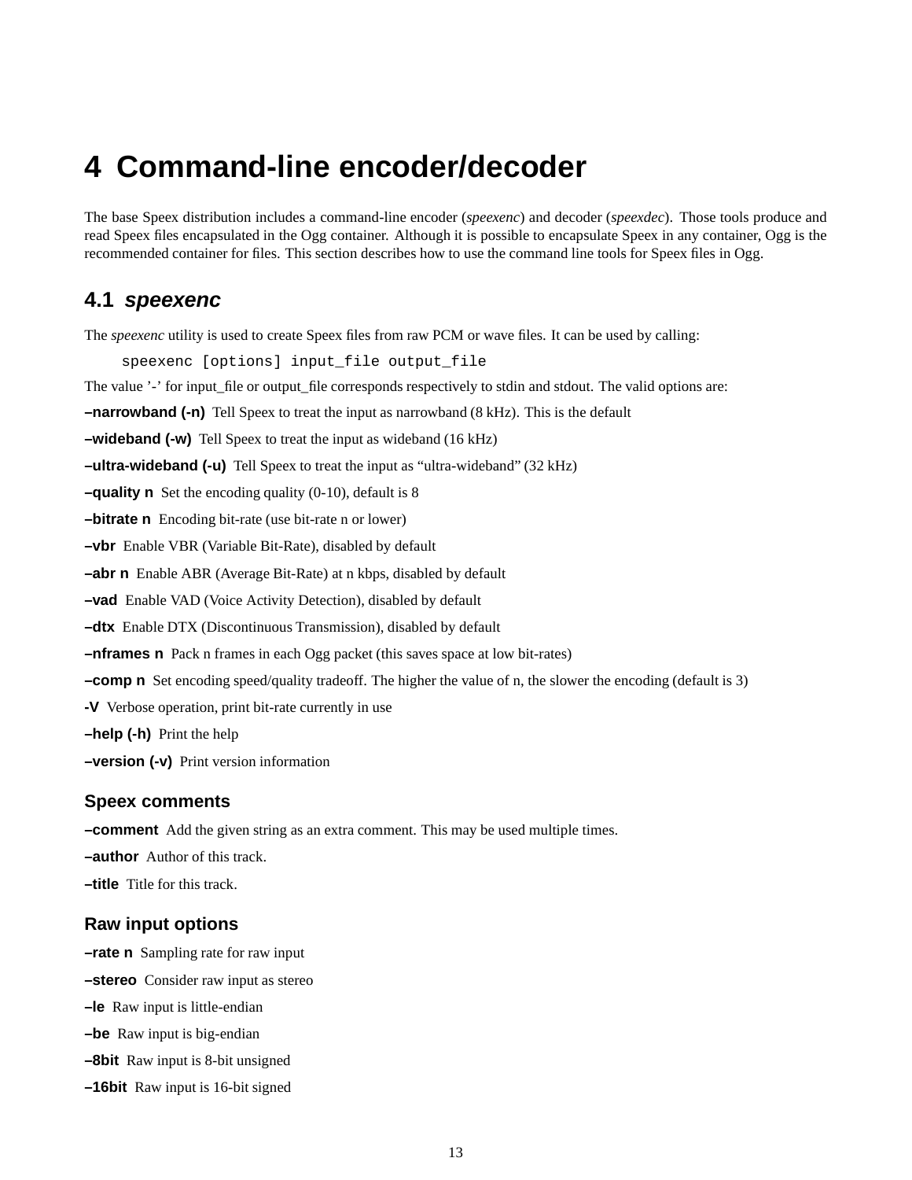# 4 Command-line encoder/decoder

The base Speex distribution includes a command-line encoder (*speexenc*) and decoder (*speexdec*). Those tools produce and read Speex files encapsulated in the Ogg container. Although it is possible to encapsulate Speex in any container, Ogg is the recommended container for files. This section describes how to use the command line tools for Speex files in Ogg.

## 4.1 *speexenc*

The *speexenc* utility is used to create Speex files from raw PCM or wave files. It can be used by calling:

```
speexenc [options] input_file output_file
```

The value '-' for input_file or output_file corresponds respectively to stdin and stdout. The valid options are:

**–narrowband (-n)** Tell Speex to treat the input as narrowband (8 kHz). This is the default

**–wideband (-w)** Tell Speex to treat the input as wideband (16 kHz)

**–ultra-wideband (-u)** Tell Speex to treat the input as "ultra-wideband" (32 kHz)

**–quality n** Set the encoding quality (0-10), default is 8

**–bitrate n** Encoding bit-rate (use bit-rate n or lower)

**–vbr** Enable VBR (Variable Bit-Rate), disabled by default

**–abr n** Enable ABR (Average Bit-Rate) at n kbps, disabled by default

**–vad** Enable VAD (Voice Activity Detection), disabled by default

**–dtx** Enable DTX (Discontinuous Transmission), disabled by default

**–nframes n** Pack n frames in each Ogg packet (this saves space at low bit-rates)

**–comp n** Set encoding speed/quality tradeoff. The higher the value of n, the slower the encoding (default is 3)

**-V** Verbose operation, print bit-rate currently in use

**–help (-h)** Print the help

**–version (-v)** Print version information

### Speex comments

**–comment** Add the given string as an extra comment. This may be used multiple times.

**–author** Author of this track.

**–title** Title for this track.

### Raw input options

**–rate n** Sampling rate for raw input

**–stereo** Consider raw input as stereo

**–le** Raw input is little-endian

**–be** Raw input is big-endian

**–8bit** Raw input is 8-bit unsigned

**–16bit** Raw input is 16-bit signed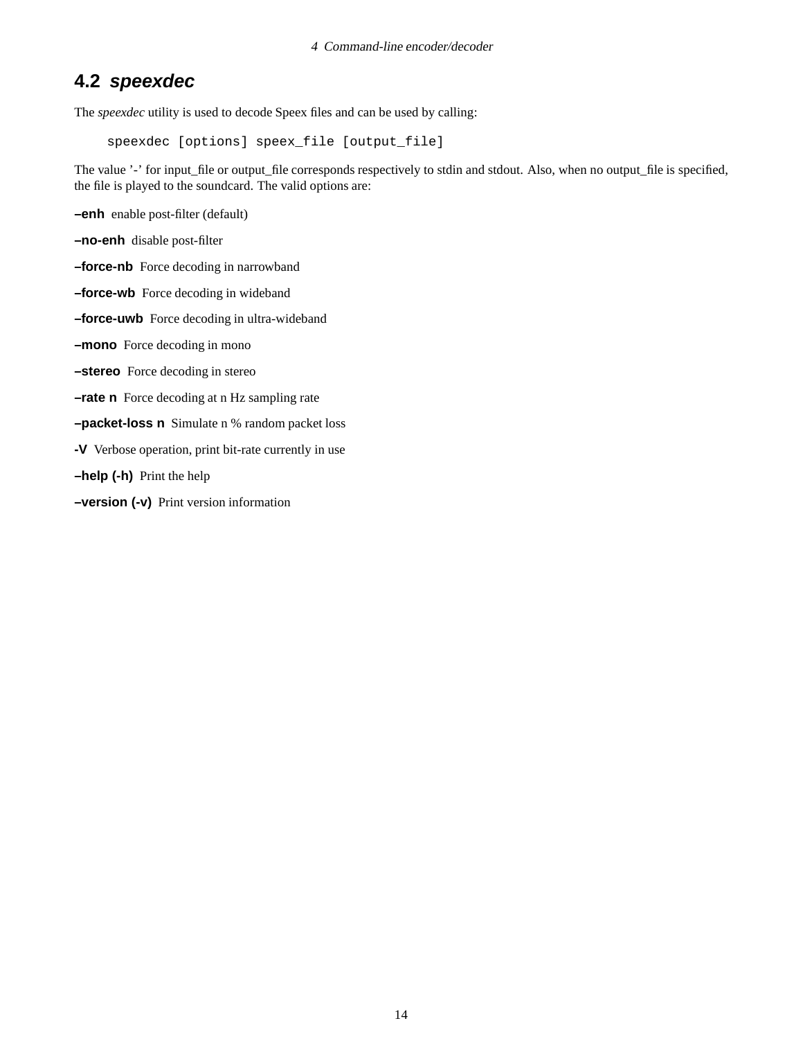## 4.2 *speexdec*

The *speexdec* utility is used to decode Speex files and can be used by calling:

```
speexdec [options] speex_file [output_file]
```

The value '-' for input_file or output_file corresponds respectively to stdin and stdout. Also, when no output_file is specified, the file is played to the soundcard. The valid options are:

**–enh** enable post-filter (default)

**–no-enh** disable post-filter

**–force-nb** Force decoding in narrowband

**–force-wb** Force decoding in wideband

**–force-uwb** Force decoding in ultra-wideband

**–mono** Force decoding in mono

**–stereo** Force decoding in stereo

**–rate n** Force decoding at n Hz sampling rate

**–packet-loss n** Simulate n % random packet loss

**-V** Verbose operation, print bit-rate currently in use

**–help (-h)** Print the help

**–version (-v)** Print version information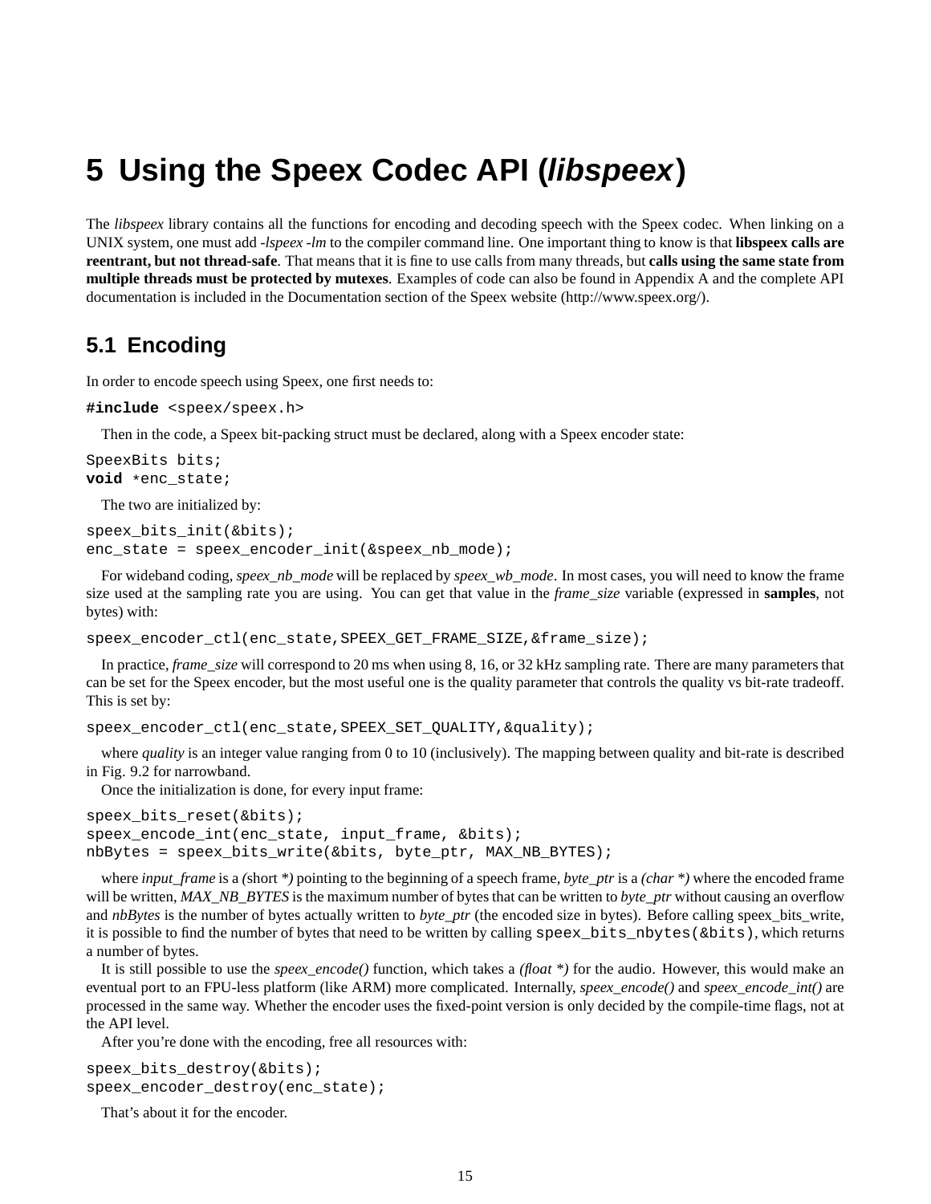# 5 Using the Speex Codec API (*libspeex*)

The *libspeex* library contains all the functions for encoding and decoding speech with the Speex codec. When linking on a UNIX system, one must add *-lspeex -lm* to the compiler command line. One important thing to know is that **libspeex calls are reentrant, but not thread-safe**. That means that it is fine to use calls from many threads, but **calls using the same state from multiple threads must be protected by mutexes**. Examples of code can also be found in Appendix A and the complete API documentation is included in the Documentation section of the Speex website (http://www.speex.org/).

## 5.1 Encoding

In order to encode speech using Speex, one first needs to:

```
#include <speex/speex.h>
```

Then in the code, a Speex bit-packing struct must be declared, along with a Speex encoder state:

```
SpeexBits bits;
void *enc_state;
```

The two are initialized by:

```
speex_bits_init(&bits);
enc_state = speex_encoder_init(&speex_nb_mode);
```

For wideband coding, *speex_nb_mode* will be replaced by *speex_wb_mode*. In most cases, you will need to know the frame size used at the sampling rate you are using. You can get that value in the *frame_size* variable (expressed in **samples**, not bytes) with:

```
speex_encoder_ctl(enc_state,SPEEX_GET_FRAME_SIZE,&frame_size);
```

In practice, *frame_size* will correspond to 20 ms when using 8, 16, or 32 kHz sampling rate. There are many parameters that can be set for the Speex encoder, but the most useful one is the quality parameter that controls the quality vs bit-rate tradeoff. This is set by:

```
speex_encoder_ctl(enc_state,SPEEX_SET_QUALITY,&quality);
```

where *quality* is an integer value ranging from 0 to 10 (inclusively). The mapping between quality and bit-rate is described in Fig. 9.2 for narrowband.

Once the initialization is done, for every input frame:

```
speex_bits_reset(&bits);
speex_encode_int(enc_state, input_frame, &bits);
nbBytes = speex_bits_write(&bits, byte_ptr, MAX_NB_BYTES);
```

where *input_frame* is a *(*short *\*)* pointing to the beginning of a speech frame, *byte_ptr* is a *(char \*)* where the encoded frame will be written, *MAX_NB_BYTES* is the maximum number of bytes that can be written to *byte_ptr* without causing an overflow and *nbBytes* is the number of bytes actually written to *byte_ptr* (the encoded size in bytes). Before calling speex_bits_write, it is possible to find the number of bytes that need to be written by calling `speex_bits_nbytes(&bits)`, which returns a number of bytes.

It is still possible to use the *speex_encode()* function, which takes a *(float \*)* for the audio. However, this would make an eventual port to an FPU-less platform (like ARM) more complicated. Internally, *speex_encode()* and *speex_encode_int()* are processed in the same way. Whether the encoder uses the fixed-point version is only decided by the compile-time flags, not at the API level.

After you're done with the encoding, free all resources with:

```
speex_bits_destroy(&bits);
speex_encoder_destroy(enc_state);
```

That's about it for the encoder.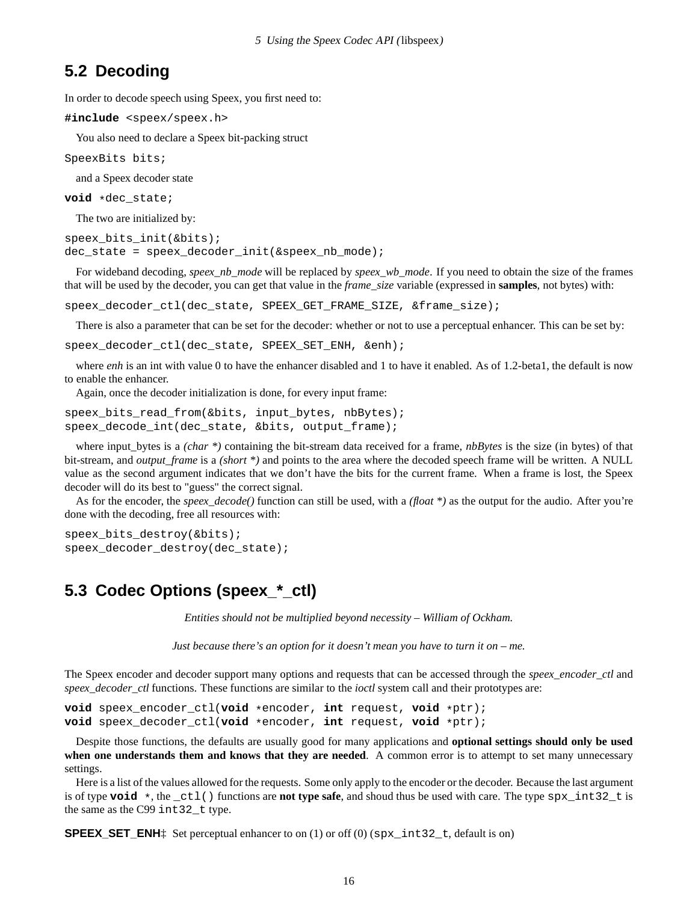## 5.2 Decoding

In order to decode speech using Speex, you first need to:

```
#include <speex/speex.h>
```

You also need to declare a Speex bit-packing struct

```
SpeexBits bits;
```

and a Speex decoder state

```
void *dec_state;
```

The two are initialized by:

```
speex_bits_init(&bits);
dec_state = speex_decoder_init(&speex_nb_mode);
```

For wideband decoding, *speex_nb_mode* will be replaced by *speex_wb_mode*. If you need to obtain the size of the frames that will be used by the decoder, you can get that value in the *frame_size* variable (expressed in **samples**, not bytes) with:

```
speex_decoder_ctl(dec_state, SPEEX_GET_FRAME_SIZE, &frame_size);
```

There is also a parameter that can be set for the decoder: whether or not to use a perceptual enhancer. This can be set by:

```
speex_decoder_ctl(dec_state, SPEEX_SET_ENH, &enh);
```

where *enh* is an int with value 0 to have the enhancer disabled and 1 to have it enabled. As of 1.2-beta1, the default is now to enable the enhancer.

Again, once the decoder initialization is done, for every input frame:

```
speex_bits_read_from(&bits, input_bytes, nbBytes);
speex_decode_int(dec_state, &bits, output_frame);
```

where input_bytes is a *(char *)* containing the bit-stream data received for a frame, *nbBytes* is the size (in bytes) of that bit-stream, and *output_frame* is a *(short *)* and points to the area where the decoded speech frame will be written. A NULL value as the second argument indicates that we don't have the bits for the current frame. When a frame is lost, the Speex decoder will do its best to "guess" the correct signal.

As for the encoder, the *speex_decode()* function can still be used, with a *(float *)* as the output for the audio. After you're done with the decoding, free all resources with:

```
speex_bits_destroy(&bits);
speex_decoder_destroy(dec_state);
```

## 5.3 Codec Options (speex_*_ctl)

*Entities should not be multiplied beyond necessity – William of Ockham.*

*Just because there's an option for it doesn't mean you have to turn it on – me.*

The Speex encoder and decoder support many options and requests that can be accessed through the *speex_encoder_ctl* and *speex_decoder_ctl* functions. These functions are similar to the *ioctl* system call and their prototypes are:

```
void speex_encoder_ctl(void *encoder, int request, void *ptr);
void speex_decoder_ctl(void *encoder, int request, void *ptr);
```

Despite those functions, the defaults are usually good for many applications and **optional settings should only be used when one understands them and knows that they are needed**. A common error is to attempt to set many unnecessary settings.

Here is a list of the values allowed for the requests. Some only apply to the encoder or the decoder. Because the last argument is of type `void *`, the `_ctl()` functions are **not type safe**, and shoud thus be used with care. The type `spx_int32_t` is the same as the C99 `int32_t` type.

**SPEEX_SET_ENH**‡ Set perceptual enhancer to on (1) or off (0) (`spx_int32_t`, default is on)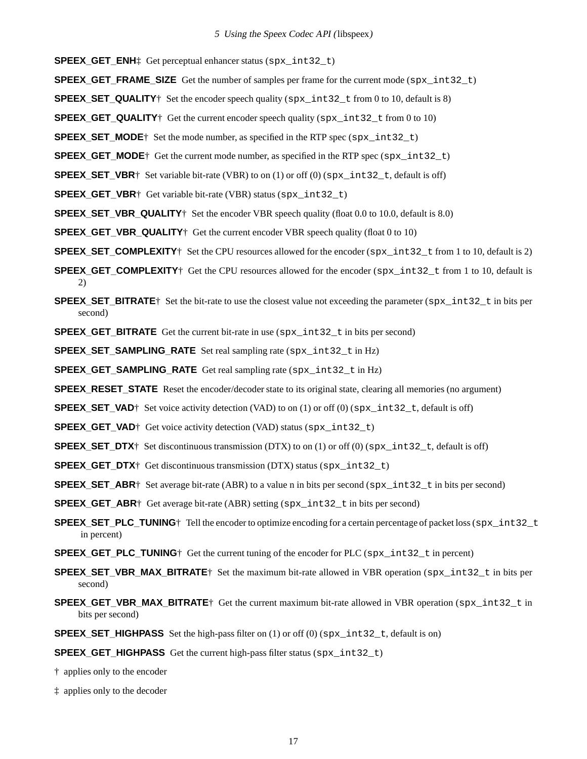**SPEEX_GET_ENH**‡ Get perceptual enhancer status (`spx_int32_t`)

**SPEEX_GET_FRAME_SIZE** Get the number of samples per frame for the current mode (`spx_int32_t`)

**SPEEX_SET_QUALITY**† Set the encoder speech quality (`spx_int32_t` from 0 to 10, default is 8)

**SPEEX_GET_QUALITY**† Get the current encoder speech quality (`spx_int32_t` from 0 to 10)

**SPEEX_SET_MODE**† Set the mode number, as specified in the RTP spec (`spx_int32_t`)

**SPEEX_GET_MODE**† Get the current mode number, as specified in the RTP spec (`spx_int32_t`)

**SPEEX_SET_VBR**† Set variable bit-rate (VBR) to on (1) or off (0) (`spx_int32_t`, default is off)

**SPEEX_GET_VBR**† Get variable bit-rate (VBR) status (`spx_int32_t`)

**SPEEX_SET_VBR_QUALITY**† Set the encoder VBR speech quality (float 0.0 to 10.0, default is 8.0)

**SPEEX_GET_VBR_QUALITY**† Get the current encoder VBR speech quality (float 0 to 10)

**SPEEX_SET_COMPLEXITY**† Set the CPU resources allowed for the encoder (`spx_int32_t` from 1 to 10, default is 2)

**SPEEX_GET_COMPLEXITY**† Get the CPU resources allowed for the encoder (`spx_int32_t` from 1 to 10, default is 2)

**SPEEX_SET_BITRATE**† Set the bit-rate to use the closest value not exceeding the parameter (`spx_int32_t` in bits per second)

**SPEEX_GET_BITRATE** Get the current bit-rate in use (`spx_int32_t` in bits per second)

**SPEEX_SET_SAMPLING_RATE** Set real sampling rate (`spx_int32_t` in Hz)

**SPEEX_GET_SAMPLING_RATE** Get real sampling rate (`spx_int32_t` in Hz)

**SPEEX_RESET_STATE** Reset the encoder/decoder state to its original state, clearing all memories (no argument)

**SPEEX_SET_VAD**† Set voice activity detection (VAD) to on (1) or off (0) (`spx_int32_t`, default is off)

**SPEEX_GET_VAD**† Get voice activity detection (VAD) status (`spx_int32_t`)

**SPEEX_SET_DTX**† Set discontinuous transmission (DTX) to on (1) or off (0) (`spx_int32_t`, default is off)

**SPEEX_GET_DTX**† Get discontinuous transmission (DTX) status (`spx_int32_t`)

**SPEEX_SET_ABR**† Set average bit-rate (ABR) to a value n in bits per second (`spx_int32_t` in bits per second)

**SPEEX_GET_ABR**† Get average bit-rate (ABR) setting (`spx_int32_t` in bits per second)

**SPEEX_SET_PLC_TUNING**† Tell the encoder to optimize encoding for a certain percentage of packet loss (`spx_int32_t` in percent)

**SPEEX_GET_PLC_TUNING**† Get the current tuning of the encoder for PLC (`spx_int32_t` in percent)

**SPEEX_SET_VBR_MAX_BITRATE**† Set the maximum bit-rate allowed in VBR operation (`spx_int32_t` in bits per second)

**SPEEX_GET_VBR_MAX_BITRATE**† Get the current maximum bit-rate allowed in VBR operation (`spx_int32_t` in bits per second)

**SPEEX_SET_HIGHPASS** Set the high-pass filter on (1) or off (0) (`spx_int32_t`, default is on)

**SPEEX_GET_HIGHPASS** Get the current high-pass filter status (`spx_int32_t`)

† applies only to the encoder

‡ applies only to the decoder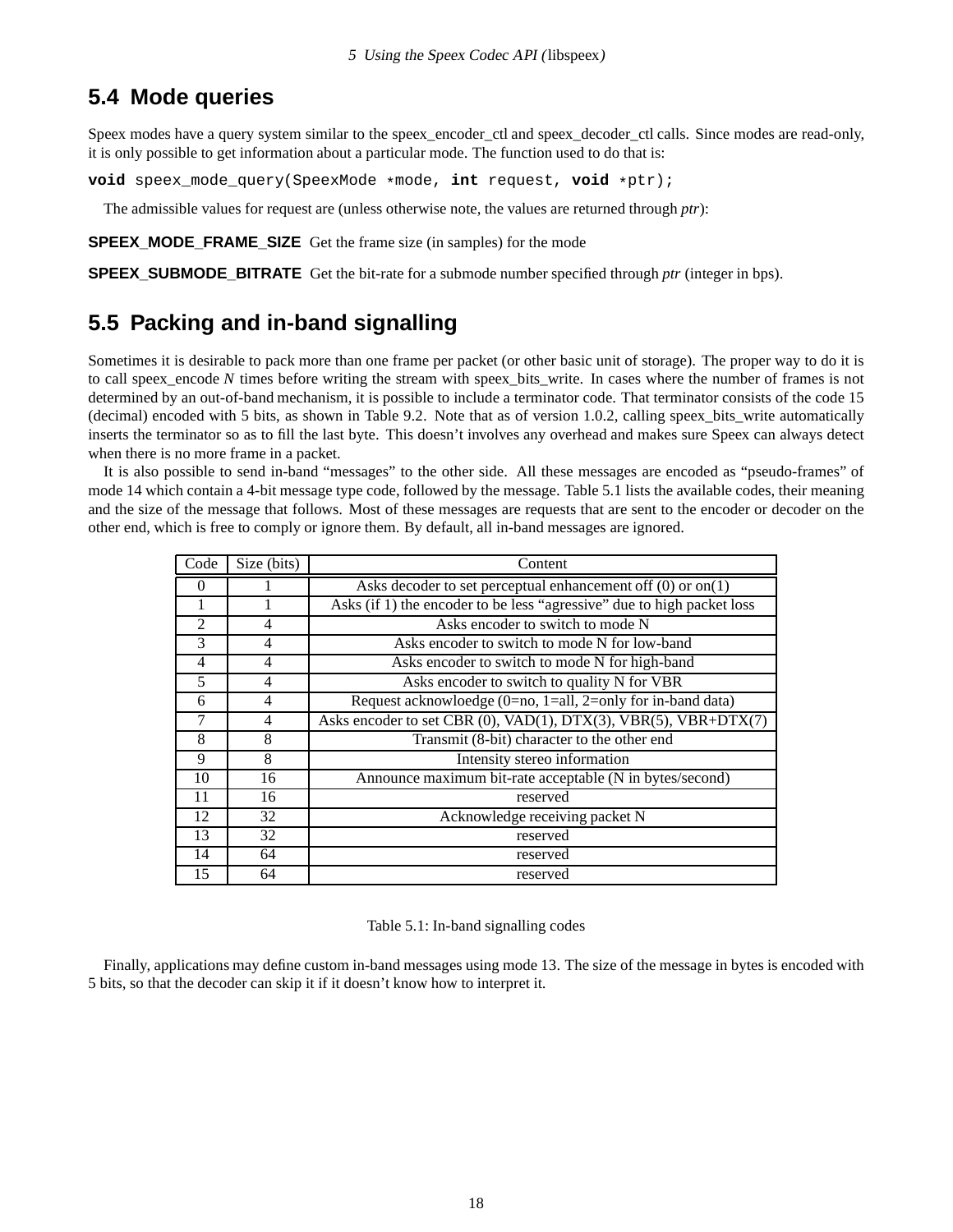## 5.4 Mode queries

Speex modes have a query system similar to the speex_encoder_ctl and speex_decoder_ctl calls. Since modes are read-only, it is only possible to get information about a particular mode. The function used to do that is:

```
void speex_mode_query(SpeexMode *mode, int request, void *ptr);
```

The admissible values for request are (unless otherwise note, the values are returned through *ptr*):

**SPEEX_MODE_FRAME_SIZE** Get the frame size (in samples) for the mode

**SPEEX_SUBMODE_BITRATE** Get the bit-rate for a submode number specified through *ptr* (integer in bps).

## 5.5 Packing and in-band signalling

Sometimes it is desirable to pack more than one frame per packet (or other basic unit of storage). The proper way to do it is to call speex_encode *N* times before writing the stream with speex_bits_write. In cases where the number of frames is not determined by an out-of-band mechanism, it is possible to include a terminator code. That terminator consists of the code 15 (decimal) encoded with 5 bits, as shown in Table 9.2. Note that as of version 1.0.2, calling speex_bits_write automatically inserts the terminator so as to fill the last byte. This doesn't involves any overhead and makes sure Speex can always detect when there is no more frame in a packet.

It is also possible to send in-band "messages" to the other side. All these messages are encoded as "pseudo-frames" of mode 14 which contain a 4-bit message type code, followed by the message. Table 5.1 lists the available codes, their meaning and the size of the message that follows. Most of these messages are requests that are sent to the encoder or decoder on the other end, which is free to comply or ignore them. By default, all in-band messages are ignored.

| Code | Size (bits) | Content |
|---|---|---|
| 0 | 1 | Asks decoder to set perceptual enhancement off (0) or on(1) |
| 1 | 1 | Asks (if 1) the encoder to be less "agressive" due to high packet loss |
| 2 | 4 | Asks encoder to switch to mode N |
| 3 | 4 | Asks encoder to switch to mode N for low-band |
| 4 | 4 | Asks encoder to switch to mode N for high-band |
| 5 | 4 | Asks encoder to switch to quality N for VBR |
| 6 | 4 | Request acknowloedge (0=no, 1=all, 2=only for in-band data) |
| 7 | 4 | Asks encoder to set CBR (0), VAD(1), DTX(3), VBR(5), VBR+DTX(7) |
| 8 | 8 | Transmit (8-bit) character to the other end |
| 9 | 8 | Intensity stereo information |
| 10 | 16 | Announce maximum bit-rate acceptable (N in bytes/second) |
| 11 | 16 | reserved |
| 12 | 32 | Acknowledge receiving packet N |
| 13 | 32 | reserved |
| 14 | 64 | reserved |
| 15 | 64 | reserved |

Table 5.1: In-band signalling codes

Finally, applications may define custom in-band messages using mode 13. The size of the message in bytes is encoded with 5 bits, so that the decoder can skip it if it doesn't know how to interpret it.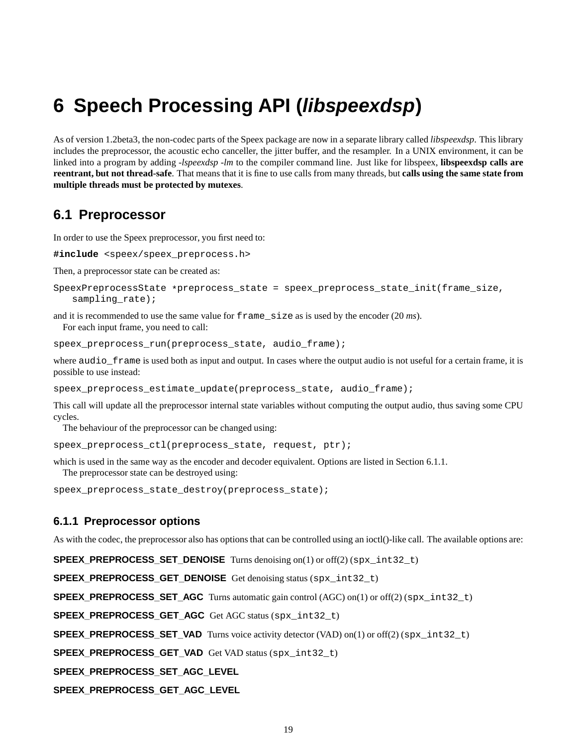// Transcribed from page 19 of document 2449321c85d6
# 6 Speech Processing API (*libspeexdsp*)

As of version 1.2beta3, the non-codec parts of the Speex package are now in a separate library called *libspeexdsp*. This library includes the preprocessor, the acoustic echo canceller, the jitter buffer, and the resampler. In a UNIX environment, it can be linked into a program by adding *-lspeexdsp -lm* to the compiler command line. Just like for libspeex, **libspeexdsp calls are reentrant, but not thread-safe**. That means that it is fine to use calls from many threads, but **calls using the same state from multiple threads must be protected by mutexes**.

## 6.1 Preprocessor

In order to use the Speex preprocessor, you first need to:

```
#include <speex/speex_preprocess.h>
```

Then, a preprocessor state can be created as:

```
SpeexPreprocessState *preprocess_state = speex_preprocess_state_init(frame_size,
    sampling_rate);
```

and it is recommended to use the same value for `frame_size` as is used by the encoder (20 *ms*).

For each input frame, you need to call:

```
speex_preprocess_run(preprocess_state, audio_frame);
```

where `audio_frame` is used both as input and output. In cases where the output audio is not useful for a certain frame, it is possible to use instead:

```
speex_preprocess_estimate_update(preprocess_state, audio_frame);
```

This call will update all the preprocessor internal state variables without computing the output audio, thus saving some CPU cycles.

The behaviour of the preprocessor can be changed using:

```
speex_preprocess_ctl(preprocess_state, request, ptr);
```

which is used in the same way as the encoder and decoder equivalent. Options are listed in Section 6.1.1.

The preprocessor state can be destroyed using:

```
speex_preprocess_state_destroy(preprocess_state);
```

### 6.1.1 Preprocessor options

As with the codec, the preprocessor also has options that can be controlled using an ioctl()-like call. The available options are:

**SPEEX_PREPROCESS_SET_DENOISE** Turns denoising on(1) or off(2) (`spx_int32_t`)

**SPEEX_PREPROCESS_GET_DENOISE** Get denoising status (`spx_int32_t`)

**SPEEX_PREPROCESS_SET_AGC** Turns automatic gain control (AGC) on(1) or off(2) (`spx_int32_t`)

**SPEEX_PREPROCESS_GET_AGC** Get AGC status (`spx_int32_t`)

**SPEEX_PREPROCESS_SET_VAD** Turns voice activity detector (VAD) on(1) or off(2) (`spx_int32_t`)

**SPEEX_PREPROCESS_GET_VAD** Get VAD status (`spx_int32_t`)

**SPEEX_PREPROCESS_SET_AGC_LEVEL**

**SPEEX_PREPROCESS_GET_AGC_LEVEL**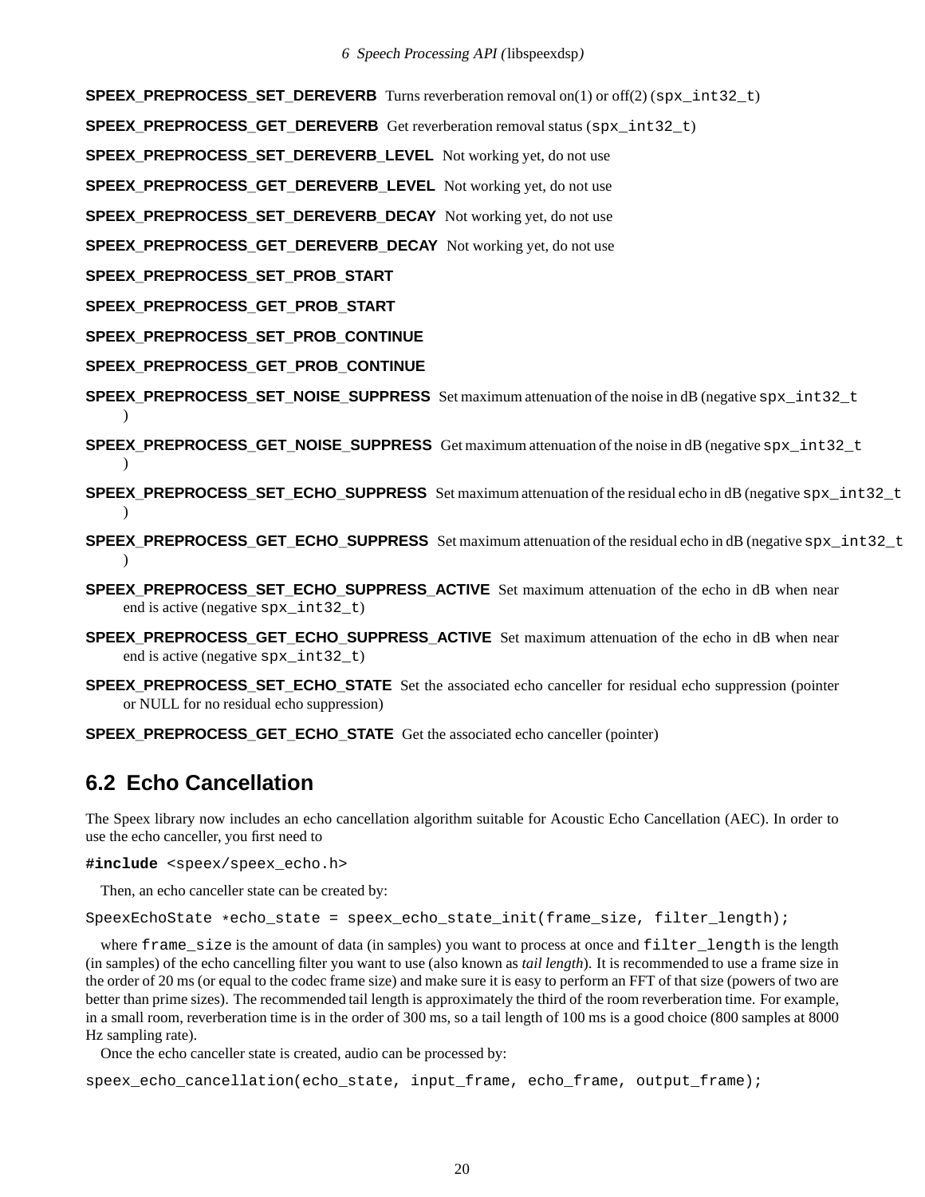**SPEEX_PREPROCESS_SET_DEREVERB** Turns reverberation removal on(1) or off(2) (`spx_int32_t`)

**SPEEX_PREPROCESS_GET_DEREVERB** Get reverberation removal status (`spx_int32_t`)

**SPEEX_PREPROCESS_SET_DEREVERB_LEVEL** Not working yet, do not use

**SPEEX_PREPROCESS_GET_DEREVERB_LEVEL** Not working yet, do not use

**SPEEX_PREPROCESS_SET_DEREVERB_DECAY** Not working yet, do not use

**SPEEX_PREPROCESS_GET_DEREVERB_DECAY** Not working yet, do not use

**SPEEX_PREPROCESS_SET_PROB_START**

**SPEEX_PREPROCESS_GET_PROB_START**

**SPEEX_PREPROCESS_SET_PROB_CONTINUE**

**SPEEX_PREPROCESS_GET_PROB_CONTINUE**

**SPEEX_PREPROCESS_SET_NOISE_SUPPRESS** Set maximum attenuation of the noise in dB (negative `spx_int32_t` )

**SPEEX_PREPROCESS_GET_NOISE_SUPPRESS** Get maximum attenuation of the noise in dB (negative `spx_int32_t` )

**SPEEX_PREPROCESS_SET_ECHO_SUPPRESS** Set maximum attenuation of the residual echo in dB (negative `spx_int32_t` )

**SPEEX_PREPROCESS_GET_ECHO_SUPPRESS** Set maximum attenuation of the residual echo in dB (negative `spx_int32_t` )

**SPEEX_PREPROCESS_SET_ECHO_SUPPRESS_ACTIVE** Set maximum attenuation of the echo in dB when near end is active (negative `spx_int32_t`)

**SPEEX_PREPROCESS_GET_ECHO_SUPPRESS_ACTIVE** Set maximum attenuation of the echo in dB when near end is active (negative `spx_int32_t`)

**SPEEX_PREPROCESS_SET_ECHO_STATE** Set the associated echo canceller for residual echo suppression (pointer or NULL for no residual echo suppression)

**SPEEX_PREPROCESS_GET_ECHO_STATE** Get the associated echo canceller (pointer)

## 6.2 Echo Cancellation

The Speex library now includes an echo cancellation algorithm suitable for Acoustic Echo Cancellation (AEC). In order to use the echo canceller, you first need to

```
#include <speex/speex_echo.h>
```

Then, an echo canceller state can be created by:

```
SpeexEchoState *echo_state = speex_echo_state_init(frame_size, filter_length);
```

where `frame_size` is the amount of data (in samples) you want to process at once and `filter_length` is the length (in samples) of the echo cancelling filter you want to use (also known as *tail length*). It is recommended to use a frame size in the order of 20 ms (or equal to the codec frame size) and make sure it is easy to perform an FFT of that size (powers of two are better than prime sizes). The recommended tail length is approximately the third of the room reverberation time. For example, in a small room, reverberation time is in the order of 300 ms, so a tail length of 100 ms is a good choice (800 samples at 8000 Hz sampling rate).

Once the echo canceller state is created, audio can be processed by:

```
speex_echo_cancellation(echo_state, input_frame, echo_frame, output_frame);
```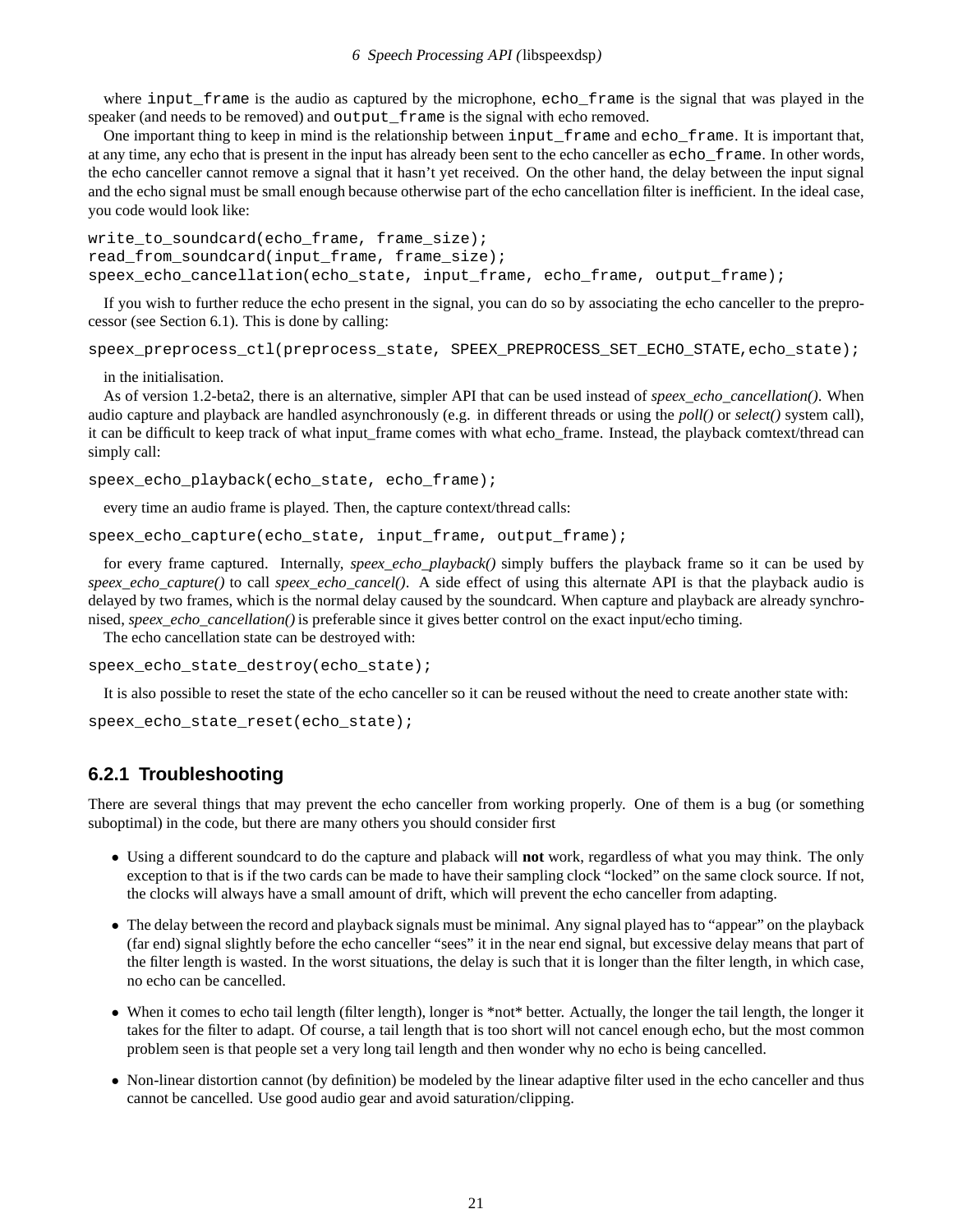where `input_frame` is the audio as captured by the microphone, `echo_frame` is the signal that was played in the speaker (and needs to be removed) and `output_frame` is the signal with echo removed.

One important thing to keep in mind is the relationship between `input_frame` and `echo_frame`. It is important that, at any time, any echo that is present in the input has already been sent to the echo canceller as `echo_frame`. In other words, the echo canceller cannot remove a signal that it hasn't yet received. On the other hand, the delay between the input signal and the echo signal must be small enough because otherwise part of the echo cancellation filter is inefficient. In the ideal case, you code would look like:

```
write_to_soundcard(echo_frame, frame_size);
read_from_soundcard(input_frame, frame_size);
speex_echo_cancellation(echo_state, input_frame, echo_frame, output_frame);
```

If you wish to further reduce the echo present in the signal, you can do so by associating the echo canceller to the preprocessor (see Section 6.1). This is done by calling:

```
speex_preprocess_ctl(preprocess_state, SPEEX_PREPROCESS_SET_ECHO_STATE,echo_state);
```

in the initialisation.

As of version 1.2-beta2, there is an alternative, simpler API that can be used instead of *speex_echo_cancellation()*. When audio capture and playback are handled asynchronously (e.g. in different threads or using the *poll()* or *select()* system call), it can be difficult to keep track of what input_frame comes with what echo_frame. Instead, the playback comtext/thread can simply call:

```
speex_echo_playback(echo_state, echo_frame);
```

every time an audio frame is played. Then, the capture context/thread calls:

```
speex_echo_capture(echo_state, input_frame, output_frame);
```

for every frame captured. Internally, *speex_echo_playback()* simply buffers the playback frame so it can be used by *speex_echo_capture()* to call *speex_echo_cancel()*. A side effect of using this alternate API is that the playback audio is delayed by two frames, which is the normal delay caused by the soundcard. When capture and playback are already synchronised, *speex_echo_cancellation()* is preferable since it gives better control on the exact input/echo timing.

The echo cancellation state can be destroyed with:

```
speex_echo_state_destroy(echo_state);
```

It is also possible to reset the state of the echo canceller so it can be reused without the need to create another state with:

```
speex_echo_state_reset(echo_state);
```

### 6.2.1 Troubleshooting

There are several things that may prevent the echo canceller from working properly. One of them is a bug (or something suboptimal) in the code, but there are many others you should consider first

- Using a different soundcard to do the capture and plaback will **not** work, regardless of what you may think. The only exception to that is if the two cards can be made to have their sampling clock "locked" on the same clock source. If not, the clocks will always have a small amount of drift, which will prevent the echo canceller from adapting.
- The delay between the record and playback signals must be minimal. Any signal played has to "appear" on the playback (far end) signal slightly before the echo canceller "sees" it in the near end signal, but excessive delay means that part of the filter length is wasted. In the worst situations, the delay is such that it is longer than the filter length, in which case, no echo can be cancelled.
- When it comes to echo tail length (filter length), longer is *not* better. Actually, the longer the tail length, the longer it takes for the filter to adapt. Of course, a tail length that is too short will not cancel enough echo, but the most common problem seen is that people set a very long tail length and then wonder why no echo is being cancelled.
- Non-linear distortion cannot (by definition) be modeled by the linear adaptive filter used in the echo canceller and thus cannot be cancelled. Use good audio gear and avoid saturation/clipping.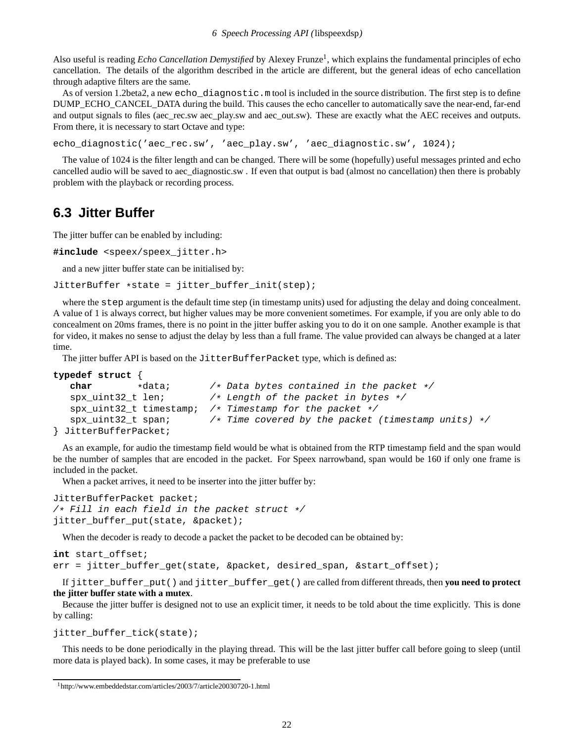Also useful is reading *Echo Cancellation Demystified* by Alexey Frunze[1], which explains the fundamental principles of echo cancellation. The details of the algorithm described in the article are different, but the general ideas of echo cancellation through adaptive filters are the same.

As of version 1.2beta2, a new `echo_diagnostic.m` tool is included in the source distribution. The first step is to define DUMP_ECHO_CANCEL_DATA during the build. This causes the echo canceller to automatically save the near-end, far-end and output signals to files (aec_rec.sw aec_play.sw and aec_out.sw). These are exactly what the AEC receives and outputs. From there, it is necessary to start Octave and type:

```
echo_diagnostic('aec_rec.sw', 'aec_play.sw', 'aec_diagnostic.sw', 1024);
```

The value of 1024 is the filter length and can be changed. There will be some (hopefully) useful messages printed and echo cancelled audio will be saved to aec_diagnostic.sw . If even that output is bad (almost no cancellation) then there is probably problem with the playback or recording process.

## 6.3 Jitter Buffer

The jitter buffer can be enabled by including:

```
#include <speex/speex_jitter.h>
```

and a new jitter buffer state can be initialised by:

```
JitterBuffer *state = jitter_buffer_init(step);
```

where the `step` argument is the default time step (in timestamp units) used for adjusting the delay and doing concealment. A value of 1 is always correct, but higher values may be more convenient sometimes. For example, if you are only able to do concealment on 20ms frames, there is no point in the jitter buffer asking you to do it on one sample. Another example is that for video, it makes no sense to adjust the delay by less than a full frame. The value provided can always be changed at a later time.

The jitter buffer API is based on the `JitterBufferPacket` type, which is defined as:

```
typedef struct {
   char        *data;       /* Data bytes contained in the packet */
   spx_uint32_t len;        /* Length of the packet in bytes */
   spx_uint32_t timestamp;  /* Timestamp for the packet */
   spx_uint32_t span;       /* Time covered by the packet (timestamp units) */
} JitterBufferPacket;
```

As an example, for audio the timestamp field would be what is obtained from the RTP timestamp field and the span would be the number of samples that are encoded in the packet. For Speex narrowband, span would be 160 if only one frame is included in the packet.

When a packet arrives, it need to be inserter into the jitter buffer by:

```
JitterBufferPacket packet;
/* Fill in each field in the packet struct */
jitter_buffer_put(state, &packet);
```

When the decoder is ready to decode a packet the packet to be decoded can be obtained by:

```
int start_offset;
err = jitter_buffer_get(state, &packet, desired_span, &start_offset);
```

If `jitter_buffer_put()` and `jitter_buffer_get()` are called from different threads, then **you need to protect the jitter buffer state with a mutex**.

Because the jitter buffer is designed not to use an explicit timer, it needs to be told about the time explicitly. This is done by calling:

```
jitter_buffer_tick(state);
```

This needs to be done periodically in the playing thread. This will be the last jitter buffer call before going to sleep (until more data is played back). In some cases, it may be preferable to use

[1] http://www.embeddedstar.com/articles/2003/7/article20030720-1.html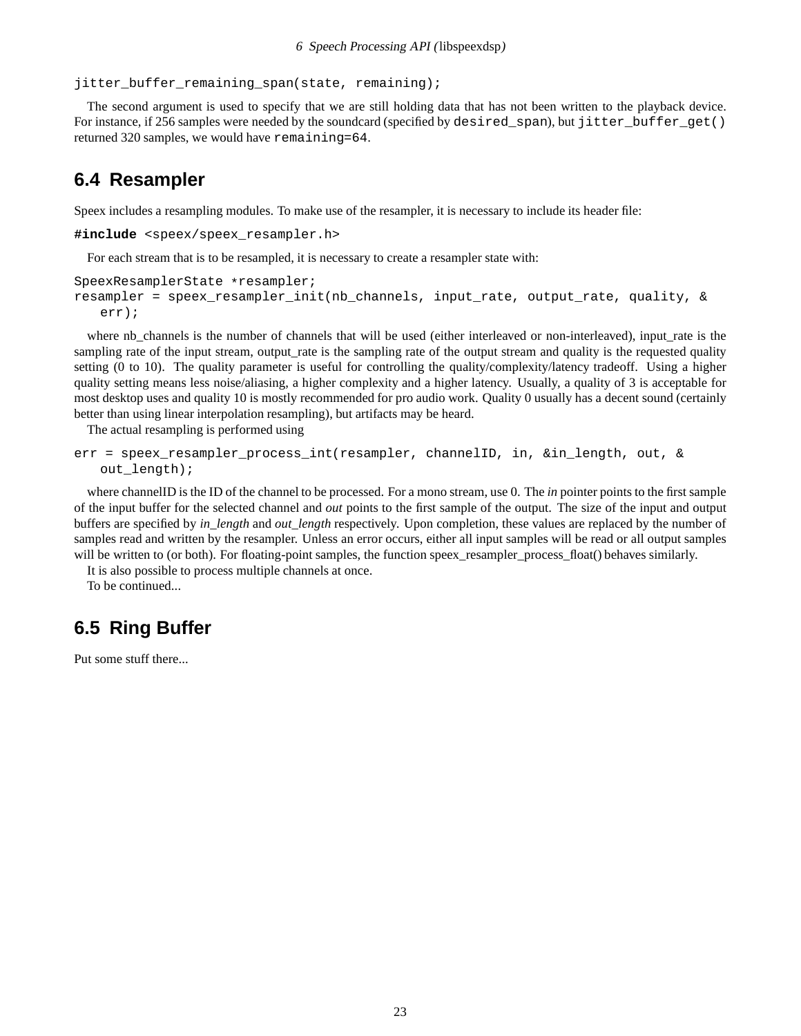```
jitter_buffer_remaining_span(state, remaining);
```

The second argument is used to specify that we are still holding data that has not been written to the playback device. For instance, if 256 samples were needed by the soundcard (specified by `desired_span`), but `jitter_buffer_get()` returned 320 samples, we would have `remaining=64`.

## 6.4 Resampler

Speex includes a resampling modules. To make use of the resampler, it is necessary to include its header file:

```
#include <speex/speex_resampler.h>
```

For each stream that is to be resampled, it is necessary to create a resampler state with:

```
SpeexResamplerState *resampler;
resampler = speex_resampler_init(nb_channels, input_rate, output_rate, quality, &
    err);
```

where nb_channels is the number of channels that will be used (either interleaved or non-interleaved), input_rate is the sampling rate of the input stream, output_rate is the sampling rate of the output stream and quality is the requested quality setting (0 to 10). The quality parameter is useful for controlling the quality/complexity/latency tradeoff. Using a higher quality setting means less noise/aliasing, a higher complexity and a higher latency. Usually, a quality of 3 is acceptable for most desktop uses and quality 10 is mostly recommended for pro audio work. Quality 0 usually has a decent sound (certainly better than using linear interpolation resampling), but artifacts may be heard.

The actual resampling is performed using

```
err = speex_resampler_process_int(resampler, channelID, in, &in_length, out, &
    out_length);
```

where channelID is the ID of the channel to be processed. For a mono stream, use 0. The *in* pointer points to the first sample of the input buffer for the selected channel and *out* points to the first sample of the output. The size of the input and output buffers are specified by *in_length* and *out_length* respectively. Upon completion, these values are replaced by the number of samples read and written by the resampler. Unless an error occurs, either all input samples will be read or all output samples will be written to (or both). For floating-point samples, the function speex_resampler_process_float() behaves similarly.

It is also possible to process multiple channels at once.

To be continued...

## 6.5 Ring Buffer

Put some stuff there...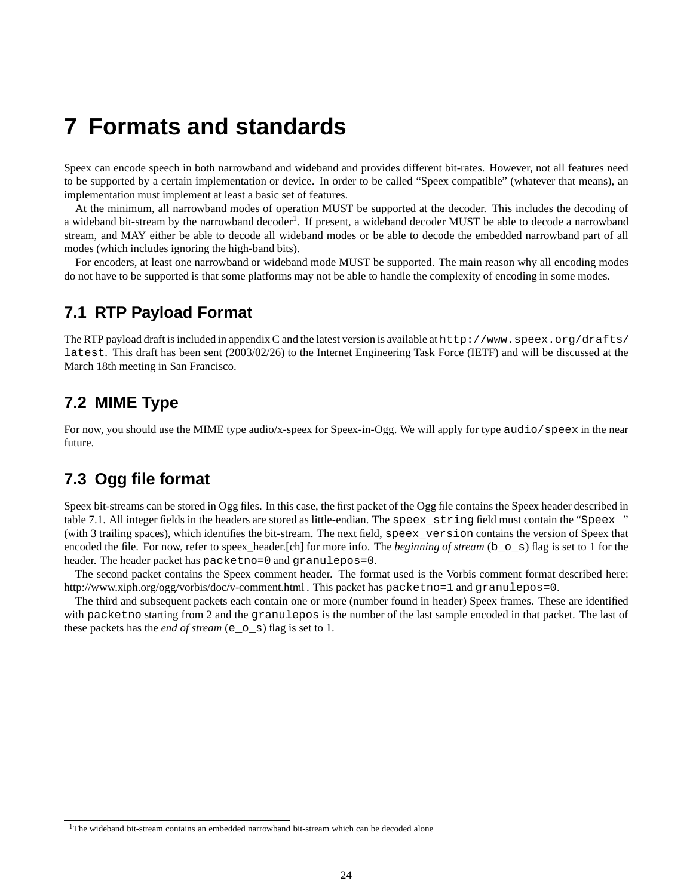# 7 Formats and standards

Speex can encode speech in both narrowband and wideband and provides different bit-rates. However, not all features need to be supported by a certain implementation or device. In order to be called "Speex compatible" (whatever that means), an implementation must implement at least a basic set of features.

At the minimum, all narrowband modes of operation MUST be supported at the decoder. This includes the decoding of a wideband bit-stream by the narrowband decoder[1]. If present, a wideband decoder MUST be able to decode a narrowband stream, and MAY either be able to decode all wideband modes or be able to decode the embedded narrowband part of all modes (which includes ignoring the high-band bits).

For encoders, at least one narrowband or wideband mode MUST be supported. The main reason why all encoding modes do not have to be supported is that some platforms may not be able to handle the complexity of encoding in some modes.

## 7.1 RTP Payload Format

The RTP payload draft is included in appendix C and the latest version is available at `http://www.speex.org/drafts/latest`. This draft has been sent (2003/02/26) to the Internet Engineering Task Force (IETF) and will be discussed at the March 18th meeting in San Francisco.

## 7.2 MIME Type

For now, you should use the MIME type audio/x-speex for Speex-in-Ogg. We will apply for type `audio/speex` in the near future.

## 7.3 Ogg file format

Speex bit-streams can be stored in Ogg files. In this case, the first packet of the Ogg file contains the Speex header described in table 7.1. All integer fields in the headers are stored as little-endian. The `speex_string` field must contain the "`Speex   `" (with 3 trailing spaces), which identifies the bit-stream. The next field, `speex_version` contains the version of Speex that encoded the file. For now, refer to speex_header.[ch] for more info. The *beginning of stream* (`b_o_s`) flag is set to 1 for the header. The header packet has `packetno=0` and `granulepos=0`.

The second packet contains the Speex comment header. The format used is the Vorbis comment format described here: http://www.xiph.org/ogg/vorbis/doc/v-comment.html . This packet has `packetno=1` and `granulepos=0`.

The third and subsequent packets each contain one or more (number found in header) Speex frames. These are identified with `packetno` starting from 2 and the `granulepos` is the number of the last sample encoded in that packet. The last of these packets has the *end of stream* (`e_o_s`) flag is set to 1.

[1] The wideband bit-stream contains an embedded narrowband bit-stream which can be decoded alone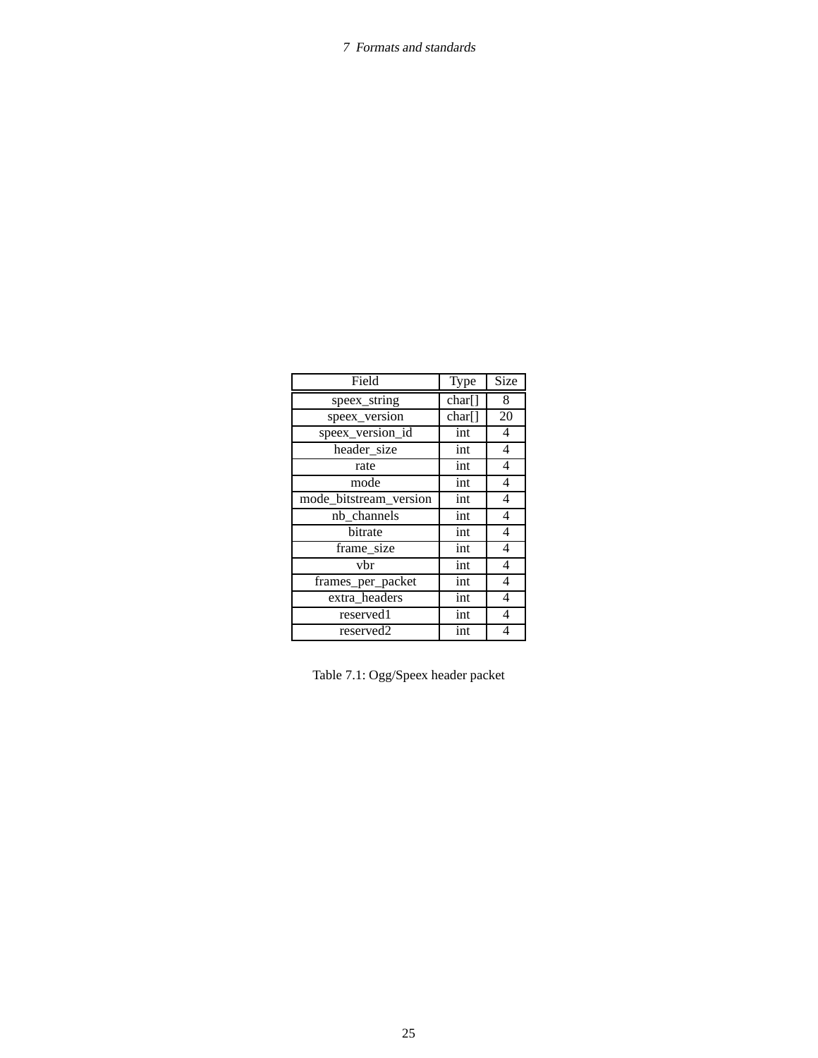| Field | Type | Size |
|---|---|---|
| speex_string | char[] | 8 |
| speex_version | char[] | 20 |
| speex_version_id | int | 4 |
| header_size | int | 4 |
| rate | int | 4 |
| mode | int | 4 |
| mode_bitstream_version | int | 4 |
| nb_channels | int | 4 |
| bitrate | int | 4 |
| frame_size | int | 4 |
| vbr | int | 4 |
| frames_per_packet | int | 4 |
| extra_headers | int | 4 |
| reserved1 | int | 4 |
| reserved2 | int | 4 |

Table 7.1: Ogg/Speex header packet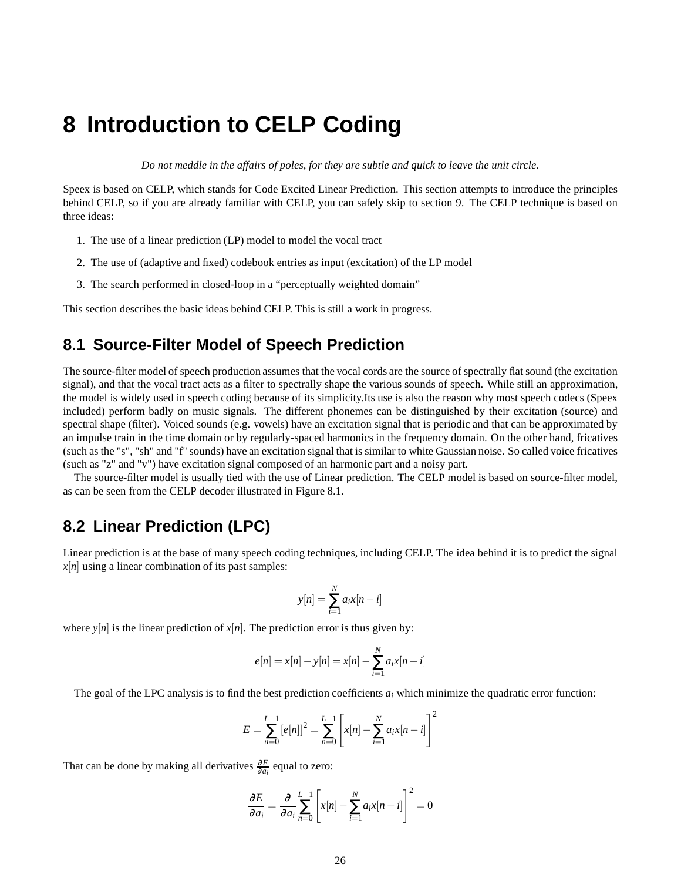# 8 Introduction to CELP Coding

*Do not meddle in the affairs of poles, for they are subtle and quick to leave the unit circle.*

Speex is based on CELP, which stands for Code Excited Linear Prediction. This section attempts to introduce the principles behind CELP, so if you are already familiar with CELP, you can safely skip to section 9. The CELP technique is based on three ideas:

1. The use of a linear prediction (LP) model to model the vocal tract
2. The use of (adaptive and fixed) codebook entries as input (excitation) of the LP model
3. The search performed in closed-loop in a "perceptually weighted domain"

This section describes the basic ideas behind CELP. This is still a work in progress.

## 8.1 Source-Filter Model of Speech Prediction

The source-filter model of speech production assumes that the vocal cords are the source of spectrally flat sound (the excitation signal), and that the vocal tract acts as a filter to spectrally shape the various sounds of speech. While still an approximation, the model is widely used in speech coding because of its simplicity.Its use is also the reason why most speech codecs (Speex included) perform badly on music signals. The different phonemes can be distinguished by their excitation (source) and spectral shape (filter). Voiced sounds (e.g. vowels) have an excitation signal that is periodic and that can be approximated by an impulse train in the time domain or by regularly-spaced harmonics in the frequency domain. On the other hand, fricatives (such as the "s", "sh" and "f" sounds) have an excitation signal that is similar to white Gaussian noise. So called voice fricatives (such as "z" and "v") have excitation signal composed of an harmonic part and a noisy part.

The source-filter model is usually tied with the use of Linear prediction. The CELP model is based on source-filter model, as can be seen from the CELP decoder illustrated in Figure 8.1.

## 8.2 Linear Prediction (LPC)

Linear prediction is at the base of many speech coding techniques, including CELP. The idea behind it is to predict the signal $x[n]$ using a linear combination of its past samples:

$$y[n] = \sum_{i=1}^{N} a_i x[n-i]$$

where $y[n]$ is the linear prediction of $x[n]$. The prediction error is thus given by:

$$e[n] = x[n] - y[n] = x[n] - \sum_{i=1}^{N} a_i x[n-i]$$

The goal of the LPC analysis is to find the best prediction coefficients $a_i$ which minimize the quadratic error function:

$$E = \sum_{n=0}^{L-1} [e[n]]^2 = \sum_{n=0}^{L-1} \left[ x[n] - \sum_{i=1}^{N} a_i x[n-i] \right]^2$$

That can be done by making all derivatives $\frac{\partial E}{\partial a_i}$ equal to zero:

$$\frac{\partial E}{\partial a_i} = \frac{\partial}{\partial a_i} \sum_{n=0}^{L-1} \left[ x[n] - \sum_{i=1}^{N} a_i x[n-i] \right]^2 = 0$$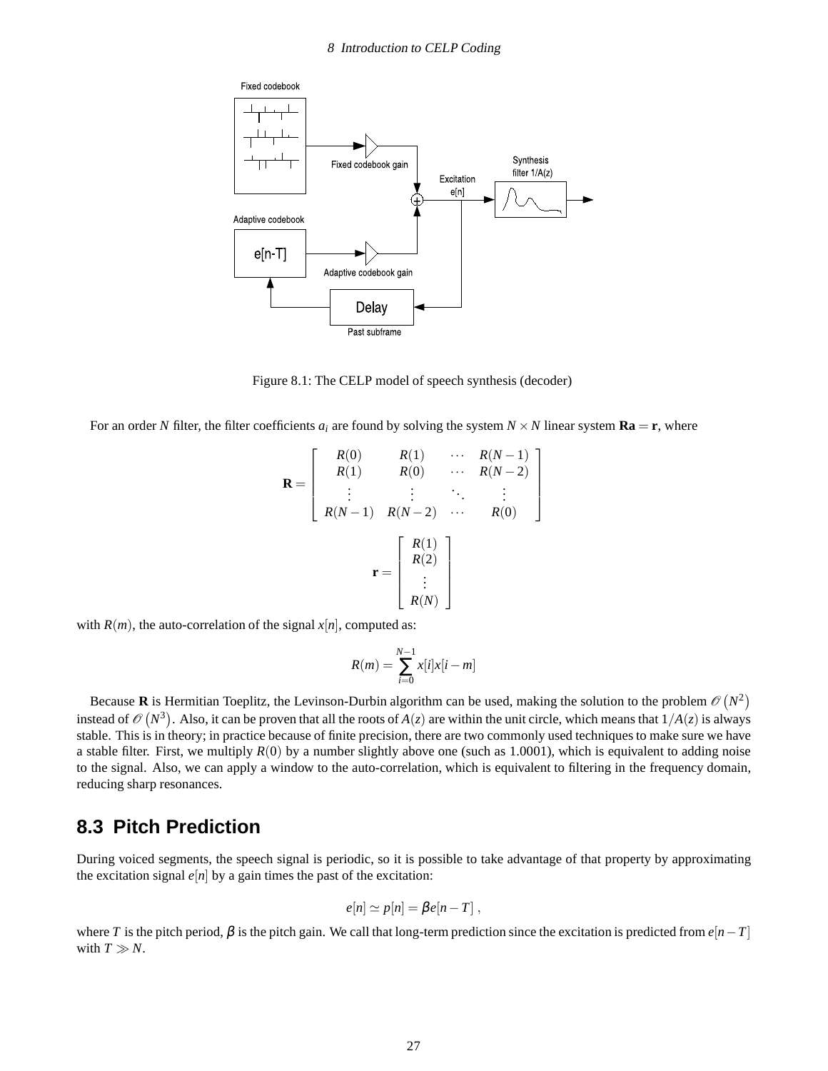Figure 8.1: The CELP model of speech synthesis (decoder)

For an order $N$ filter, the filter coefficients $a_i$ are found by solving the system $N \times N$ linear system $\mathbf{Ra} = \mathbf{r}$, where

$$\mathbf{R} = \begin{bmatrix} R(0) & R(1) & \cdots & R(N-1) \\ R(1) & R(0) & \cdots & R(N-2) \\ \vdots & \vdots & \ddots & \vdots \\ R(N-1) & R(N-2) & \cdots & R(0) \end{bmatrix}$$

$$\mathbf{r} = \begin{bmatrix} R(1) \\ R(2) \\ \vdots \\ R(N) \end{bmatrix}$$

with $R(m)$, the auto-correlation of the signal $x[n]$, computed as:

$$R(m) = \sum_{i=0}^{N-1} x[i]x[i-m]$$

Because $\mathbf{R}$ is Hermitian Toeplitz, the Levinson-Durbin algorithm can be used, making the solution to the problem $\mathcal{O}\left(N^2\right)$ instead of $\mathcal{O}\left(N^3\right)$. Also, it can be proven that all the roots of $A(z)$ are within the unit circle, which means that $1/A(z)$ is always stable. This is in theory; in practice because of finite precision, there are two commonly used techniques to make sure we have a stable filter. First, we multiply $R(0)$ by a number slightly above one (such as 1.0001), which is equivalent to adding noise to the signal. Also, we can apply a window to the auto-correlation, which is equivalent to filtering in the frequency domain, reducing sharp resonances.

## 8.3 Pitch Prediction

During voiced segments, the speech signal is periodic, so it is possible to take advantage of that property by approximating the excitation signal $e[n]$ by a gain times the past of the excitation:

$$e[n] \simeq p[n] = \beta e[n-T] ,$$

where $T$ is the pitch period, $\beta$ is the pitch gain. We call that long-term prediction since the excitation is predicted from $e[n-T]$ with $T \gg N$.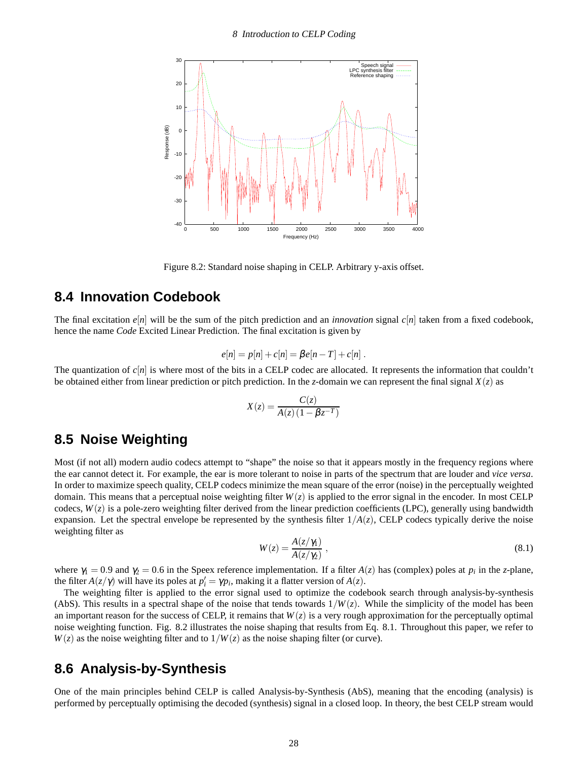Figure 8.2: Standard noise shaping in CELP. Arbitrary y-axis offset.

## 8.4 Innovation Codebook

The final excitation $e[n]$ will be the sum of the pitch prediction and an *innovation* signal $c[n]$ taken from a fixed codebook, hence the name *Code* Excited Linear Prediction. The final excitation is given by

$$e[n] = p[n] + c[n] = \beta e[n-T] + c[n] .$$

The quantization of $c[n]$ is where most of the bits in a CELP codec are allocated. It represents the information that couldn't be obtained either from linear prediction or pitch prediction. In the $z$-domain we can represent the final signal $X(z)$ as

$$X(z) = \frac{C(z)}{A(z)\left(1-\beta z^{-T}\right)}$$

## 8.5 Noise Weighting

Most (if not all) modern audio codecs attempt to "shape" the noise so that it appears mostly in the frequency regions where the ear cannot detect it. For example, the ear is more tolerant to noise in parts of the spectrum that are louder and *vice versa*. In order to maximize speech quality, CELP codecs minimize the mean square of the error (noise) in the perceptually weighted domain. This means that a perceptual noise weighting filter $W(z)$ is applied to the error signal in the encoder. In most CELP codecs, $W(z)$ is a pole-zero weighting filter derived from the linear prediction coefficients (LPC), generally using bandwidth expansion. Let the spectral envelope be represented by the synthesis filter $1/A(z)$, CELP codecs typically derive the noise weighting filter as

$$W(z) = \frac{A(z/\gamma_1)}{A(z/\gamma_2)} , \tag{8.1}$$

where $\gamma_1 = 0.9$ and $\gamma_2 = 0.6$ in the Speex reference implementation. If a filter $A(z)$ has (complex) poles at $p_i$ in the $z$-plane, the filter $A(z/\gamma)$ will have its poles at $p'_i = \gamma p_i$, making it a flatter version of $A(z)$.

The weighting filter is applied to the error signal used to optimize the codebook search through analysis-by-synthesis (AbS). This results in a spectral shape of the noise that tends towards $1/W(z)$. While the simplicity of the model has been an important reason for the success of CELP, it remains that $W(z)$ is a very rough approximation for the perceptually optimal noise weighting function. Fig. 8.2 illustrates the noise shaping that results from Eq. 8.1. Throughout this paper, we refer to $W(z)$ as the noise weighting filter and to $1/W(z)$ as the noise shaping filter (or curve).

## 8.6 Analysis-by-Synthesis

One of the main principles behind CELP is called Analysis-by-Synthesis (AbS), meaning that the encoding (analysis) is performed by perceptually optimising the decoded (synthesis) signal in a closed loop. In theory, the best CELP stream would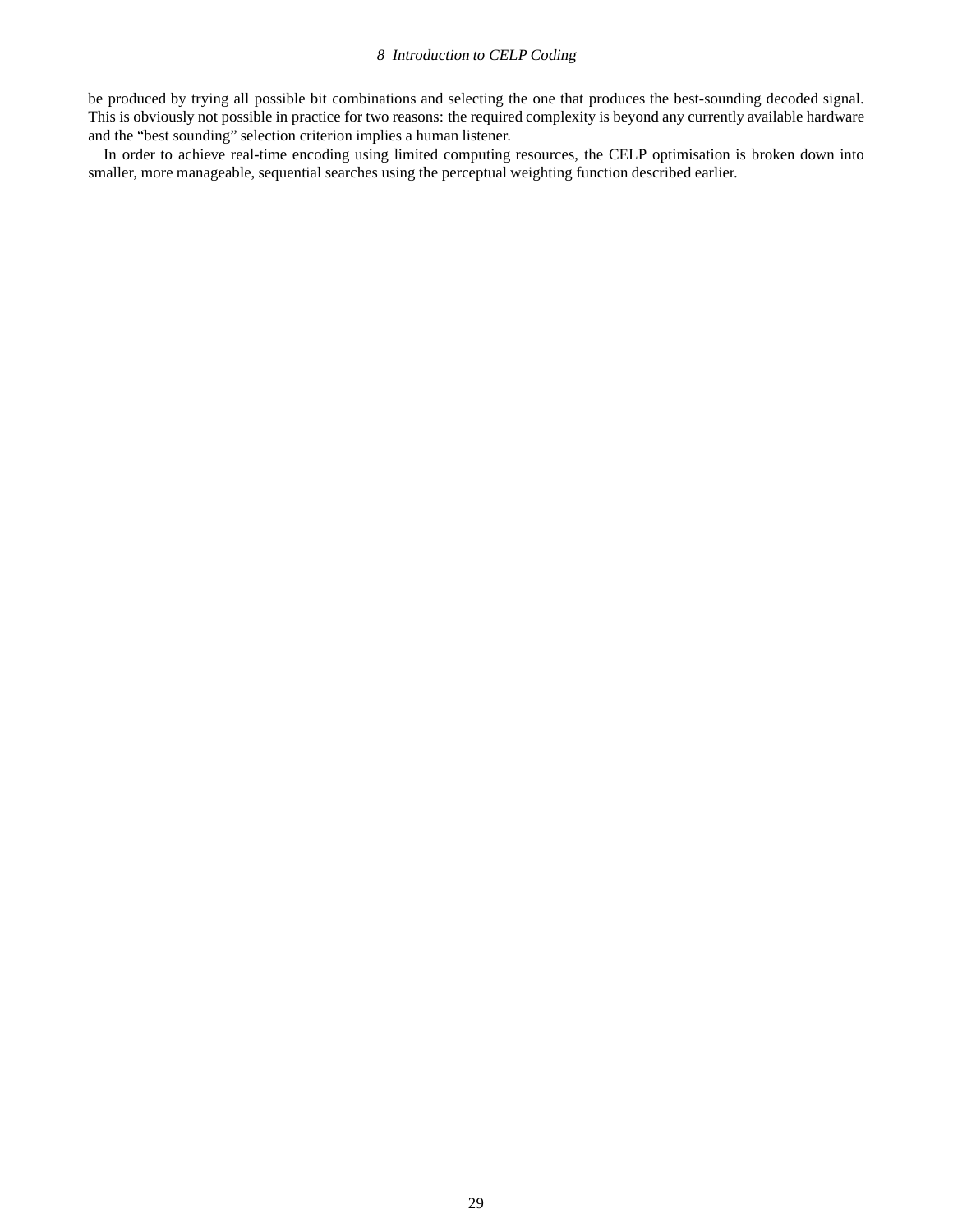be produced by trying all possible bit combinations and selecting the one that produces the best-sounding decoded signal. This is obviously not possible in practice for two reasons: the required complexity is beyond any currently available hardware and the "best sounding" selection criterion implies a human listener.

In order to achieve real-time encoding using limited computing resources, the CELP optimisation is broken down into smaller, more manageable, sequential searches using the perceptual weighting function described earlier.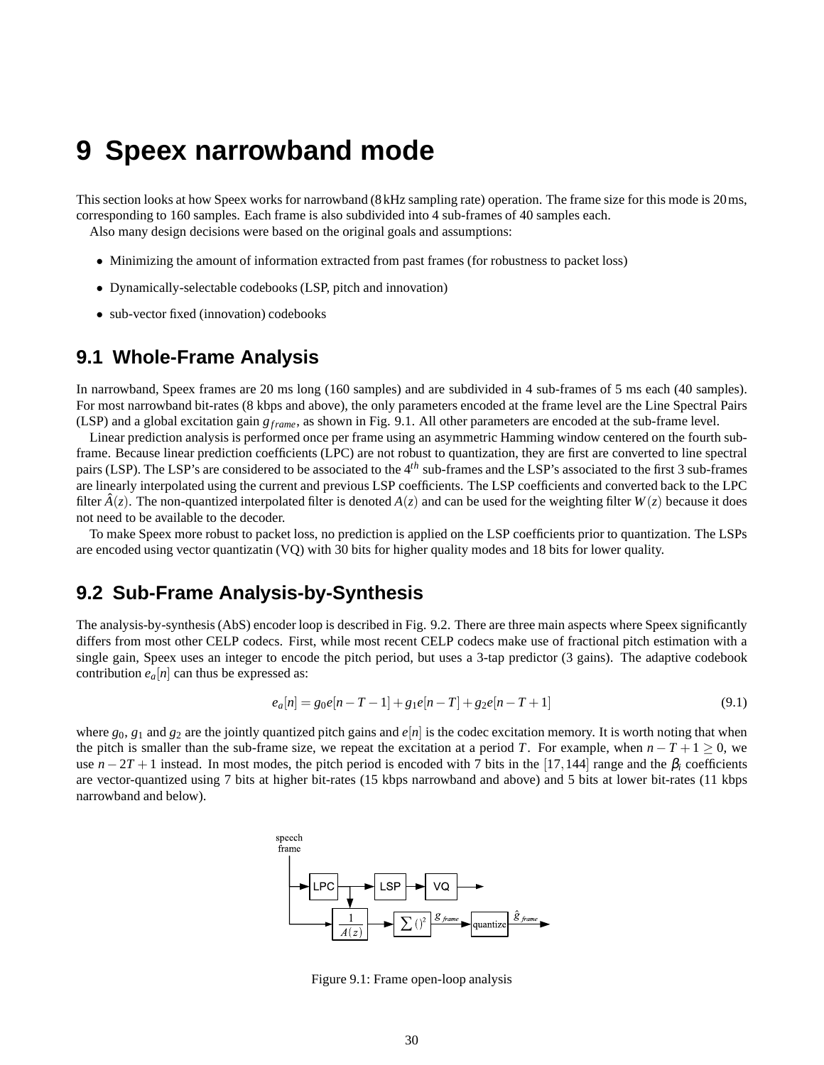# 9 Speex narrowband mode

This section looks at how Speex works for narrowband (8 kHz sampling rate) operation. The frame size for this mode is 20 ms, corresponding to 160 samples. Each frame is also subdivided into 4 sub-frames of 40 samples each.

Also many design decisions were based on the original goals and assumptions:

- Minimizing the amount of information extracted from past frames (for robustness to packet loss)
- Dynamically-selectable codebooks (LSP, pitch and innovation)
- sub-vector fixed (innovation) codebooks

## 9.1 Whole-Frame Analysis

In narrowband, Speex frames are 20 ms long (160 samples) and are subdivided in 4 sub-frames of 5 ms each (40 samples). For most narrowband bit-rates (8 kbps and above), the only parameters encoded at the frame level are the Line Spectral Pairs (LSP) and a global excitation gain $g_{frame}$, as shown in Fig. 9.1. All other parameters are encoded at the sub-frame level.

Linear prediction analysis is performed once per frame using an asymmetric Hamming window centered on the fourth sub-frame. Because linear prediction coefficients (LPC) are not robust to quantization, they are first are converted to line spectral pairs (LSP). The LSP's are considered to be associated to the $4^{th}$ sub-frames and the LSP's associated to the first 3 sub-frames are linearly interpolated using the current and previous LSP coefficients. The LSP coefficients and converted back to the LPC filter $\hat{A}(z)$. The non-quantized interpolated filter is denoted $A(z)$ and can be used for the weighting filter $W(z)$ because it does not need to be available to the decoder.

To make Speex more robust to packet loss, no prediction is applied on the LSP coefficients prior to quantization. The LSPs are encoded using vector quantizatin (VQ) with 30 bits for higher quality modes and 18 bits for lower quality.

## 9.2 Sub-Frame Analysis-by-Synthesis

The analysis-by-synthesis (AbS) encoder loop is described in Fig. 9.2. There are three main aspects where Speex significantly differs from most other CELP codecs. First, while most recent CELP codecs make use of fractional pitch estimation with a single gain, Speex uses an integer to encode the pitch period, but uses a 3-tap predictor (3 gains). The adaptive codebook contribution $e_a[n]$ can thus be expressed as:

$$e_a[n] = g_0 e[n-T-1] + g_1 e[n-T] + g_2 e[n-T+1] \tag{9.1}$$

where $g_0$, $g_1$ and $g_2$ are the jointly quantized pitch gains and $e[n]$ is the codec excitation memory. It is worth noting that when the pitch is smaller than the sub-frame size, we repeat the excitation at a period $T$. For example, when $n-T+1 \geq 0$, we use $n-2T+1$ instead. In most modes, the pitch period is encoded with 7 bits in the $[17,144]$ range and the $\beta_i$ coefficients are vector-quantized using 7 bits at higher bit-rates (15 kbps narrowband and above) and 5 bits at lower bit-rates (11 kbps narrowband and below).

Figure 9.1: Frame open-loop analysis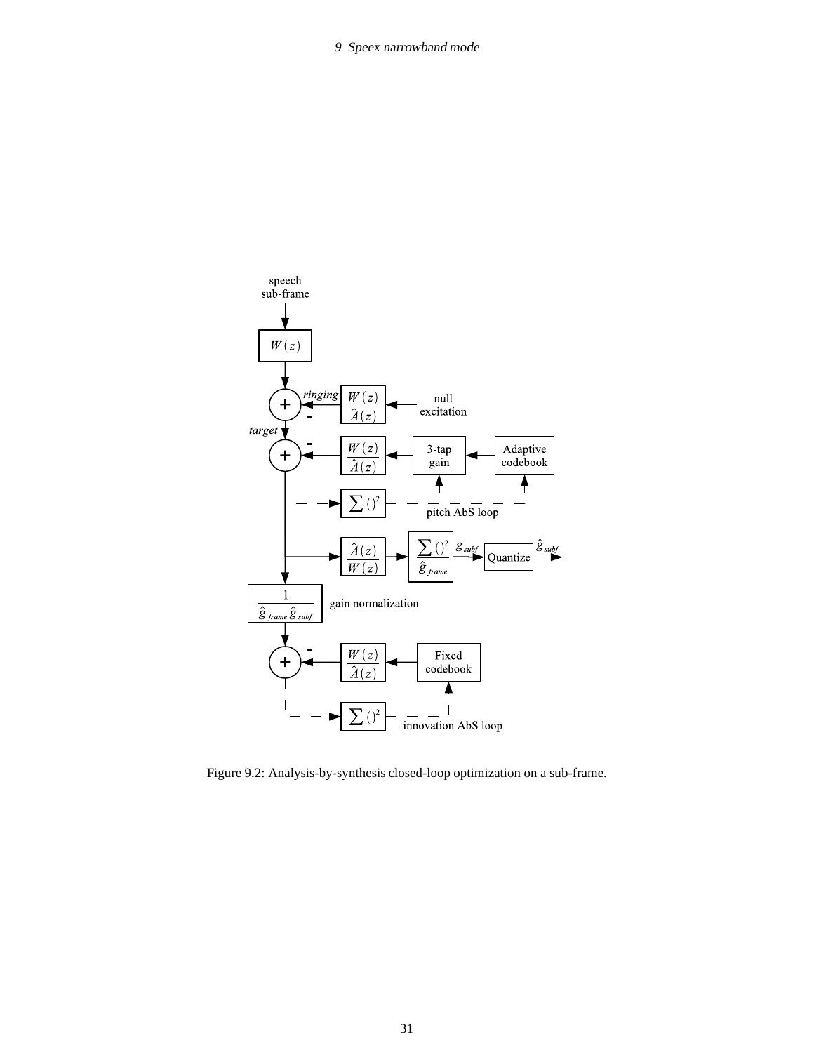Figure 9.2: Analysis-by-synthesis closed-loop optimization on a sub-frame.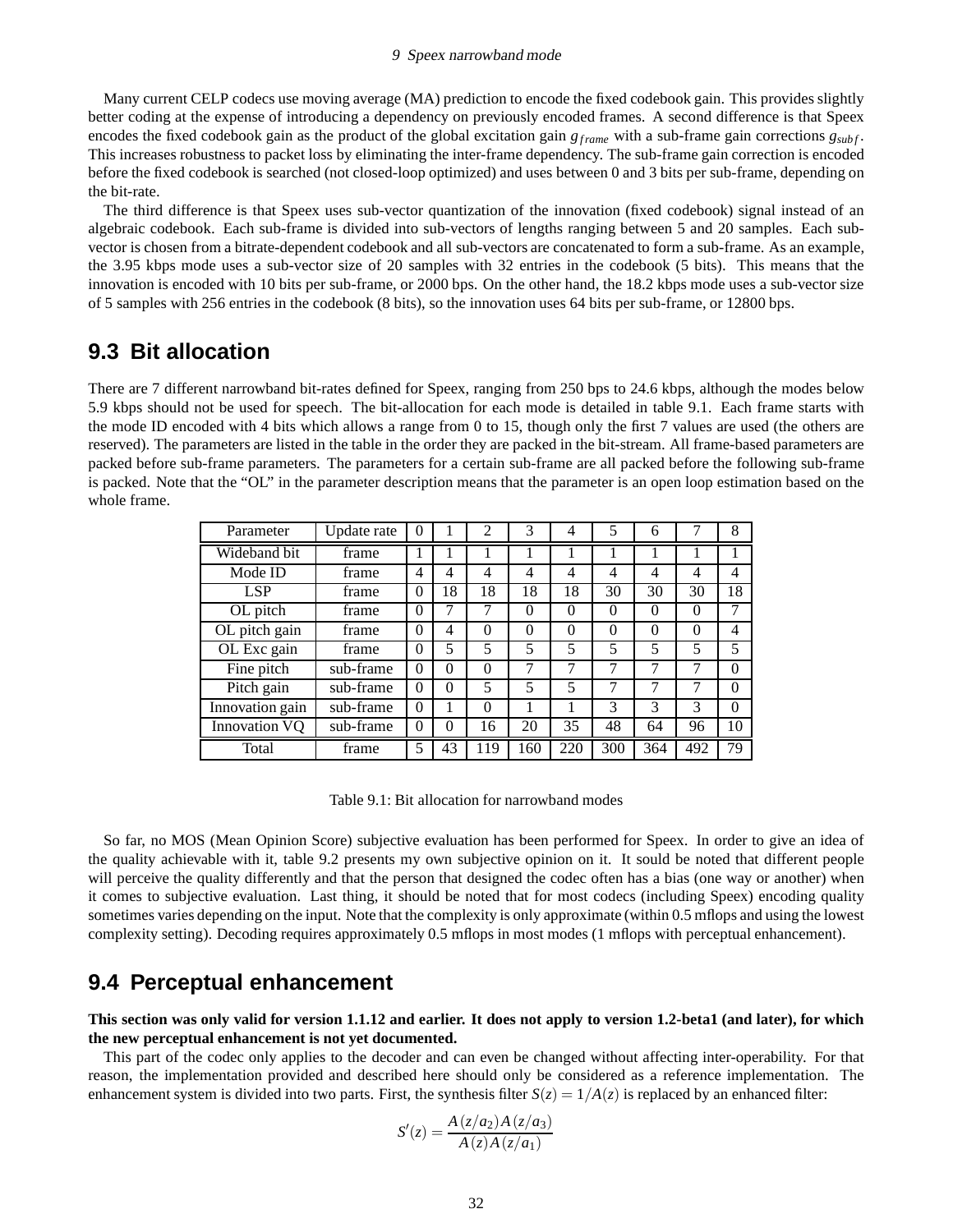Many current CELP codecs use moving average (MA) prediction to encode the fixed codebook gain. This provides slightly better coding at the expense of introducing a dependency on previously encoded frames. A second difference is that Speex encodes the fixed codebook gain as the product of the global excitation gain $g_{frame}$ with a sub-frame gain corrections $g_{subf}$. This increases robustness to packet loss by eliminating the inter-frame dependency. The sub-frame gain correction is encoded before the fixed codebook is searched (not closed-loop optimized) and uses between 0 and 3 bits per sub-frame, depending on the bit-rate.

The third difference is that Speex uses sub-vector quantization of the innovation (fixed codebook) signal instead of an algebraic codebook. Each sub-frame is divided into sub-vectors of lengths ranging between 5 and 20 samples. Each sub-vector is chosen from a bitrate-dependent codebook and all sub-vectors are concatenated to form a sub-frame. As an example, the 3.95 kbps mode uses a sub-vector size of 20 samples with 32 entries in the codebook (5 bits). This means that the innovation is encoded with 10 bits per sub-frame, or 2000 bps. On the other hand, the 18.2 kbps mode uses a sub-vector size of 5 samples with 256 entries in the codebook (8 bits), so the innovation uses 64 bits per sub-frame, or 12800 bps.

## 9.3 Bit allocation

There are 7 different narrowband bit-rates defined for Speex, ranging from 250 bps to 24.6 kbps, although the modes below 5.9 kbps should not be used for speech. The bit-allocation for each mode is detailed in table 9.1. Each frame starts with the mode ID encoded with 4 bits which allows a range from 0 to 15, though only the first 7 values are used (the others are reserved). The parameters are listed in the table in the order they are packed in the bit-stream. All frame-based parameters are packed before sub-frame parameters. The parameters for a certain sub-frame are all packed before the following sub-frame is packed. Note that the "OL" in the parameter description means that the parameter is an open loop estimation based on the whole frame.

| Parameter | Update rate | 0 | 1 | 2 | 3 | 4 | 5 | 6 | 7 | 8 |
|---|---|---|---|---|---|---|---|---|---|---|
| Wideband bit | frame | 1 | 1 | 1 | 1 | 1 | 1 | 1 | 1 | 1 |
| Mode ID | frame | 4 | 4 | 4 | 4 | 4 | 4 | 4 | 4 | 4 |
| LSP | frame | 0 | 18 | 18 | 18 | 18 | 30 | 30 | 30 | 18 |
| OL pitch | frame | 0 | 7 | 7 | 0 | 0 | 0 | 0 | 0 | 7 |
| OL pitch gain | frame | 0 | 4 | 0 | 0 | 0 | 0 | 0 | 0 | 4 |
| OL Exc gain | frame | 0 | 5 | 5 | 5 | 5 | 5 | 5 | 5 | 5 |
| Fine pitch | sub-frame | 0 | 0 | 0 | 7 | 7 | 7 | 7 | 7 | 0 |
| Pitch gain | sub-frame | 0 | 0 | 5 | 5 | 5 | 7 | 7 | 7 | 0 |
| Innovation gain | sub-frame | 0 | 1 | 0 | 1 | 1 | 3 | 3 | 3 | 0 |
| Innovation VQ | sub-frame | 0 | 0 | 16 | 20 | 35 | 48 | 64 | 96 | 10 |
| Total | frame | 5 | 43 | 119 | 160 | 220 | 300 | 364 | 492 | 79 |

Table 9.1: Bit allocation for narrowband modes

So far, no MOS (Mean Opinion Score) subjective evaluation has been performed for Speex. In order to give an idea of the quality achievable with it, table 9.2 presents my own subjective opinion on it. It sould be noted that different people will perceive the quality differently and that the person that designed the codec often has a bias (one way or another) when it comes to subjective evaluation. Last thing, it should be noted that for most codecs (including Speex) encoding quality sometimes varies depending on the input. Note that the complexity is only approximate (within 0.5 mflops and using the lowest complexity setting). Decoding requires approximately 0.5 mflops in most modes (1 mflops with perceptual enhancement).

## 9.4 Perceptual enhancement

**This section was only valid for version 1.1.12 and earlier. It does not apply to version 1.2-beta1 (and later), for which the new perceptual enhancement is not yet documented.**

This part of the codec only applies to the decoder and can even be changed without affecting inter-operability. For that reason, the implementation provided and described here should only be considered as a reference implementation. The enhancement system is divided into two parts. First, the synthesis filter $S(z) = 1/A(z)$ is replaced by an enhanced filter:

$$S'(z) = \frac{A(z/a_2)A(z/a_3)}{A(z)A(z/a_1)}$$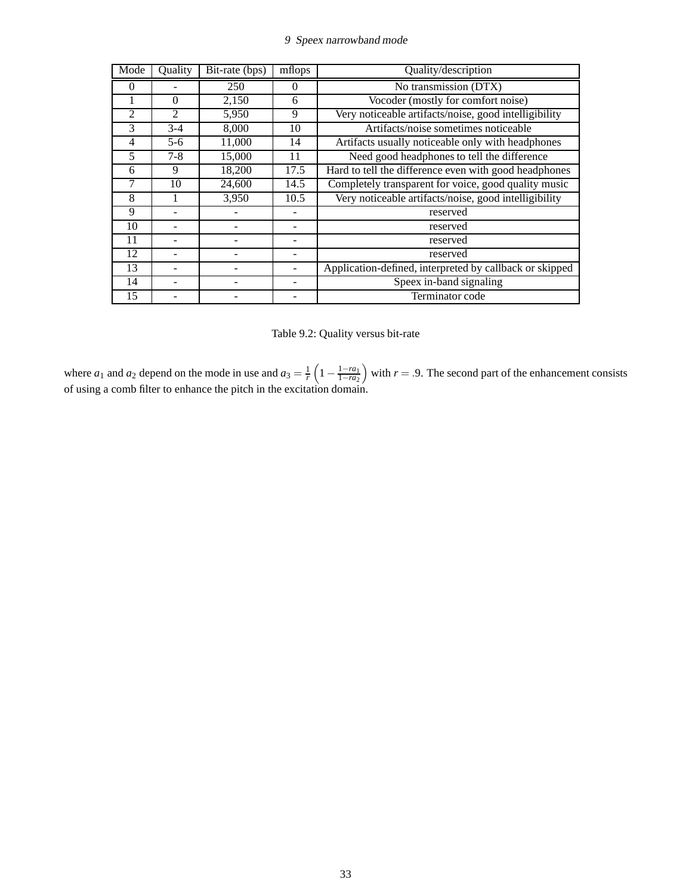| Mode | Quality | Bit-rate (bps) | mflops | Quality/description |
|---|---|---|---|---|
| 0 | - | 250 | 0 | No transmission (DTX) |
| 1 | 0 | 2,150 | 6 | Vocoder (mostly for comfort noise) |
| 2 | 2 | 5,950 | 9 | Very noticeable artifacts/noise, good intelligibility |
| 3 | 3-4 | 8,000 | 10 | Artifacts/noise sometimes noticeable |
| 4 | 5-6 | 11,000 | 14 | Artifacts usually noticeable only with headphones |
| 5 | 7-8 | 15,000 | 11 | Need good headphones to tell the difference |
| 6 | 9 | 18,200 | 17.5 | Hard to tell the difference even with good headphones |
| 7 | 10 | 24,600 | 14.5 | Completely transparent for voice, good quality music |
| 8 | 1 | 3,950 | 10.5 | Very noticeable artifacts/noise, good intelligibility |
| 9 | - | - | - | reserved |
| 10 | - | - | - | reserved |
| 11 | - | - | - | reserved |
| 12 | - | - | - | reserved |
| 13 | - | - | - | Application-defined, interpreted by callback or skipped |
| 14 | - | - | - | Speex in-band signaling |
| 15 | - | - | - | Terminator code |

Table 9.2: Quality versus bit-rate

where $a_1$ and $a_2$ depend on the mode in use and $a_3 = \frac{1}{r}\left(1 - \frac{1-ra_1}{1-ra_2}\right)$ with $r = .9$. The second part of the enhancement consists of using a comb filter to enhance the pitch in the excitation domain.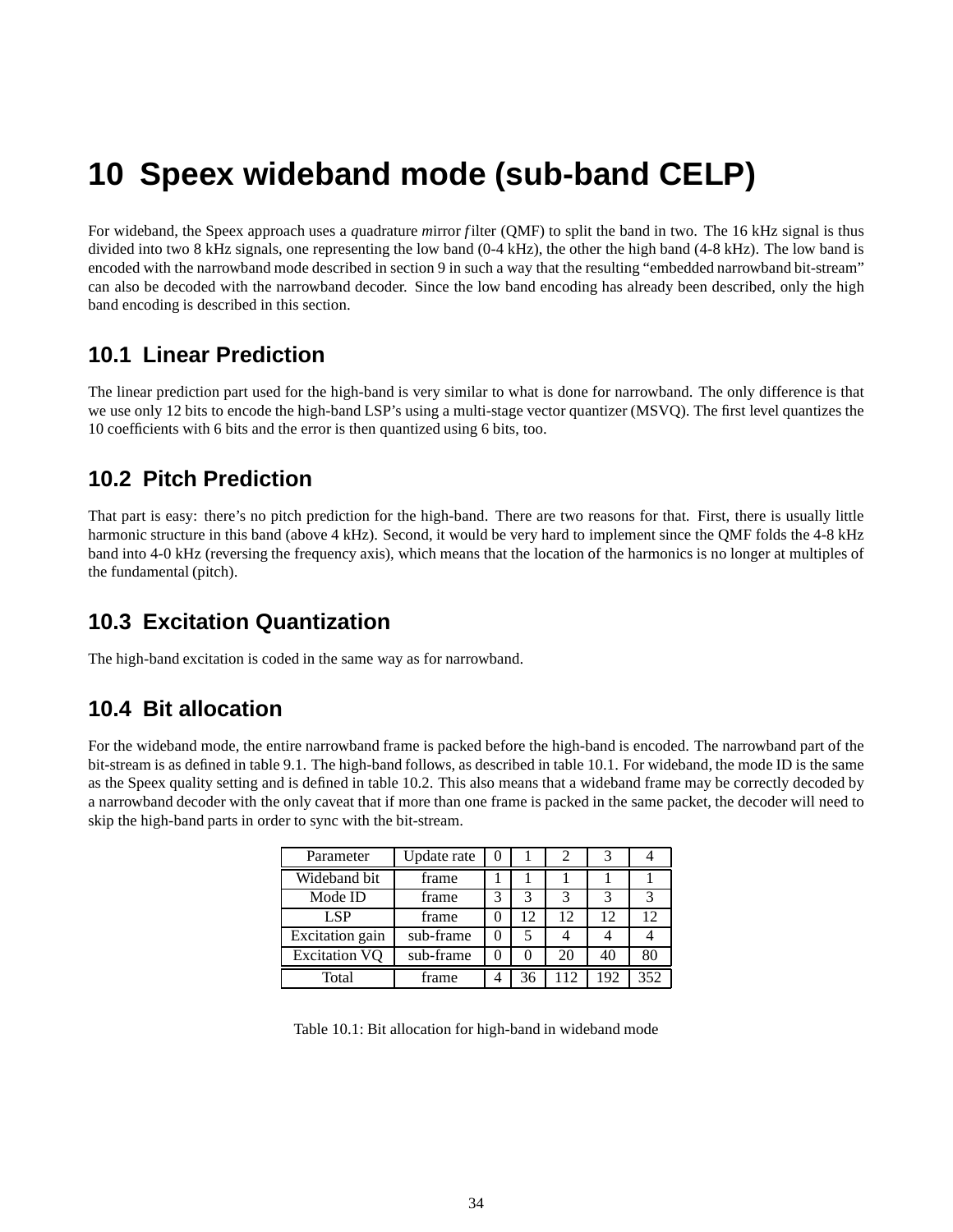# 10 Speex wideband mode (sub-band CELP)

For wideband, the Speex approach uses a *q*uadrature *m*irror *f*ilter (QMF) to split the band in two. The 16 kHz signal is thus divided into two 8 kHz signals, one representing the low band (0-4 kHz), the other the high band (4-8 kHz). The low band is encoded with the narrowband mode described in section 9 in such a way that the resulting "embedded narrowband bit-stream" can also be decoded with the narrowband decoder. Since the low band encoding has already been described, only the high band encoding is described in this section.

## 10.1 Linear Prediction

The linear prediction part used for the high-band is very similar to what is done for narrowband. The only difference is that we use only 12 bits to encode the high-band LSP's using a multi-stage vector quantizer (MSVQ). The first level quantizes the 10 coefficients with 6 bits and the error is then quantized using 6 bits, too.

## 10.2 Pitch Prediction

That part is easy: there's no pitch prediction for the high-band. There are two reasons for that. First, there is usually little harmonic structure in this band (above 4 kHz). Second, it would be very hard to implement since the QMF folds the 4-8 kHz band into 4-0 kHz (reversing the frequency axis), which means that the location of the harmonics is no longer at multiples of the fundamental (pitch).

## 10.3 Excitation Quantization

The high-band excitation is coded in the same way as for narrowband.

## 10.4 Bit allocation

For the wideband mode, the entire narrowband frame is packed before the high-band is encoded. The narrowband part of the bit-stream is as defined in table 9.1. The high-band follows, as described in table 10.1. For wideband, the mode ID is the same as the Speex quality setting and is defined in table 10.2. This also means that a wideband frame may be correctly decoded by a narrowband decoder with the only caveat that if more than one frame is packed in the same packet, the decoder will need to skip the high-band parts in order to sync with the bit-stream.

| Parameter | Update rate | 0 | 1 | 2 | 3 | 4 |
|---|---|---|---|---|---|---|
| Wideband bit | frame | 1 | 1 | 1 | 1 | 1 |
| Mode ID | frame | 3 | 3 | 3 | 3 | 3 |
| LSP | frame | 0 | 12 | 12 | 12 | 12 |
| Excitation gain | sub-frame | 0 | 5 | 4 | 4 | 4 |
| Excitation VQ | sub-frame | 0 | 0 | 20 | 40 | 80 |
| Total | frame | 4 | 36 | 112 | 192 | 352 |

Table 10.1: Bit allocation for high-band in wideband mode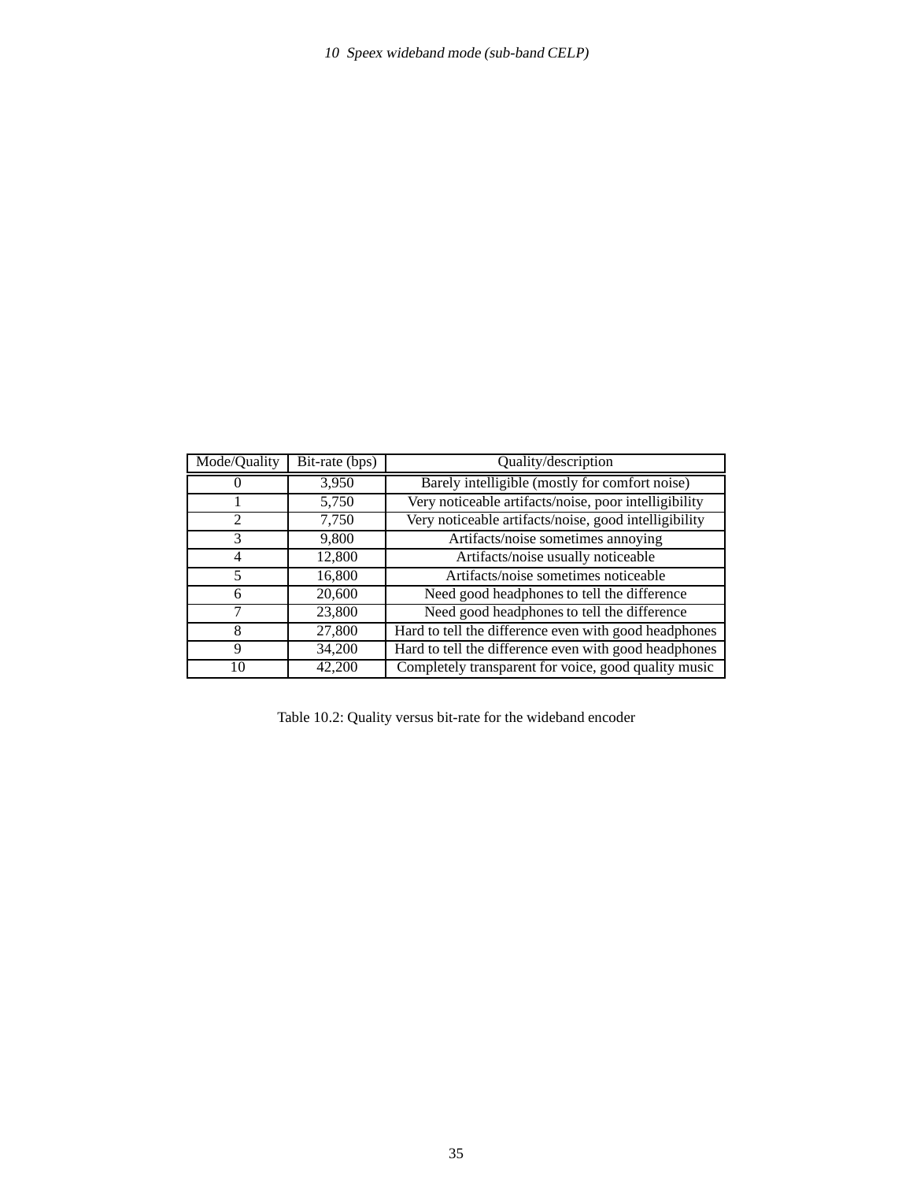| Mode/Quality | Bit-rate (bps) | Quality/description |
| --- | --- | --- |
| 0 | 3,950 | Barely intelligible (mostly for comfort noise) |
| 1 | 5,750 | Very noticeable artifacts/noise, poor intelligibility |
| 2 | 7,750 | Very noticeable artifacts/noise, good intelligibility |
| 3 | 9,800 | Artifacts/noise sometimes annoying |
| 4 | 12,800 | Artifacts/noise usually noticeable |
| 5 | 16,800 | Artifacts/noise sometimes noticeable |
| 6 | 20,600 | Need good headphones to tell the difference |
| 7 | 23,800 | Need good headphones to tell the difference |
| 8 | 27,800 | Hard to tell the difference even with good headphones |
| 9 | 34,200 | Hard to tell the difference even with good headphones |
| 10 | 42,200 | Completely transparent for voice, good quality music |

Table 10.2: Quality versus bit-rate for the wideband encoder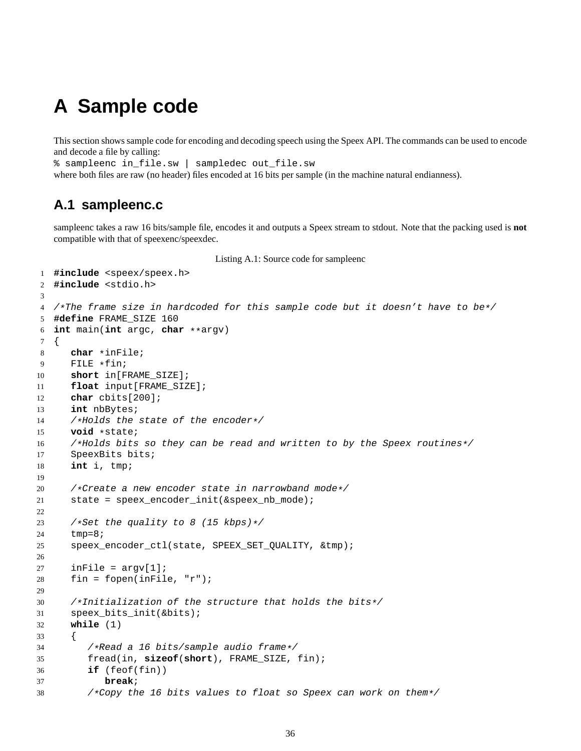# A Sample code

This section shows sample code for encoding and decoding speech using the Speex API. The commands can be used to encode and decode a file by calling:
`% sampleenc in_file.sw | sampledec out_file.sw`
where both files are raw (no header) files encoded at 16 bits per sample (in the machine natural endianness).

## A.1 sampleenc.c

sampleenc takes a raw 16 bits/sample file, encodes it and outputs a Speex stream to stdout. Note that the packing used is **not** compatible with that of speexenc/speexdec.

Listing A.1: Source code for sampleenc

```c
#include <speex/speex.h>
#include <stdio.h>

/*The frame size in hardcoded for this sample code but it doesn't have to be*/
#define FRAME_SIZE 160
int main(int argc, char **argv)
{
   char *inFile;
   FILE *fin;
   short in[FRAME_SIZE];
   float input[FRAME_SIZE];
   char cbits[200];
   int nbBytes;
   /*Holds the state of the encoder*/
   void *state;
   /*Holds bits so they can be read and written to by the Speex routines*/
   SpeexBits bits;
   int i, tmp;

   /*Create a new encoder state in narrowband mode*/
   state = speex_encoder_init(&speex_nb_mode);

   /*Set the quality to 8 (15 kbps)*/
   tmp=8;
   speex_encoder_ctl(state, SPEEX_SET_QUALITY, &tmp);

   inFile = argv[1];
   fin = fopen(inFile, "r");

   /*Initialization of the structure that holds the bits*/
   speex_bits_init(&bits);
   while (1)
   {
      /*Read a 16 bits/sample audio frame*/
      fread(in, sizeof(short), FRAME_SIZE, fin);
      if (feof(fin))
         break;
      /*Copy the 16 bits values to float so Speex can work on them*/
```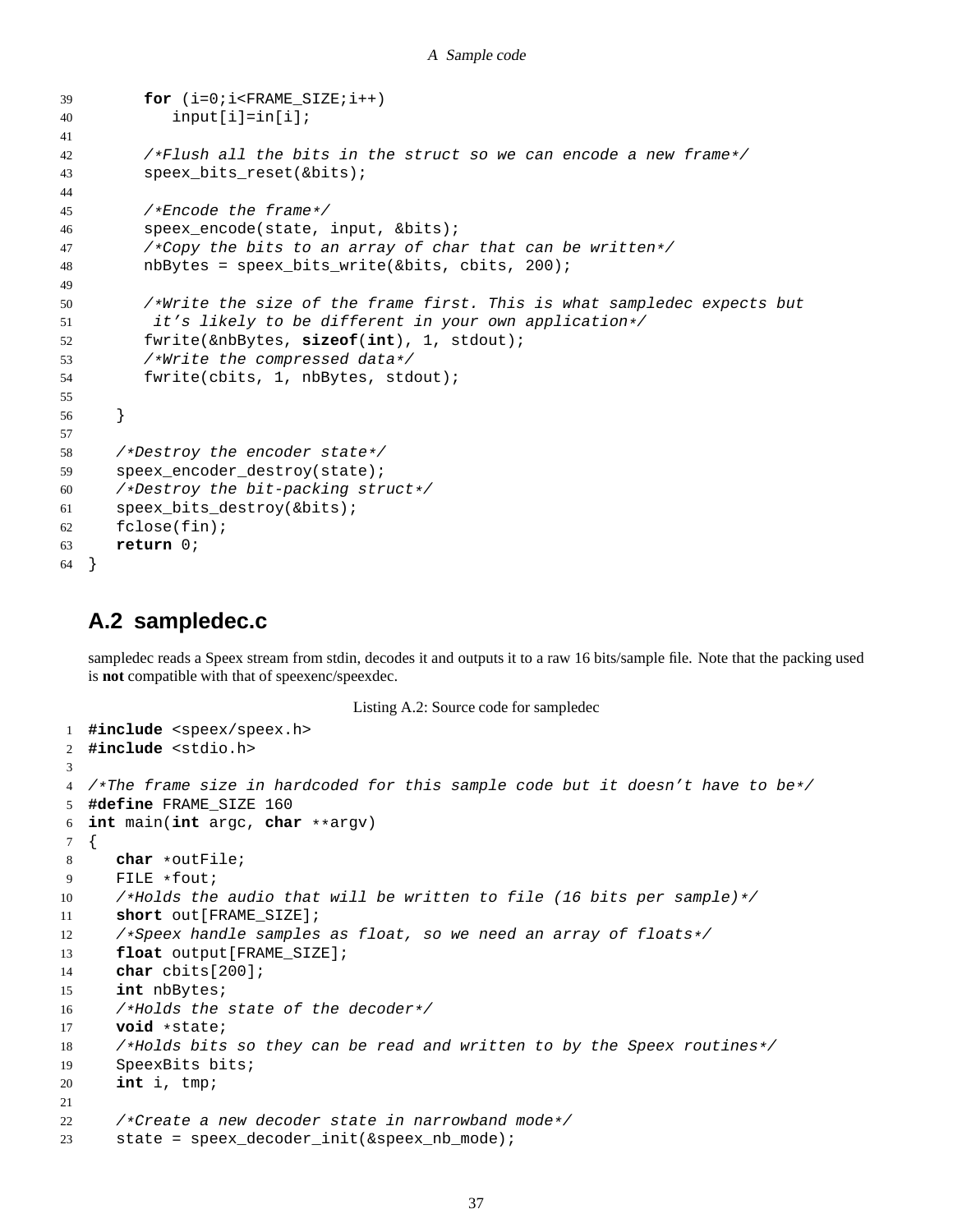```
      for (i=0;i<FRAME_SIZE;i++)
         input[i]=in[i];

      /*Flush all the bits in the struct so we can encode a new frame*/
      speex_bits_reset(&bits);

      /*Encode the frame*/
      speex_encode(state, input, &bits);
      /*Copy the bits to an array of char that can be written*/
      nbBytes = speex_bits_write(&bits, cbits, 200);

      /*Write the size of the frame first. This is what sampledec expects but
       it's likely to be different in your own application*/
      fwrite(&nbBytes, sizeof(int), 1, stdout);
      /*Write the compressed data*/
      fwrite(cbits, 1, nbBytes, stdout);

   }

   /*Destroy the encoder state*/
   speex_encoder_destroy(state);
   /*Destroy the bit-packing struct*/
   speex_bits_destroy(&bits);
   fclose(fin);
   return 0;
}
```

## A.2 sampledec.c

sampledec reads a Speex stream from stdin, decodes it and outputs it to a raw 16 bits/sample file. Note that the packing used is **not** compatible with that of speexenc/speexdec.

Listing A.2: Source code for sampledec

```
#include <speex/speex.h>
#include <stdio.h>

/*The frame size in hardcoded for this sample code but it doesn't have to be*/
#define FRAME_SIZE 160
int main(int argc, char **argv)
{
   char *outFile;
   FILE *fout;
   /*Holds the audio that will be written to file (16 bits per sample)*/
   short out[FRAME_SIZE];
   /*Speex handle samples as float, so we need an array of floats*/
   float output[FRAME_SIZE];
   char cbits[200];
   int nbBytes;
   /*Holds the state of the decoder*/
   void *state;
   /*Holds bits so they can be read and written to by the Speex routines*/
   SpeexBits bits;
   int i, tmp;

   /*Create a new decoder state in narrowband mode*/
   state = speex_decoder_init(&speex_nb_mode);
```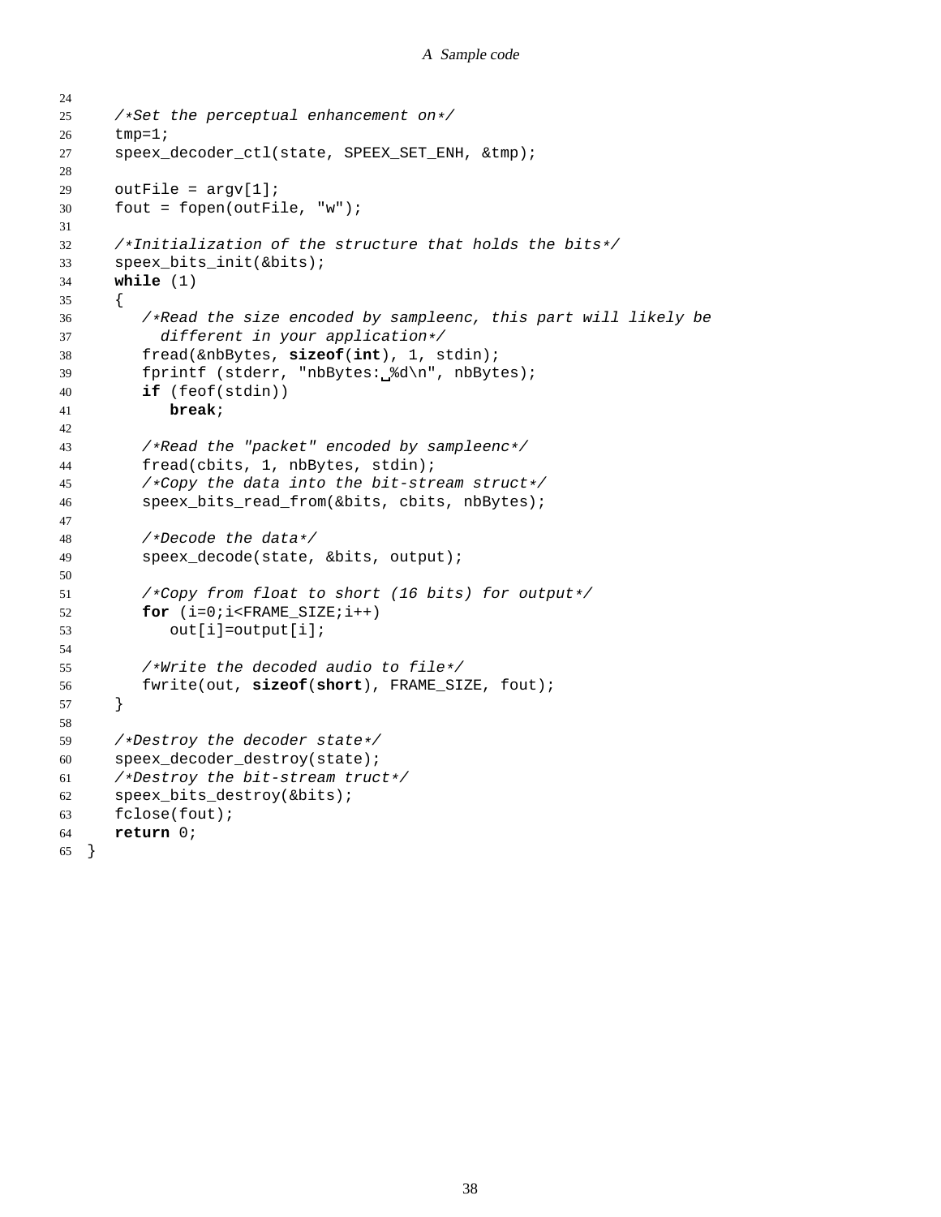```
24
25    /*Set the perceptual enhancement on*/
26    tmp=1;
27    speex_decoder_ctl(state, SPEEX_SET_ENH, &tmp);
28
29    outFile = argv[1];
30    fout = fopen(outFile, "w");
31
32    /*Initialization of the structure that holds the bits*/
33    speex_bits_init(&bits);
34    while (1)
35    {
36       /*Read the size encoded by sampleenc, this part will likely be
37         different in your application*/
38       fread(&nbBytes, sizeof(int), 1, stdin);
39       fprintf (stderr, "nbBytes: %d\n", nbBytes);
40       if (feof(stdin))
41          break;
42
43       /*Read the "packet" encoded by sampleenc*/
44       fread(cbits, 1, nbBytes, stdin);
45       /*Copy the data into the bit-stream struct*/
46       speex_bits_read_from(&bits, cbits, nbBytes);
47
48       /*Decode the data*/
49       speex_decode(state, &bits, output);
50
51       /*Copy from float to short (16 bits) for output*/
52       for (i=0;i<FRAME_SIZE;i++)
53          out[i]=output[i];
54
55       /*Write the decoded audio to file*/
56       fwrite(out, sizeof(short), FRAME_SIZE, fout);
57    }
58
59    /*Destroy the decoder state*/
60    speex_decoder_destroy(state);
61    /*Destroy the bit-stream truct*/
62    speex_bits_destroy(&bits);
63    fclose(fout);
64    return 0;
65 }
```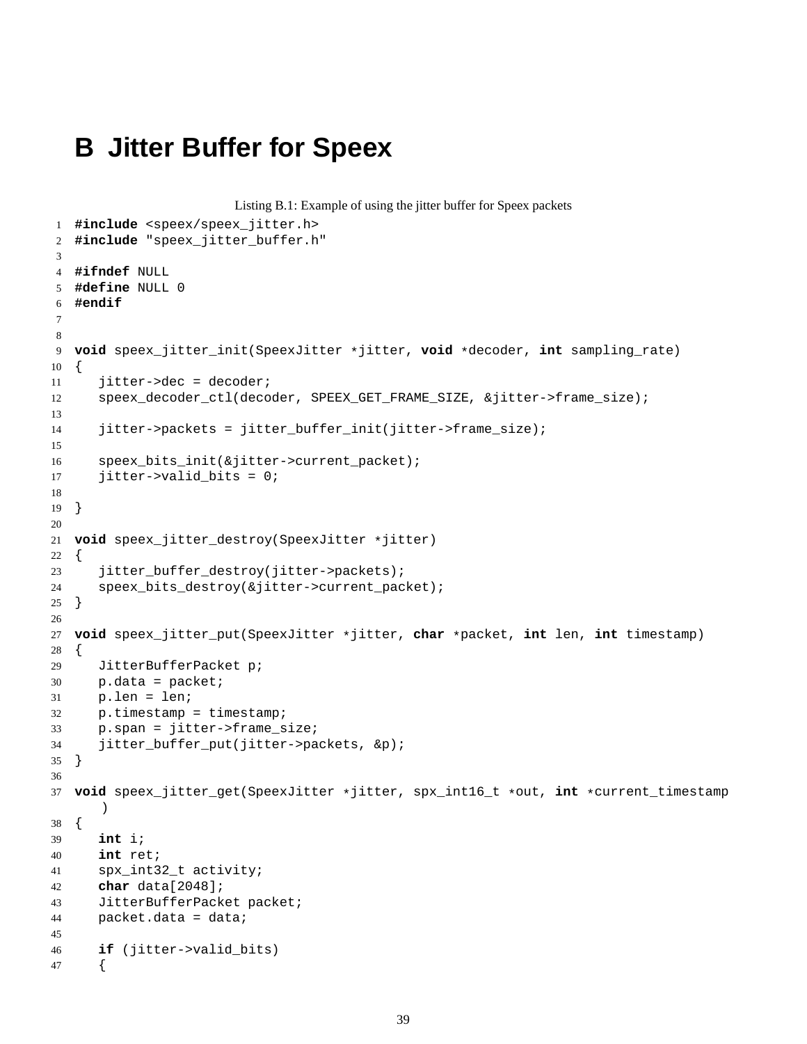# B Jitter Buffer for Speex

Listing B.1: Example of using the jitter buffer for Speex packets

```
#include <speex/speex_jitter.h>
#include "speex_jitter_buffer.h"

#ifndef NULL
#define NULL 0
#endif


void speex_jitter_init(SpeexJitter *jitter, void *decoder, int sampling_rate)
{
   jitter->dec = decoder;
   speex_decoder_ctl(decoder, SPEEX_GET_FRAME_SIZE, &jitter->frame_size);

   jitter->packets = jitter_buffer_init(jitter->frame_size);

   speex_bits_init(&jitter->current_packet);
   jitter->valid_bits = 0;

}

void speex_jitter_destroy(SpeexJitter *jitter)
{
   jitter_buffer_destroy(jitter->packets);
   speex_bits_destroy(&jitter->current_packet);
}

void speex_jitter_put(SpeexJitter *jitter, char *packet, int len, int timestamp)
{
   JitterBufferPacket p;
   p.data = packet;
   p.len = len;
   p.timestamp = timestamp;
   p.span = jitter->frame_size;
   jitter_buffer_put(jitter->packets, &p);
}

void speex_jitter_get(SpeexJitter *jitter, spx_int16_t *out, int *current_timestamp
    )
{
   int i;
   int ret;
   spx_int32_t activity;
   char data[2048];
   JitterBufferPacket packet;
   packet.data = data;

   if (jitter->valid_bits)
   {
```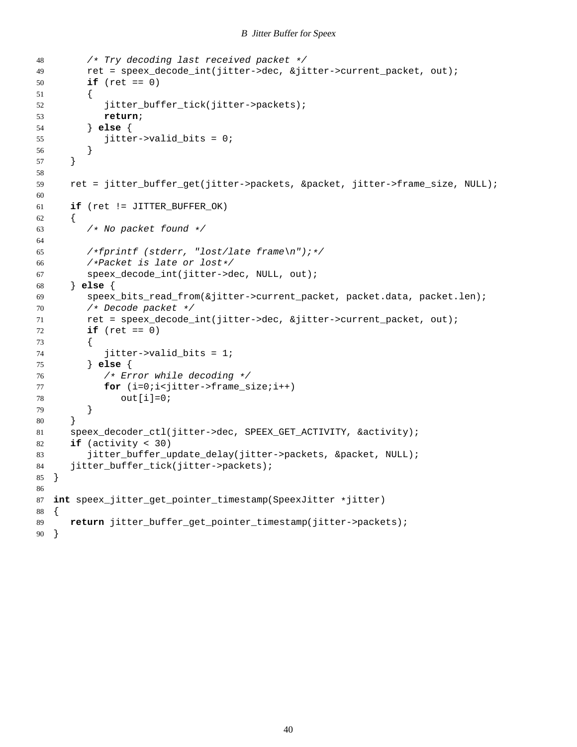```c
      /* Try decoding last received packet */
      ret = speex_decode_int(jitter->dec, &jitter->current_packet, out);
      if (ret == 0)
      {
         jitter_buffer_tick(jitter->packets);
         return;
      } else {
         jitter->valid_bits = 0;
      }
   }

   ret = jitter_buffer_get(jitter->packets, &packet, jitter->frame_size, NULL);

   if (ret != JITTER_BUFFER_OK)
   {
      /* No packet found */

      /*fprintf (stderr, "lost/late frame\n");*/
      /*Packet is late or lost*/
      speex_decode_int(jitter->dec, NULL, out);
   } else {
      speex_bits_read_from(&jitter->current_packet, packet.data, packet.len);
      /* Decode packet */
      ret = speex_decode_int(jitter->dec, &jitter->current_packet, out);
      if (ret == 0)
      {
         jitter->valid_bits = 1;
      } else {
         /* Error while decoding */
         for (i=0;i<jitter->frame_size;i++)
            out[i]=0;
      }
   }
   speex_decoder_ctl(jitter->dec, SPEEX_GET_ACTIVITY, &activity);
   if (activity < 30)
      jitter_buffer_update_delay(jitter->packets, &packet, NULL);
   jitter_buffer_tick(jitter->packets);
}

int speex_jitter_get_pointer_timestamp(SpeexJitter *jitter)
{
   return jitter_buffer_get_pointer_timestamp(jitter->packets);
}
```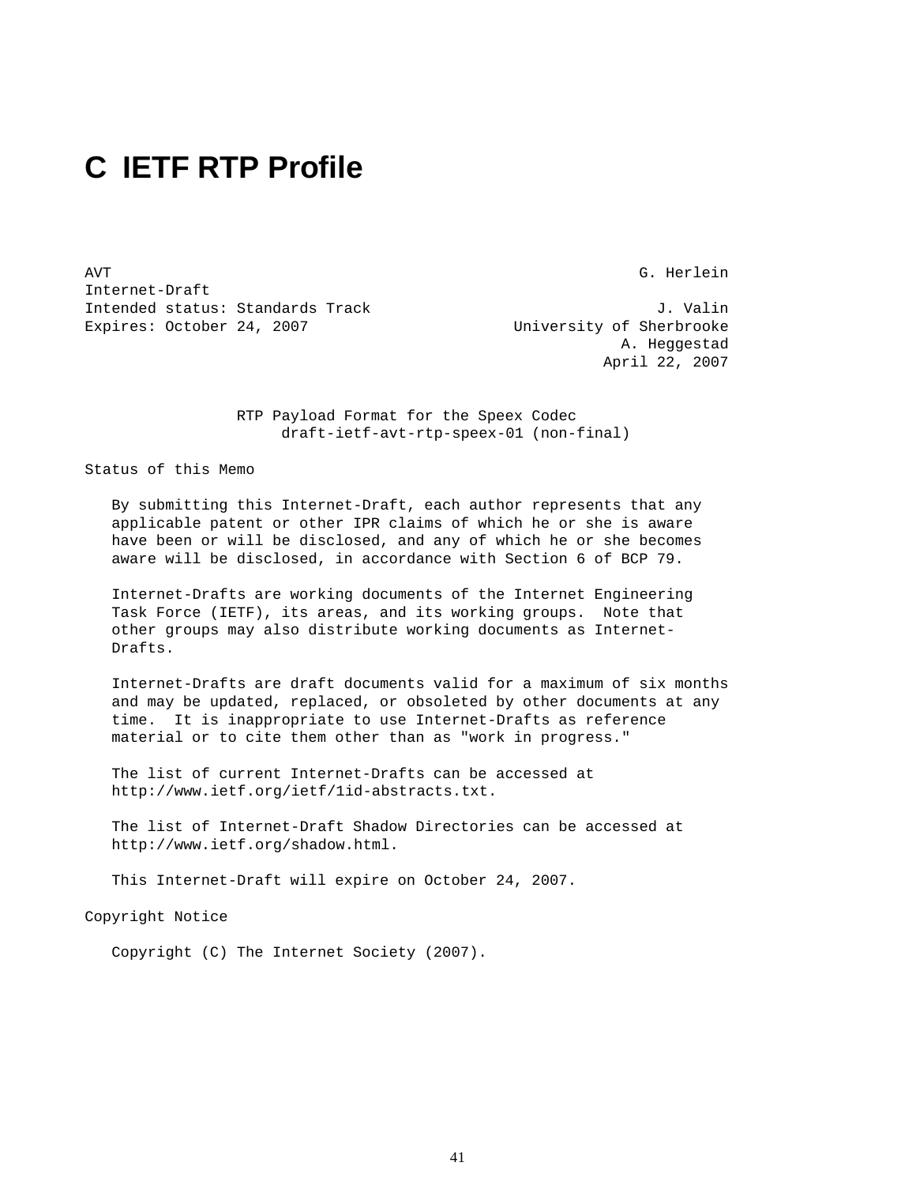# C IETF RTP Profile

```
AVT                                                           G. Herlein
Internet-Draft
Intended status: Standards Track                                J. Valin
Expires: October 24, 2007                      University of Sherbrooke
                                                            A. Heggestad
                                                          April 22, 2007


                RTP Payload Format for the Speex Codec
                     draft-ietf-avt-rtp-speex-01 (non-final)

Status of this Memo

   By submitting this Internet-Draft, each author represents that any
   applicable patent or other IPR claims of which he or she is aware
   have been or will be disclosed, and any of which he or she becomes
   aware will be disclosed, in accordance with Section 6 of BCP 79.

   Internet-Drafts are working documents of the Internet Engineering
   Task Force (IETF), its areas, and its working groups.  Note that
   other groups may also distribute working documents as Internet-
   Drafts.

   Internet-Drafts are draft documents valid for a maximum of six months
   and may be updated, replaced, or obsoleted by other documents at any
   time.  It is inappropriate to use Internet-Drafts as reference
   material or to cite them other than as "work in progress."

   The list of current Internet-Drafts can be accessed at
   http://www.ietf.org/ietf/1id-abstracts.txt.

   The list of Internet-Draft Shadow Directories can be accessed at
   http://www.ietf.org/shadow.html.

   This Internet-Draft will expire on October 24, 2007.

Copyright Notice

   Copyright (C) The Internet Society (2007).
```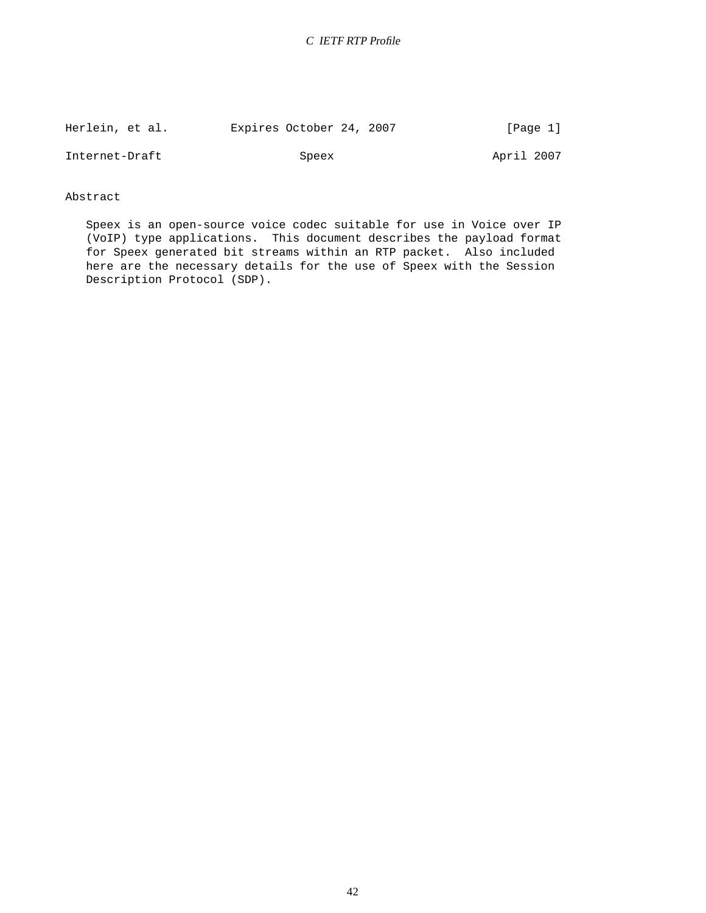Abstract

Speex is an open-source voice codec suitable for use in Voice over IP (VoIP) type applications. This document describes the payload format for Speex generated bit streams within an RTP packet. Also included here are the necessary details for the use of Speex with the Session Description Protocol (SDP).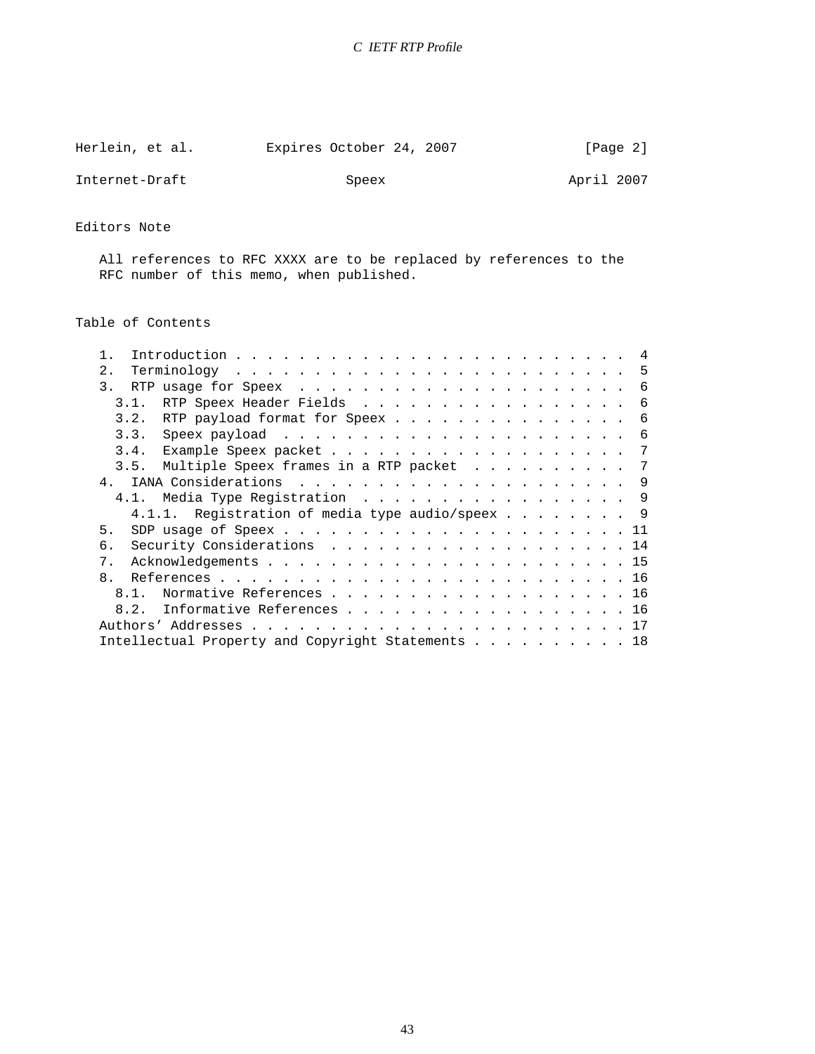Herlein, et al. Expires October 24, 2007 [Page 2]

Internet-Draft Speex April 2007

## Editors Note

All references to RFC XXXX are to be replaced by references to the RFC number of this memo, when published.

## Table of Contents

```
   1.  Introduction . . . . . . . . . . . . . . . . . . . . . . . . .  4
   2.  Terminology  . . . . . . . . . . . . . . . . . . . . . . . . .  5
   3.  RTP usage for Speex  . . . . . . . . . . . . . . . . . . . . .  6
     3.1.  RTP Speex Header Fields  . . . . . . . . . . . . . . . . .  6
     3.2.  RTP payload format for Speex . . . . . . . . . . . . . . .  6
     3.3.  Speex payload  . . . . . . . . . . . . . . . . . . . . . .  6
     3.4.  Example Speex packet . . . . . . . . . . . . . . . . . . .  7
     3.5.  Multiple Speex frames in a RTP packet  . . . . . . . . . .  7
   4.  IANA Considerations  . . . . . . . . . . . . . . . . . . . . .  9
     4.1.  Media Type Registration  . . . . . . . . . . . . . . . . .  9
       4.1.1.  Registration of media type audio/speex . . . . . . . .  9
   5.  SDP usage of Speex . . . . . . . . . . . . . . . . . . . . . . 11
   6.  Security Considerations  . . . . . . . . . . . . . . . . . . . 14
   7.  Acknowledgements . . . . . . . . . . . . . . . . . . . . . . . 15
   8.  References . . . . . . . . . . . . . . . . . . . . . . . . . . 16
     8.1.  Normative References . . . . . . . . . . . . . . . . . . . 16
     8.2.  Informative References . . . . . . . . . . . . . . . . . . 16
   Authors' Addresses . . . . . . . . . . . . . . . . . . . . . . . . 17
   Intellectual Property and Copyright Statements . . . . . . . . . . 18
```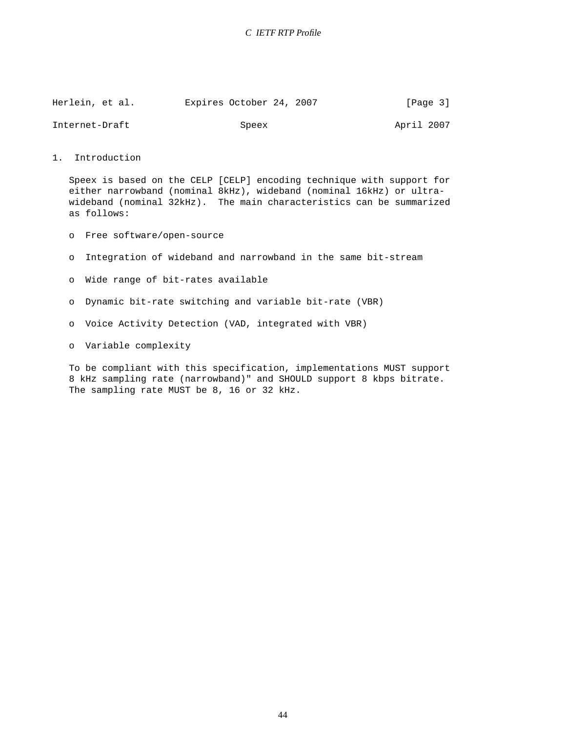## 1. Introduction

Speex is based on the CELP [CELP] encoding technique with support for either narrowband (nominal 8kHz), wideband (nominal 16kHz) or ultra-wideband (nominal 32kHz). The main characteristics can be summarized as follows:

- Free software/open-source
- Integration of wideband and narrowband in the same bit-stream
- Wide range of bit-rates available
- Dynamic bit-rate switching and variable bit-rate (VBR)
- Voice Activity Detection (VAD, integrated with VBR)
- Variable complexity

To be compliant with this specification, implementations MUST support 8 kHz sampling rate (narrowband)" and SHOULD support 8 kbps bitrate. The sampling rate MUST be 8, 16 or 32 kHz.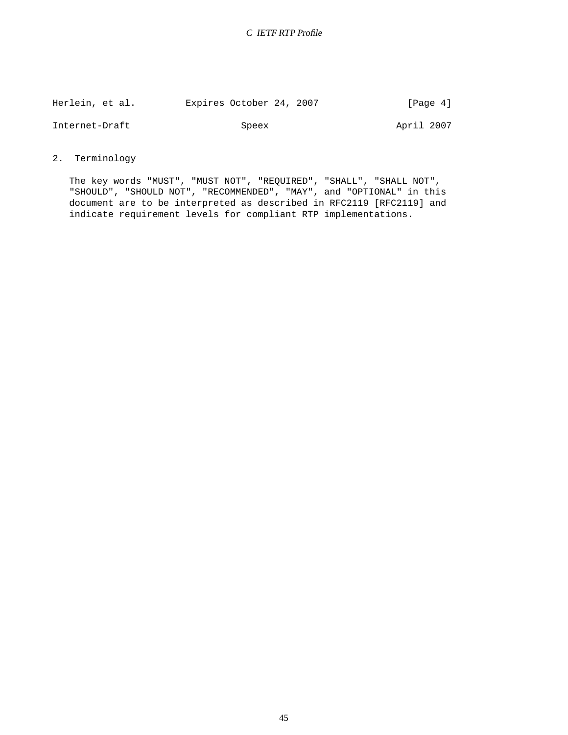## 2. Terminology

The key words "MUST", "MUST NOT", "REQUIRED", "SHALL", "SHALL NOT", "SHOULD", "SHOULD NOT", "RECOMMENDED", "MAY", and "OPTIONAL" in this document are to be interpreted as described in RFC2119 [RFC2119] and indicate requirement levels for compliant RTP implementations.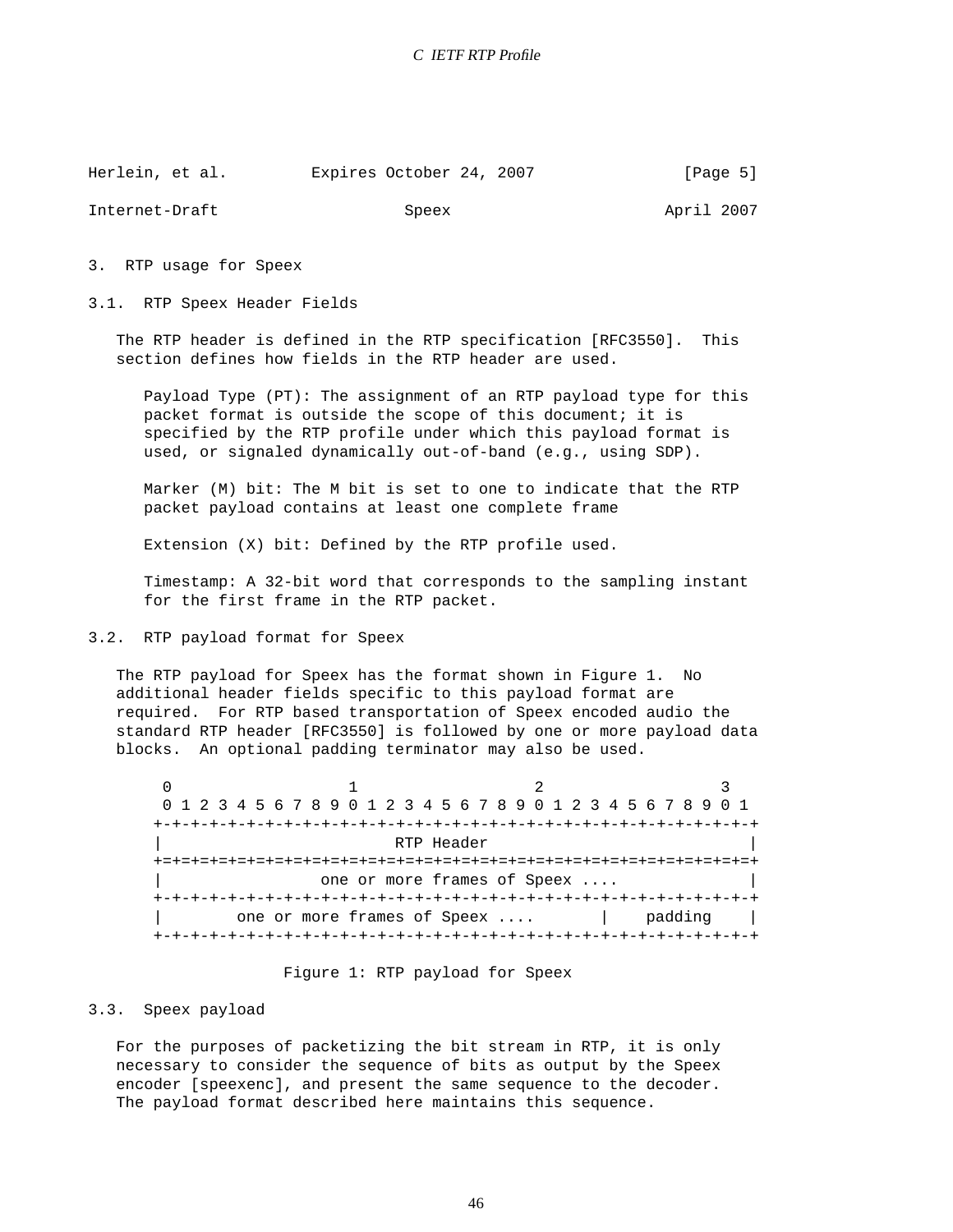## 3. RTP usage for Speex

### 3.1. RTP Speex Header Fields

The RTP header is defined in the RTP specification [RFC3550]. This section defines how fields in the RTP header are used.

Payload Type (PT): The assignment of an RTP payload type for this packet format is outside the scope of this document; it is specified by the RTP profile under which this payload format is used, or signaled dynamically out-of-band (e.g., using SDP).

Marker (M) bit: The M bit is set to one to indicate that the RTP packet payload contains at least one complete frame

Extension (X) bit: Defined by the RTP profile used.

Timestamp: A 32-bit word that corresponds to the sampling instant for the first frame in the RTP packet.

### 3.2. RTP payload format for Speex

The RTP payload for Speex has the format shown in Figure 1. No additional header fields specific to this payload format are required. For RTP based transportation of Speex encoded audio the standard RTP header [RFC3550] is followed by one or more payload data blocks. An optional padding terminator may also be used.

```
 0                   1                   2                   3
 0 1 2 3 4 5 6 7 8 9 0 1 2 3 4 5 6 7 8 9 0 1 2 3 4 5 6 7 8 9 0 1
+-+-+-+-+-+-+-+-+-+-+-+-+-+-+-+-+-+-+-+-+-+-+-+-+-+-+-+-+-+-+-+-+
|                         RTP Header                            |
+=+=+=+=+=+=+=+=+=+=+=+=+=+=+=+=+=+=+=+=+=+=+=+=+=+=+=+=+=+=+=+=+
|                 one or more frames of Speex ....              |
+-+-+-+-+-+-+-+-+-+-+-+-+-+-+-+-+-+-+-+-+-+-+-+-+-+-+-+-+-+-+-+-+
|        one or more frames of Speex ....       |    padding    |
+-+-+-+-+-+-+-+-+-+-+-+-+-+-+-+-+-+-+-+-+-+-+-+-+-+-+-+-+-+-+-+-+
```

Figure 1: RTP payload for Speex

### 3.3. Speex payload

For the purposes of packetizing the bit stream in RTP, it is only necessary to consider the sequence of bits as output by the Speex encoder [speexenc], and present the same sequence to the decoder. The payload format described here maintains this sequence.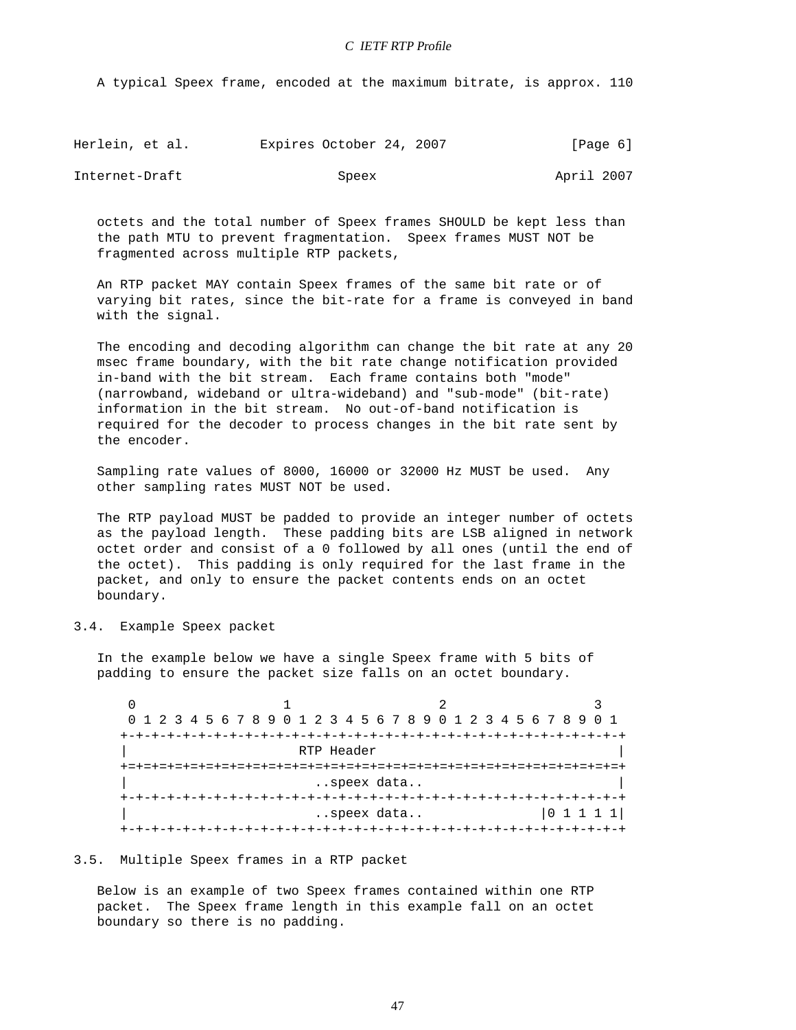A typical Speex frame, encoded at the maximum bitrate, is approx. 110

octets and the total number of Speex frames SHOULD be kept less than the path MTU to prevent fragmentation. Speex frames MUST NOT be fragmented across multiple RTP packets,

An RTP packet MAY contain Speex frames of the same bit rate or of varying bit rates, since the bit-rate for a frame is conveyed in band with the signal.

The encoding and decoding algorithm can change the bit rate at any 20 msec frame boundary, with the bit rate change notification provided in-band with the bit stream. Each frame contains both "mode" (narrowband, wideband or ultra-wideband) and "sub-mode" (bit-rate) information in the bit stream. No out-of-band notification is required for the decoder to process changes in the bit rate sent by the encoder.

Sampling rate values of 8000, 16000 or 32000 Hz MUST be used. Any other sampling rates MUST NOT be used.

The RTP payload MUST be padded to provide an integer number of octets as the payload length. These padding bits are LSB aligned in network octet order and consist of a 0 followed by all ones (until the end of the octet). This padding is only required for the last frame in the packet, and only to ensure the packet contents ends on an octet boundary.

### 3.4. Example Speex packet

In the example below we have a single Speex frame with 5 bits of padding to ensure the packet size falls on an octet boundary.

```
 0                   1                   2                   3
 0 1 2 3 4 5 6 7 8 9 0 1 2 3 4 5 6 7 8 9 0 1 2 3 4 5 6 7 8 9 0 1
+-+-+-+-+-+-+-+-+-+-+-+-+-+-+-+-+-+-+-+-+-+-+-+-+-+-+-+-+-+-+-+-+
|                         RTP Header                            |
+=+=+=+=+=+=+=+=+=+=+=+=+=+=+=+=+=+=+=+=+=+=+=+=+=+=+=+=+=+=+=+=+
|                         ..speex data..                        |
+-+-+-+-+-+-+-+-+-+-+-+-+-+-+-+-+-+-+-+-+-+-+-+-+-+-+-+-+-+-+-+-+
|                         ..speex data..              |0 1 1 1 1|
+-+-+-+-+-+-+-+-+-+-+-+-+-+-+-+-+-+-+-+-+-+-+-+-+-+-+-+-+-+-+-+-+
```

### 3.5. Multiple Speex frames in a RTP packet

Below is an example of two Speex frames contained within one RTP packet. The Speex frame length in this example fall on an octet boundary so there is no padding.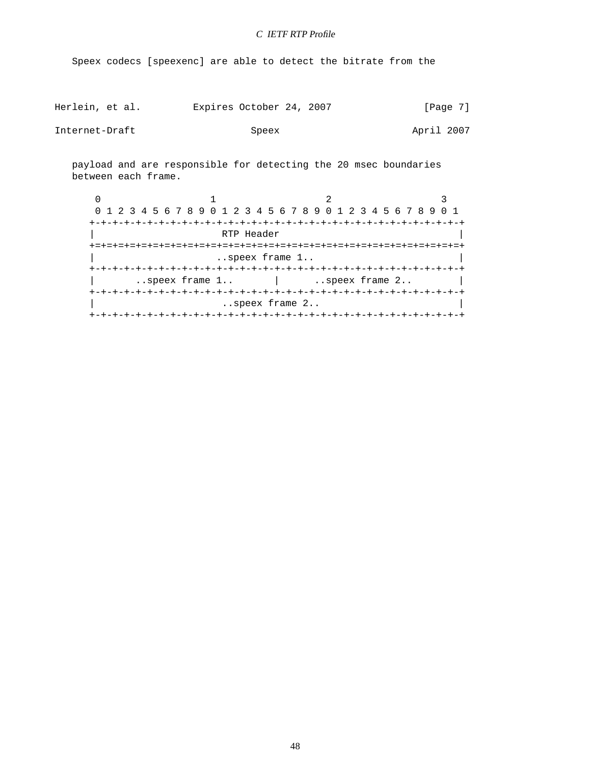Speex codecs [speexenc] are able to detect the bitrate from the payload and are responsible for detecting the 20 msec boundaries between each frame.

```
     0                   1                   2                   3
     0 1 2 3 4 5 6 7 8 9 0 1 2 3 4 5 6 7 8 9 0 1 2 3 4 5 6 7 8 9 0 1
    +-+-+-+-+-+-+-+-+-+-+-+-+-+-+-+-+-+-+-+-+-+-+-+-+-+-+-+-+-+-+-+-+
    |                         RTP Header                            |
    +=+=+=+=+=+=+=+=+=+=+=+=+=+=+=+=+=+=+=+=+=+=+=+=+=+=+=+=+=+=+=+=+
    |                     ..speex frame 1..                         |
    +-+-+-+-+-+-+-+-+-+-+-+-+-+-+-+-+-+-+-+-+-+-+-+-+-+-+-+-+-+-+-+-+
    |       ..speex frame 1..       |      ..speex frame 2..        |
    +-+-+-+-+-+-+-+-+-+-+-+-+-+-+-+-+-+-+-+-+-+-+-+-+-+-+-+-+-+-+-+-+
    |                      ..speex frame 2..                        |
    +-+-+-+-+-+-+-+-+-+-+-+-+-+-+-+-+-+-+-+-+-+-+-+-+-+-+-+-+-+-+-+-+
```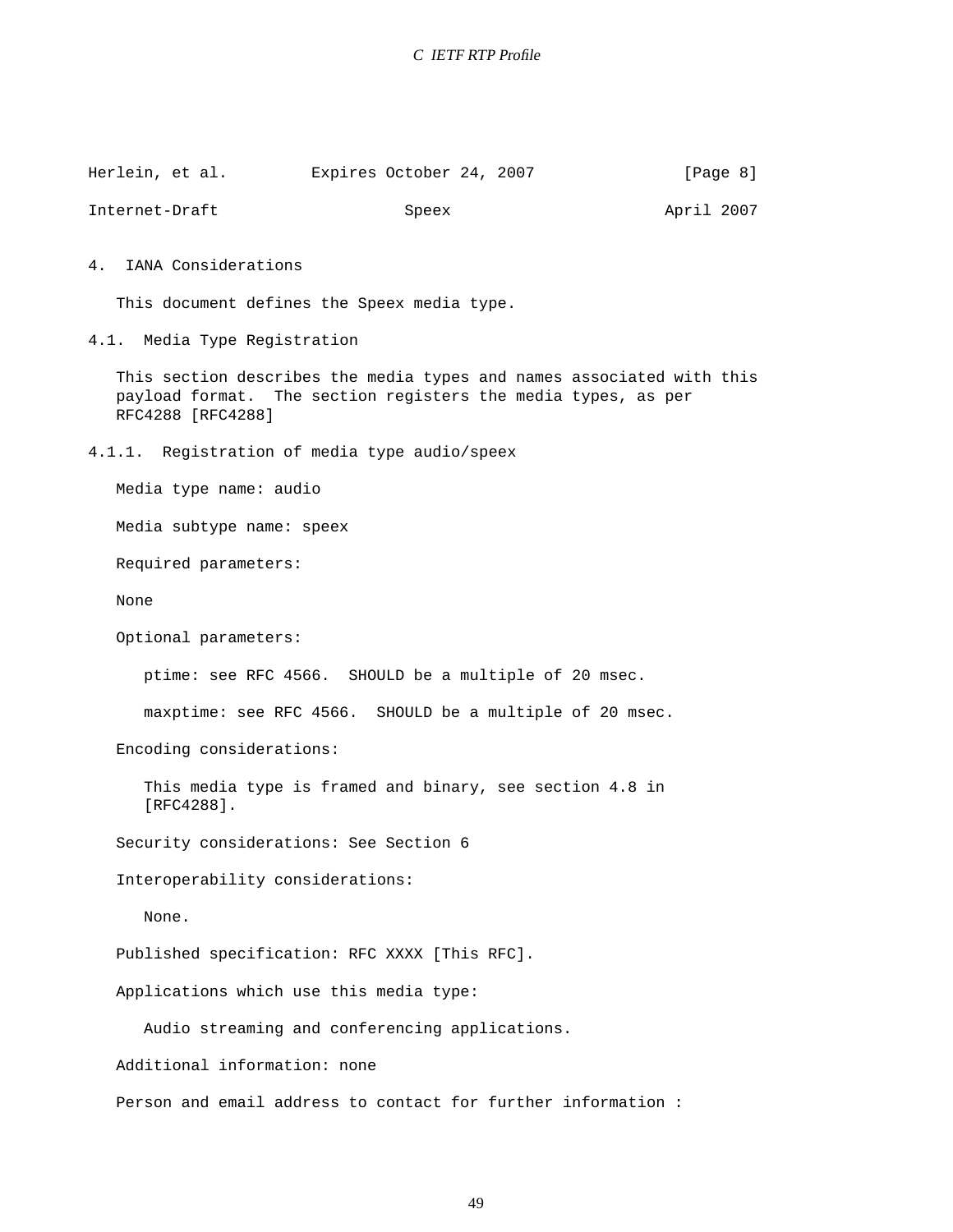## 4. IANA Considerations

This document defines the Speex media type.

### 4.1. Media Type Registration

This section describes the media types and names associated with this payload format. The section registers the media types, as per RFC4288 [RFC4288]

#### 4.1.1. Registration of media type audio/speex

Media type name: audio

Media subtype name: speex

Required parameters:

None

Optional parameters:

ptime: see RFC 4566. SHOULD be a multiple of 20 msec.

maxptime: see RFC 4566. SHOULD be a multiple of 20 msec.

Encoding considerations:

This media type is framed and binary, see section 4.8 in [RFC4288].

Security considerations: See Section 6

Interoperability considerations:

None.

Published specification: RFC XXXX [This RFC].

Applications which use this media type:

Audio streaming and conferencing applications.

Additional information: none

Person and email address to contact for further information :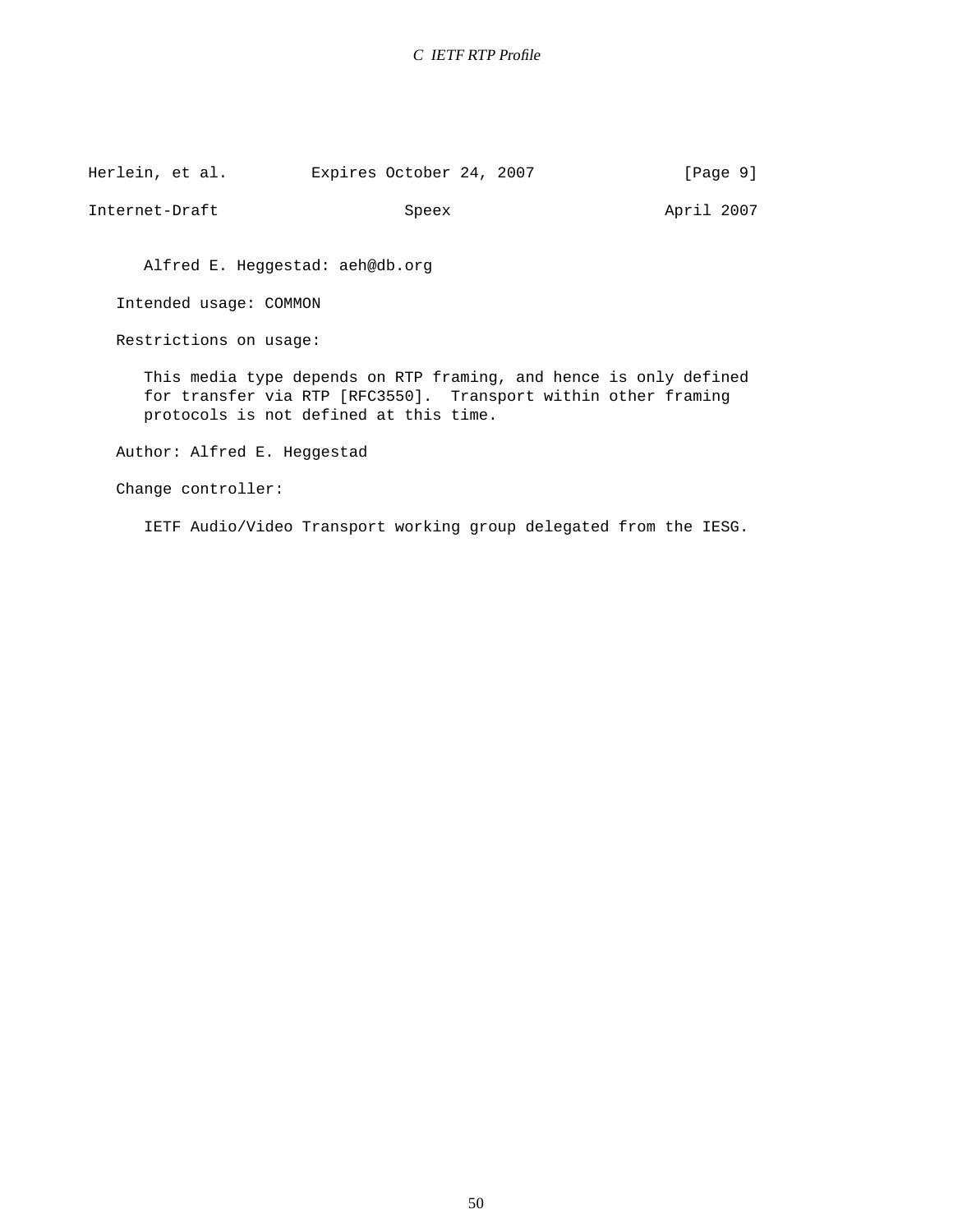```
      Alfred E. Heggestad: aeh@db.org

   Intended usage: COMMON

   Restrictions on usage:

      This media type depends on RTP framing, and hence is only defined
      for transfer via RTP [RFC3550].  Transport within other framing
      protocols is not defined at this time.

   Author: Alfred E. Heggestad

   Change controller:

      IETF Audio/Video Transport working group delegated from the IESG.
```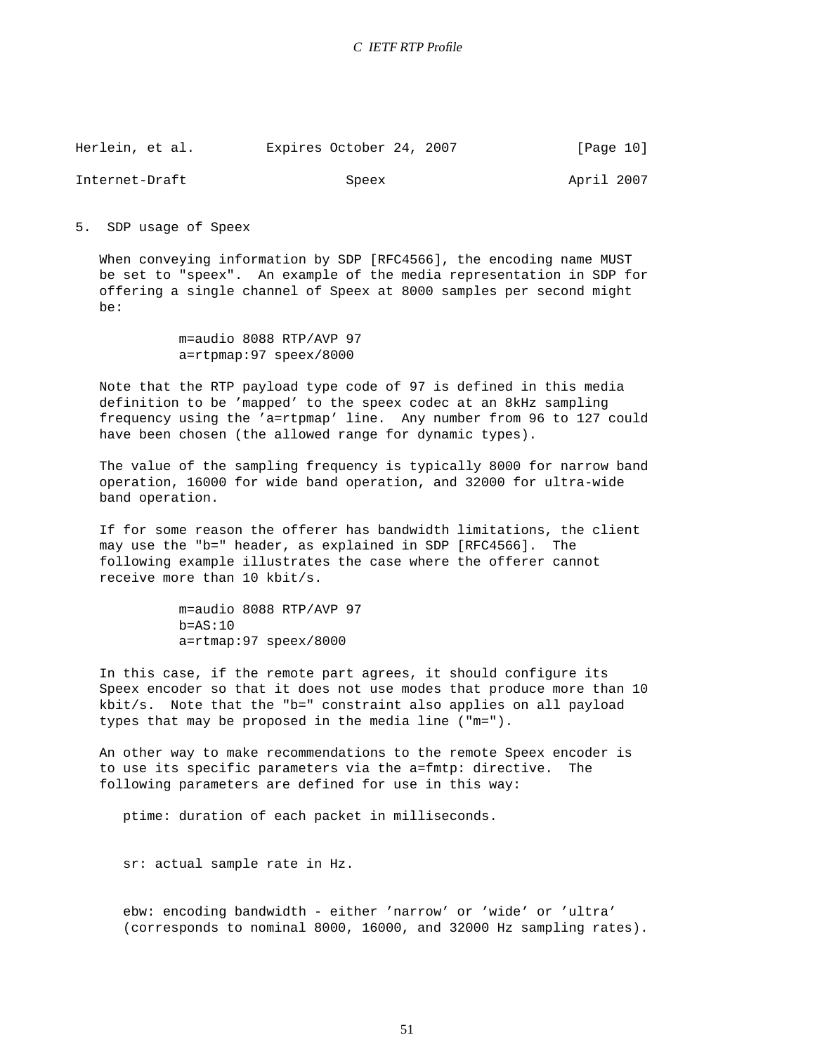## 5. SDP usage of Speex

When conveying information by SDP [RFC4566], the encoding name MUST be set to "speex". An example of the media representation in SDP for offering a single channel of Speex at 8000 samples per second might be:

```
m=audio 8088 RTP/AVP 97
a=rtpmap:97 speex/8000
```

Note that the RTP payload type code of 97 is defined in this media definition to be 'mapped' to the speex codec at an 8kHz sampling frequency using the 'a=rtpmap' line. Any number from 96 to 127 could have been chosen (the allowed range for dynamic types).

The value of the sampling frequency is typically 8000 for narrow band operation, 16000 for wide band operation, and 32000 for ultra-wide band operation.

If for some reason the offerer has bandwidth limitations, the client may use the "b=" header, as explained in SDP [RFC4566]. The following example illustrates the case where the offerer cannot receive more than 10 kbit/s.

```
m=audio 8088 RTP/AVP 97
b=AS:10
a=rtmap:97 speex/8000
```

In this case, if the remote part agrees, it should configure its Speex encoder so that it does not use modes that produce more than 10 kbit/s. Note that the "b=" constraint also applies on all payload types that may be proposed in the media line ("m=").

An other way to make recommendations to the remote Speex encoder is to use its specific parameters via the a=fmtp: directive. The following parameters are defined for use in this way:

ptime: duration of each packet in milliseconds.

sr: actual sample rate in Hz.

ebw: encoding bandwidth - either 'narrow' or 'wide' or 'ultra' (corresponds to nominal 8000, 16000, and 32000 Hz sampling rates).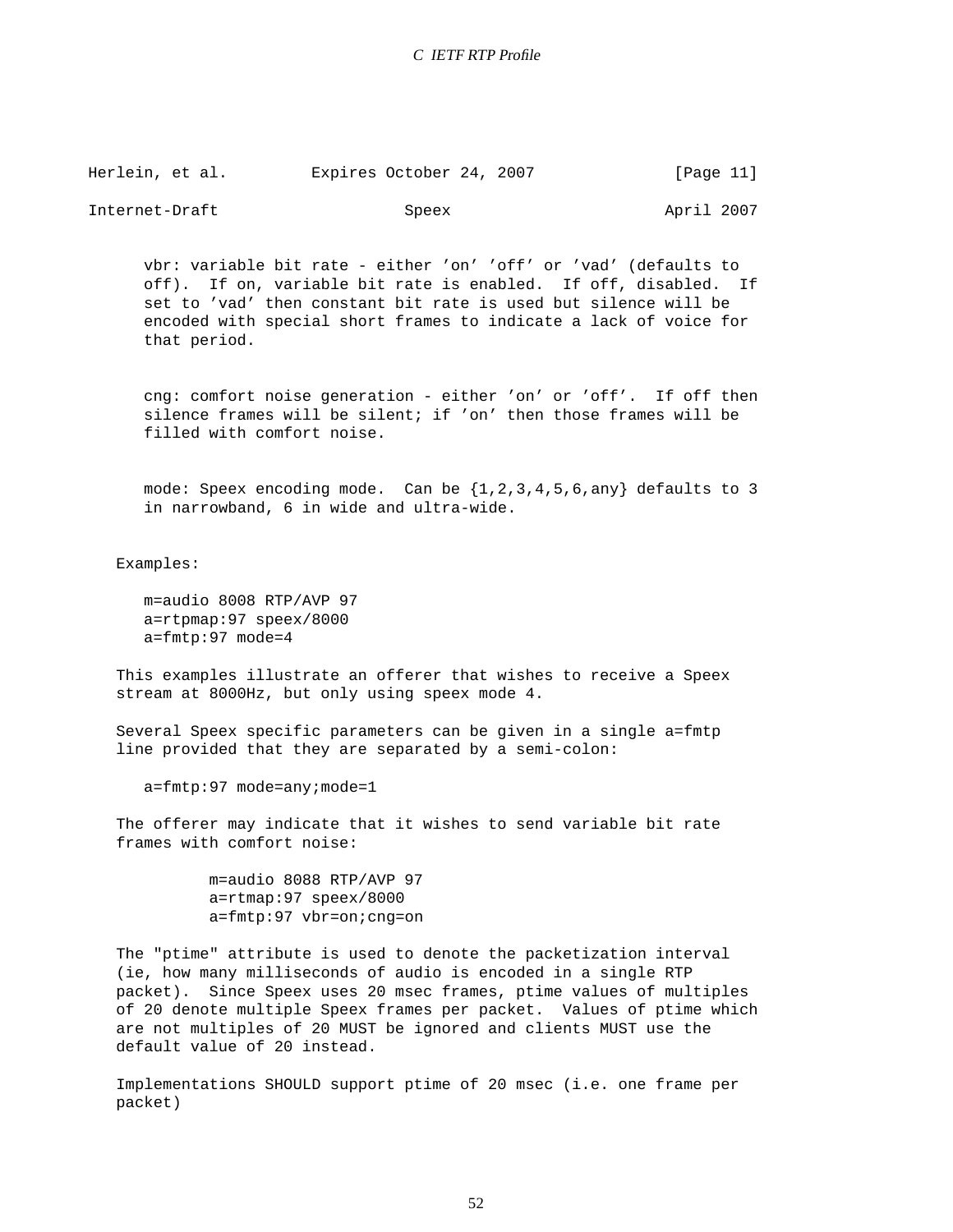vbr: variable bit rate - either 'on' 'off' or 'vad' (defaults to off). If on, variable bit rate is enabled. If off, disabled. If set to 'vad' then constant bit rate is used but silence will be encoded with special short frames to indicate a lack of voice for that period.

cng: comfort noise generation - either 'on' or 'off'. If off then silence frames will be silent; if 'on' then those frames will be filled with comfort noise.

mode: Speex encoding mode. Can be {1,2,3,4,5,6,any} defaults to 3 in narrowband, 6 in wide and ultra-wide.

Examples:

```
m=audio 8008 RTP/AVP 97
a=rtpmap:97 speex/8000
a=fmtp:97 mode=4
```

This examples illustrate an offerer that wishes to receive a Speex stream at 8000Hz, but only using speex mode 4.

Several Speex specific parameters can be given in a single a=fmtp line provided that they are separated by a semi-colon:

```
a=fmtp:97 mode=any;mode=1
```

The offerer may indicate that it wishes to send variable bit rate frames with comfort noise:

```
m=audio 8088 RTP/AVP 97
a=rtmap:97 speex/8000
a=fmtp:97 vbr=on;cng=on
```

The "ptime" attribute is used to denote the packetization interval (ie, how many milliseconds of audio is encoded in a single RTP packet). Since Speex uses 20 msec frames, ptime values of multiples of 20 denote multiple Speex frames per packet. Values of ptime which are not multiples of 20 MUST be ignored and clients MUST use the default value of 20 instead.

Implementations SHOULD support ptime of 20 msec (i.e. one frame per packet)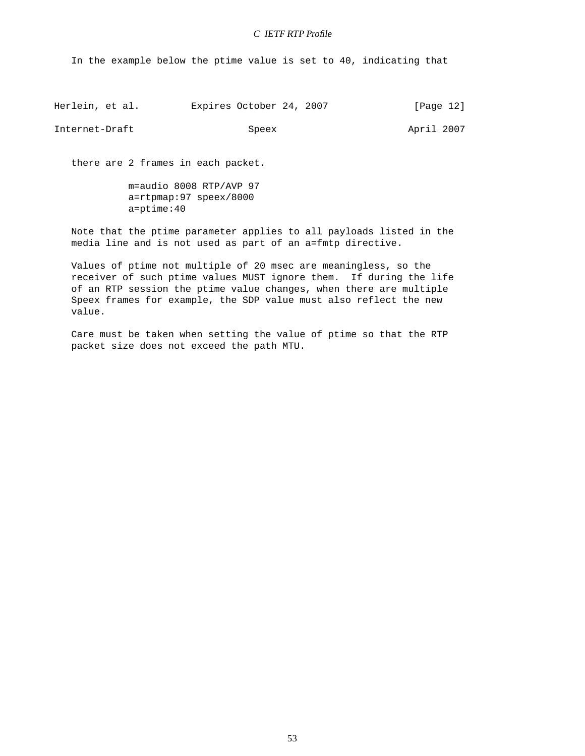In the example below the ptime value is set to 40, indicating that there are 2 frames in each packet.

```
m=audio 8008 RTP/AVP 97
a=rtpmap:97 speex/8000
a=ptime:40
```

Note that the ptime parameter applies to all payloads listed in the media line and is not used as part of an a=fmtp directive.

Values of ptime not multiple of 20 msec are meaningless, so the receiver of such ptime values MUST ignore them. If during the life of an RTP session the ptime value changes, when there are multiple Speex frames for example, the SDP value must also reflect the new value.

Care must be taken when setting the value of ptime so that the RTP packet size does not exceed the path MTU.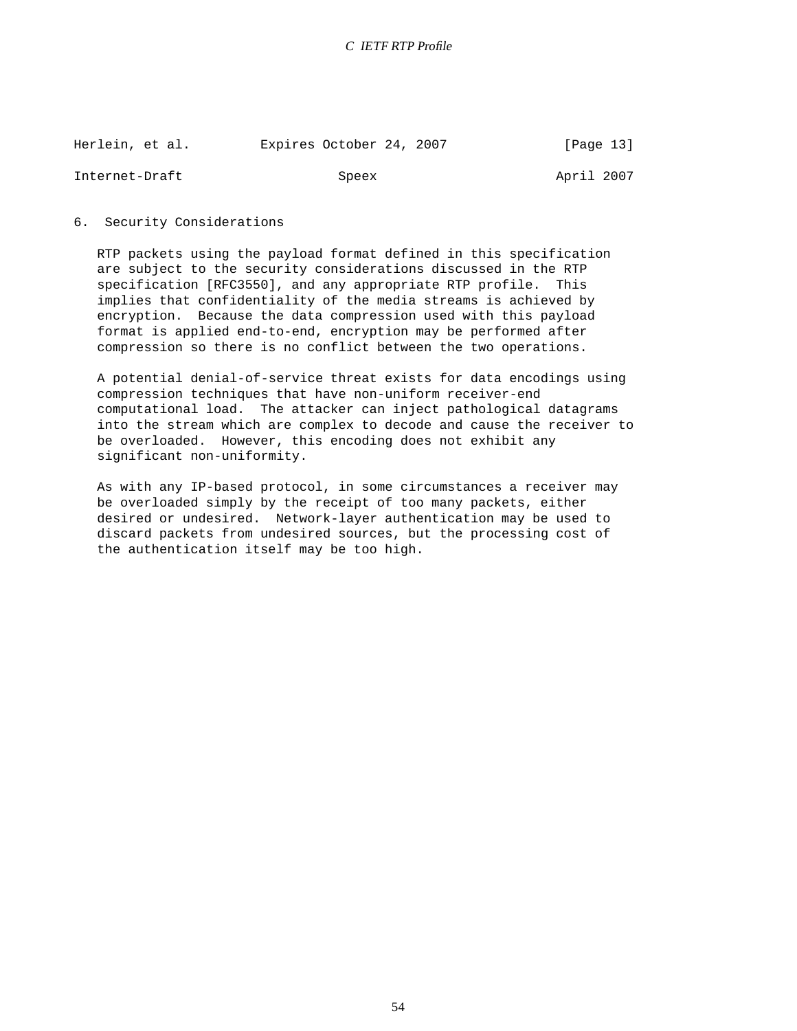## 6. Security Considerations

RTP packets using the payload format defined in this specification are subject to the security considerations discussed in the RTP specification [RFC3550], and any appropriate RTP profile. This implies that confidentiality of the media streams is achieved by encryption. Because the data compression used with this payload format is applied end-to-end, encryption may be performed after compression so there is no conflict between the two operations.

A potential denial-of-service threat exists for data encodings using compression techniques that have non-uniform receiver-end computational load. The attacker can inject pathological datagrams into the stream which are complex to decode and cause the receiver to be overloaded. However, this encoding does not exhibit any significant non-uniformity.

As with any IP-based protocol, in some circumstances a receiver may be overloaded simply by the receipt of too many packets, either desired or undesired. Network-layer authentication may be used to discard packets from undesired sources, but the processing cost of the authentication itself may be too high.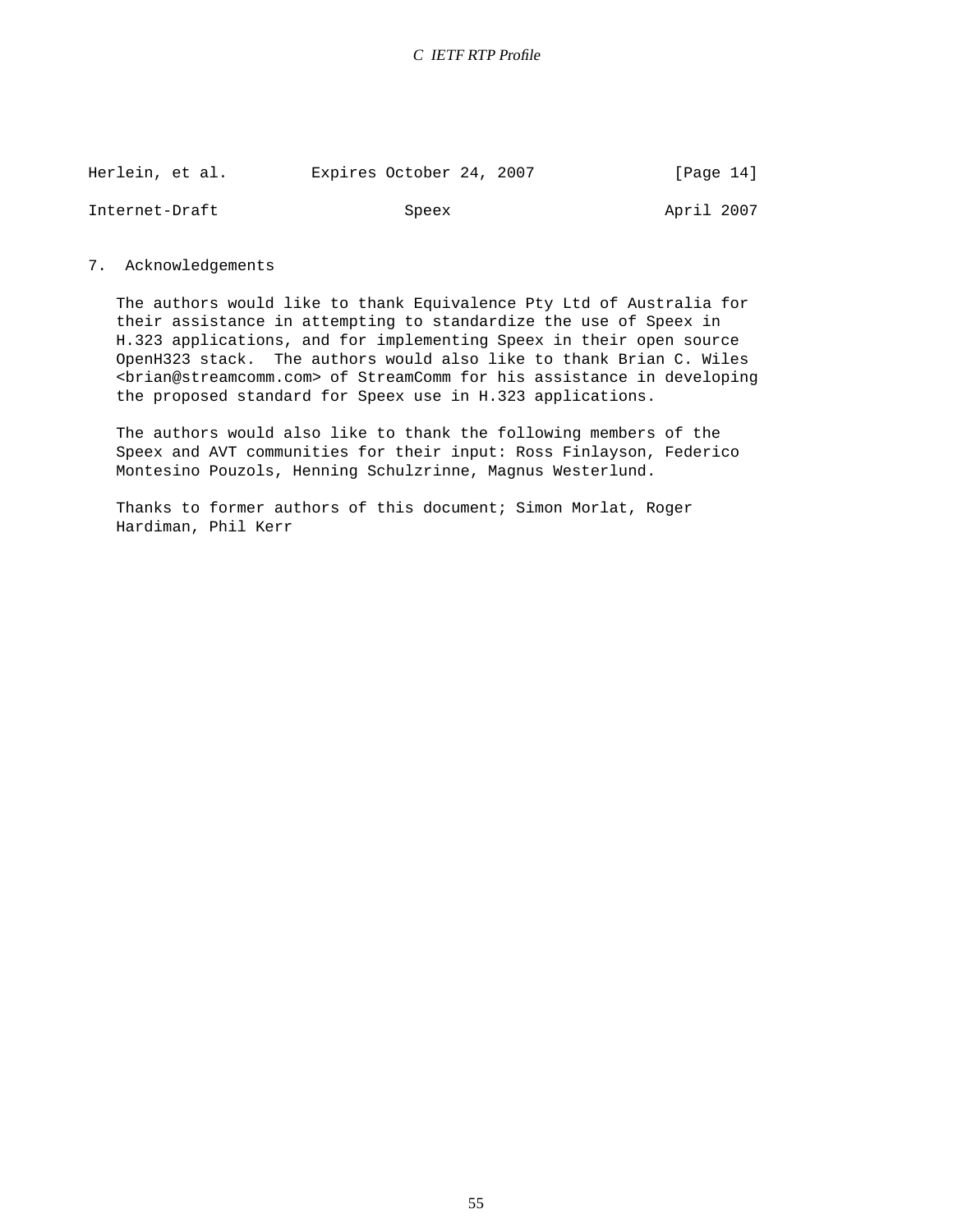## 7. Acknowledgements

The authors would like to thank Equivalence Pty Ltd of Australia for their assistance in attempting to standardize the use of Speex in H.323 applications, and for implementing Speex in their open source OpenH323 stack. The authors would also like to thank Brian C. Wiles <brian@streamcomm.com> of StreamComm for his assistance in developing the proposed standard for Speex use in H.323 applications.

The authors would also like to thank the following members of the Speex and AVT communities for their input: Ross Finlayson, Federico Montesino Pouzols, Henning Schulzrinne, Magnus Westerlund.

Thanks to former authors of this document; Simon Morlat, Roger Hardiman, Phil Kerr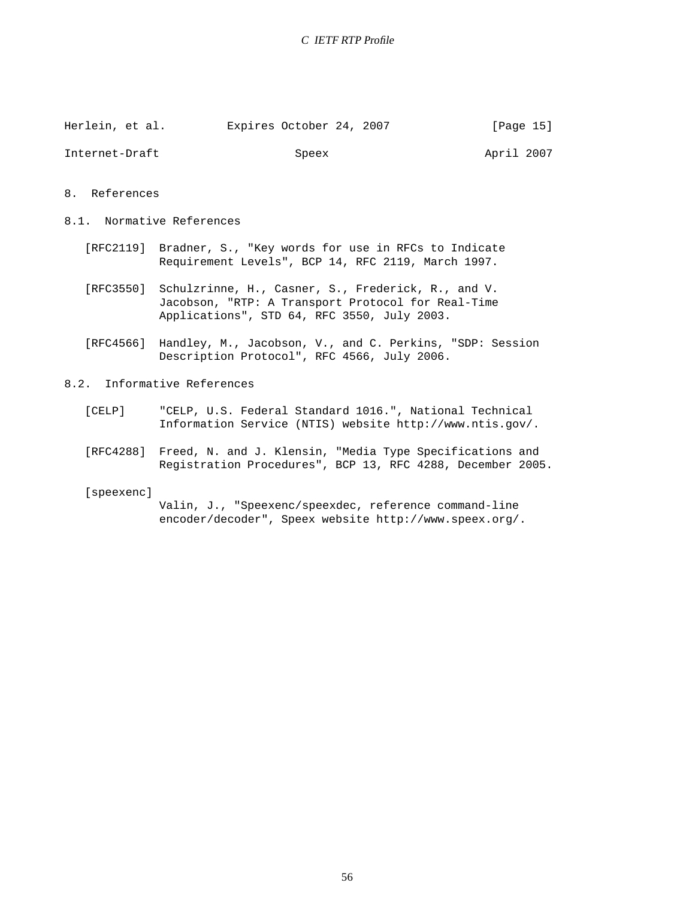## 8. References

### 8.1. Normative References

[RFC2119] Bradner, S., "Key words for use in RFCs to Indicate Requirement Levels", BCP 14, RFC 2119, March 1997.

[RFC3550] Schulzrinne, H., Casner, S., Frederick, R., and V. Jacobson, "RTP: A Transport Protocol for Real-Time Applications", STD 64, RFC 3550, July 2003.

[RFC4566] Handley, M., Jacobson, V., and C. Perkins, "SDP: Session Description Protocol", RFC 4566, July 2006.

### 8.2. Informative References

[CELP] "CELP, U.S. Federal Standard 1016.", National Technical Information Service (NTIS) website http://www.ntis.gov/.

[RFC4288] Freed, N. and J. Klensin, "Media Type Specifications and Registration Procedures", BCP 13, RFC 4288, December 2005.

[speexenc] Valin, J., "Speexenc/speexdec, reference command-line encoder/decoder", Speex website http://www.speex.org/.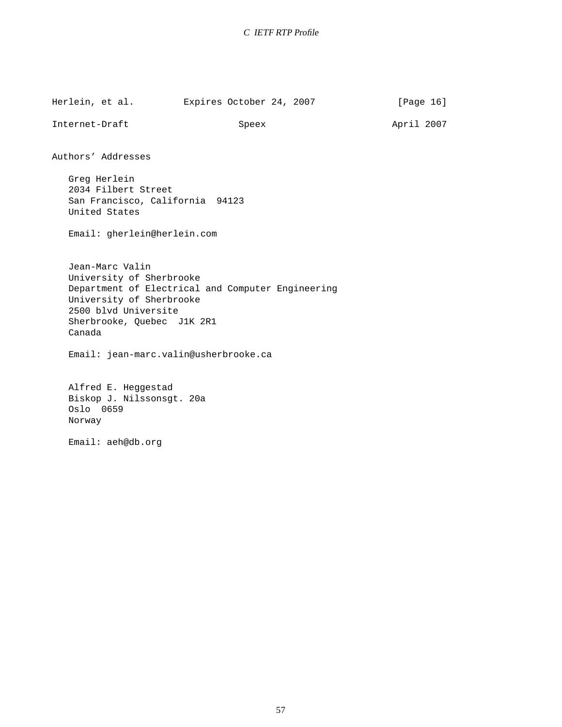Herlein, et al.         Expires October 24, 2007              [Page 16]

Internet-Draft                   Speex                       April 2007

Authors' Addresses

```
   Greg Herlein
   2034 Filbert Street
   San Francisco, California  94123
   United States

   Email: gherlein@herlein.com


   Jean-Marc Valin
   University of Sherbrooke
   Department of Electrical and Computer Engineering
   University of Sherbrooke
   2500 blvd Universite
   Sherbrooke, Quebec  J1K 2R1
   Canada

   Email: jean-marc.valin@usherbrooke.ca


   Alfred E. Heggestad
   Biskop J. Nilssonsgt. 20a
   Oslo  0659
   Norway

   Email: aeh@db.org
```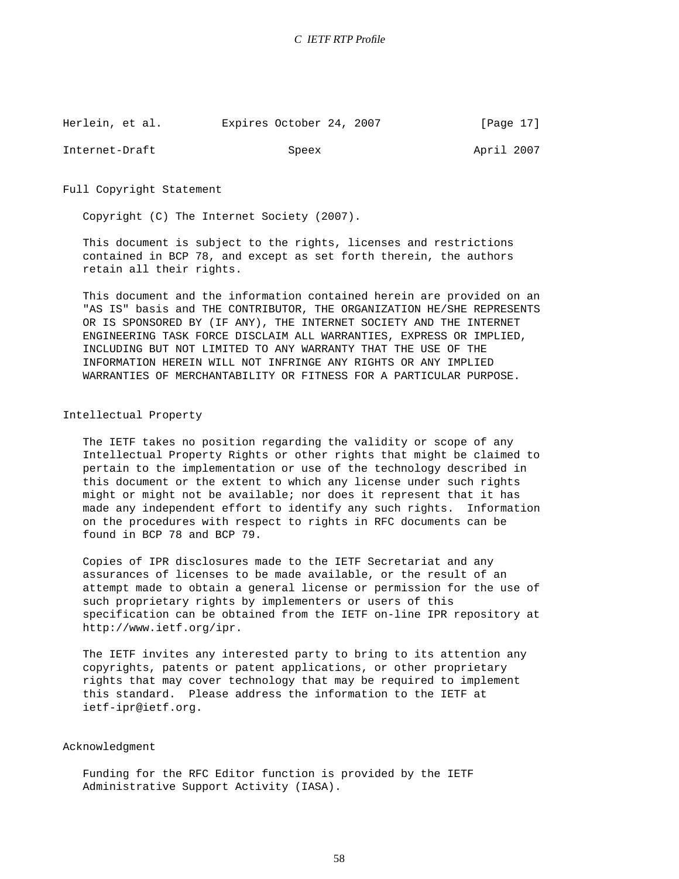## Full Copyright Statement

Copyright (C) The Internet Society (2007).

This document is subject to the rights, licenses and restrictions contained in BCP 78, and except as set forth therein, the authors retain all their rights.

This document and the information contained herein are provided on an "AS IS" basis and THE CONTRIBUTOR, THE ORGANIZATION HE/SHE REPRESENTS OR IS SPONSORED BY (IF ANY), THE INTERNET SOCIETY AND THE INTERNET ENGINEERING TASK FORCE DISCLAIM ALL WARRANTIES, EXPRESS OR IMPLIED, INCLUDING BUT NOT LIMITED TO ANY WARRANTY THAT THE USE OF THE INFORMATION HEREIN WILL NOT INFRINGE ANY RIGHTS OR ANY IMPLIED WARRANTIES OF MERCHANTABILITY OR FITNESS FOR A PARTICULAR PURPOSE.

## Intellectual Property

The IETF takes no position regarding the validity or scope of any Intellectual Property Rights or other rights that might be claimed to pertain to the implementation or use of the technology described in this document or the extent to which any license under such rights might or might not be available; nor does it represent that it has made any independent effort to identify any such rights. Information on the procedures with respect to rights in RFC documents can be found in BCP 78 and BCP 79.

Copies of IPR disclosures made to the IETF Secretariat and any assurances of licenses to be made available, or the result of an attempt made to obtain a general license or permission for the use of such proprietary rights by implementers or users of this specification can be obtained from the IETF on-line IPR repository at http://www.ietf.org/ipr.

The IETF invites any interested party to bring to its attention any copyrights, patents or patent applications, or other proprietary rights that may cover technology that may be required to implement this standard. Please address the information to the IETF at ietf-ipr@ietf.org.

## Acknowledgment

Funding for the RFC Editor function is provided by the IETF Administrative Support Activity (IASA).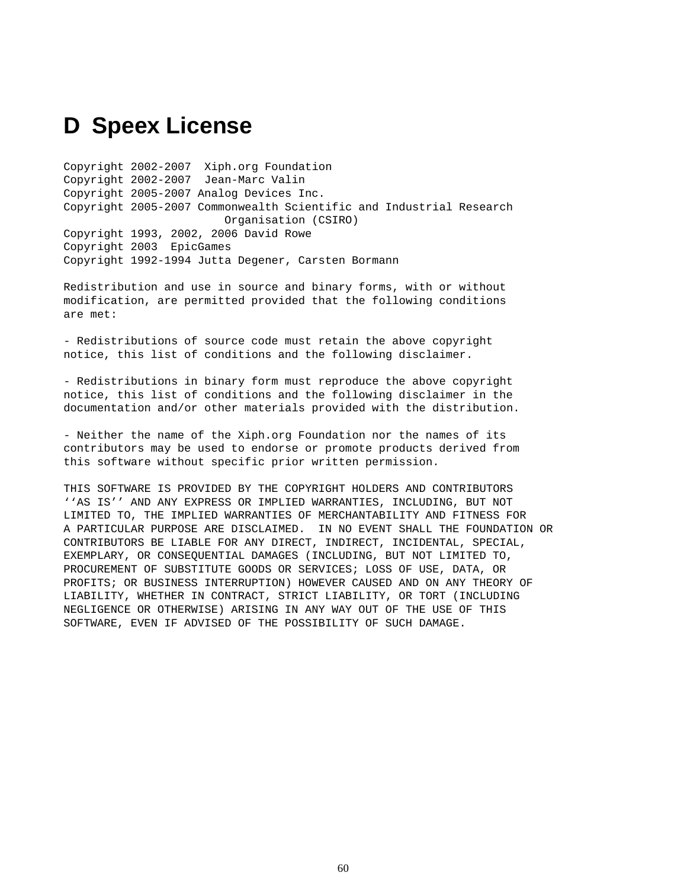# D Speex License

```
Copyright 2002-2007  Xiph.org Foundation
Copyright 2002-2007  Jean-Marc Valin
Copyright 2005-2007 Analog Devices Inc.
Copyright 2005-2007 Commonwealth Scientific and Industrial Research
                    Organisation (CSIRO)
Copyright 1993, 2002, 2006 David Rowe
Copyright 2003  EpicGames
Copyright 1992-1994 Jutta Degener, Carsten Bormann

Redistribution and use in source and binary forms, with or without
modification, are permitted provided that the following conditions
are met:

- Redistributions of source code must retain the above copyright
notice, this list of conditions and the following disclaimer.

- Redistributions in binary form must reproduce the above copyright
notice, this list of conditions and the following disclaimer in the
documentation and/or other materials provided with the distribution.

- Neither the name of the Xiph.org Foundation nor the names of its
contributors may be used to endorse or promote products derived from
this software without specific prior written permission.

THIS SOFTWARE IS PROVIDED BY THE COPYRIGHT HOLDERS AND CONTRIBUTORS
‘‘AS IS’’ AND ANY EXPRESS OR IMPLIED WARRANTIES, INCLUDING, BUT NOT
LIMITED TO, THE IMPLIED WARRANTIES OF MERCHANTABILITY AND FITNESS FOR
A PARTICULAR PURPOSE ARE DISCLAIMED.  IN NO EVENT SHALL THE FOUNDATION OR
CONTRIBUTORS BE LIABLE FOR ANY DIRECT, INDIRECT, INCIDENTAL, SPECIAL,
EXEMPLARY, OR CONSEQUENTIAL DAMAGES (INCLUDING, BUT NOT LIMITED TO,
PROCUREMENT OF SUBSTITUTE GOODS OR SERVICES; LOSS OF USE, DATA, OR
PROFITS; OR BUSINESS INTERRUPTION) HOWEVER CAUSED AND ON ANY THEORY OF
LIABILITY, WHETHER IN CONTRACT, STRICT LIABILITY, OR TORT (INCLUDING
NEGLIGENCE OR OTHERWISE) ARISING IN ANY WAY OUT OF THE USE OF THIS
SOFTWARE, EVEN IF ADVISED OF THE POSSIBILITY OF SUCH DAMAGE.
```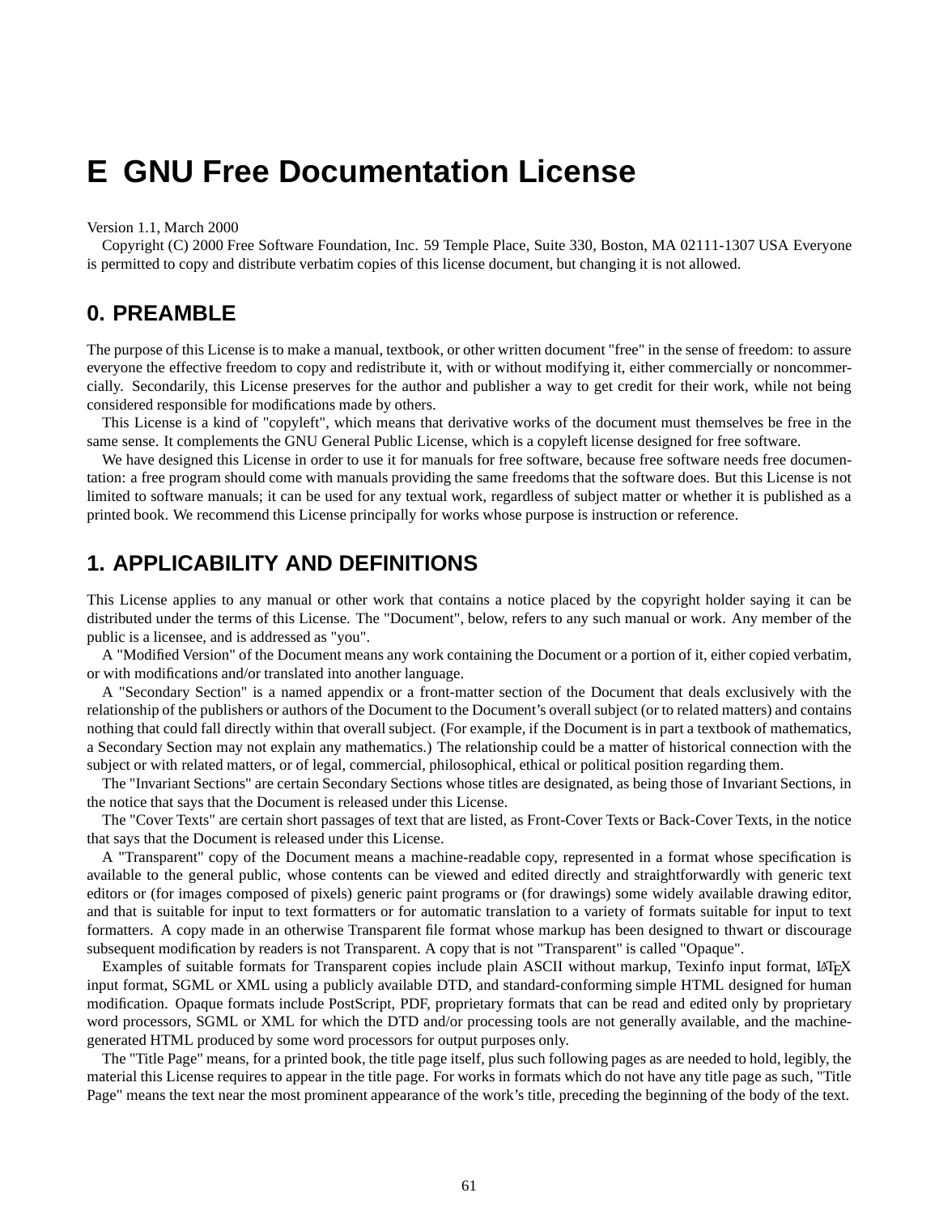# E GNU Free Documentation License

Version 1.1, March 2000

Copyright (C) 2000 Free Software Foundation, Inc. 59 Temple Place, Suite 330, Boston, MA 02111-1307 USA Everyone is permitted to copy and distribute verbatim copies of this license document, but changing it is not allowed.

## 0. PREAMBLE

The purpose of this License is to make a manual, textbook, or other written document "free" in the sense of freedom: to assure everyone the effective freedom to copy and redistribute it, with or without modifying it, either commercially or noncommercially. Secondarily, this License preserves for the author and publisher a way to get credit for their work, while not being considered responsible for modifications made by others.

This License is a kind of "copyleft", which means that derivative works of the document must themselves be free in the same sense. It complements the GNU General Public License, which is a copyleft license designed for free software.

We have designed this License in order to use it for manuals for free software, because free software needs free documentation: a free program should come with manuals providing the same freedoms that the software does. But this License is not limited to software manuals; it can be used for any textual work, regardless of subject matter or whether it is published as a printed book. We recommend this License principally for works whose purpose is instruction or reference.

## 1. APPLICABILITY AND DEFINITIONS

This License applies to any manual or other work that contains a notice placed by the copyright holder saying it can be distributed under the terms of this License. The "Document", below, refers to any such manual or work. Any member of the public is a licensee, and is addressed as "you".

A "Modified Version" of the Document means any work containing the Document or a portion of it, either copied verbatim, or with modifications and/or translated into another language.

A "Secondary Section" is a named appendix or a front-matter section of the Document that deals exclusively with the relationship of the publishers or authors of the Document to the Document's overall subject (or to related matters) and contains nothing that could fall directly within that overall subject. (For example, if the Document is in part a textbook of mathematics, a Secondary Section may not explain any mathematics.) The relationship could be a matter of historical connection with the subject or with related matters, or of legal, commercial, philosophical, ethical or political position regarding them.

The "Invariant Sections" are certain Secondary Sections whose titles are designated, as being those of Invariant Sections, in the notice that says that the Document is released under this License.

The "Cover Texts" are certain short passages of text that are listed, as Front-Cover Texts or Back-Cover Texts, in the notice that says that the Document is released under this License.

A "Transparent" copy of the Document means a machine-readable copy, represented in a format whose specification is available to the general public, whose contents can be viewed and edited directly and straightforwardly with generic text editors or (for images composed of pixels) generic paint programs or (for drawings) some widely available drawing editor, and that is suitable for input to text formatters or for automatic translation to a variety of formats suitable for input to text formatters. A copy made in an otherwise Transparent file format whose markup has been designed to thwart or discourage subsequent modification by readers is not Transparent. A copy that is not "Transparent" is called "Opaque".

Examples of suitable formats for Transparent copies include plain ASCII without markup, Texinfo input format, LaTeX input format, SGML or XML using a publicly available DTD, and standard-conforming simple HTML designed for human modification. Opaque formats include PostScript, PDF, proprietary formats that can be read and edited only by proprietary word processors, SGML or XML for which the DTD and/or processing tools are not generally available, and the machine-generated HTML produced by some word processors for output purposes only.

The "Title Page" means, for a printed book, the title page itself, plus such following pages as are needed to hold, legibly, the material this License requires to appear in the title page. For works in formats which do not have any title page as such, "Title Page" means the text near the most prominent appearance of the work's title, preceding the beginning of the body of the text.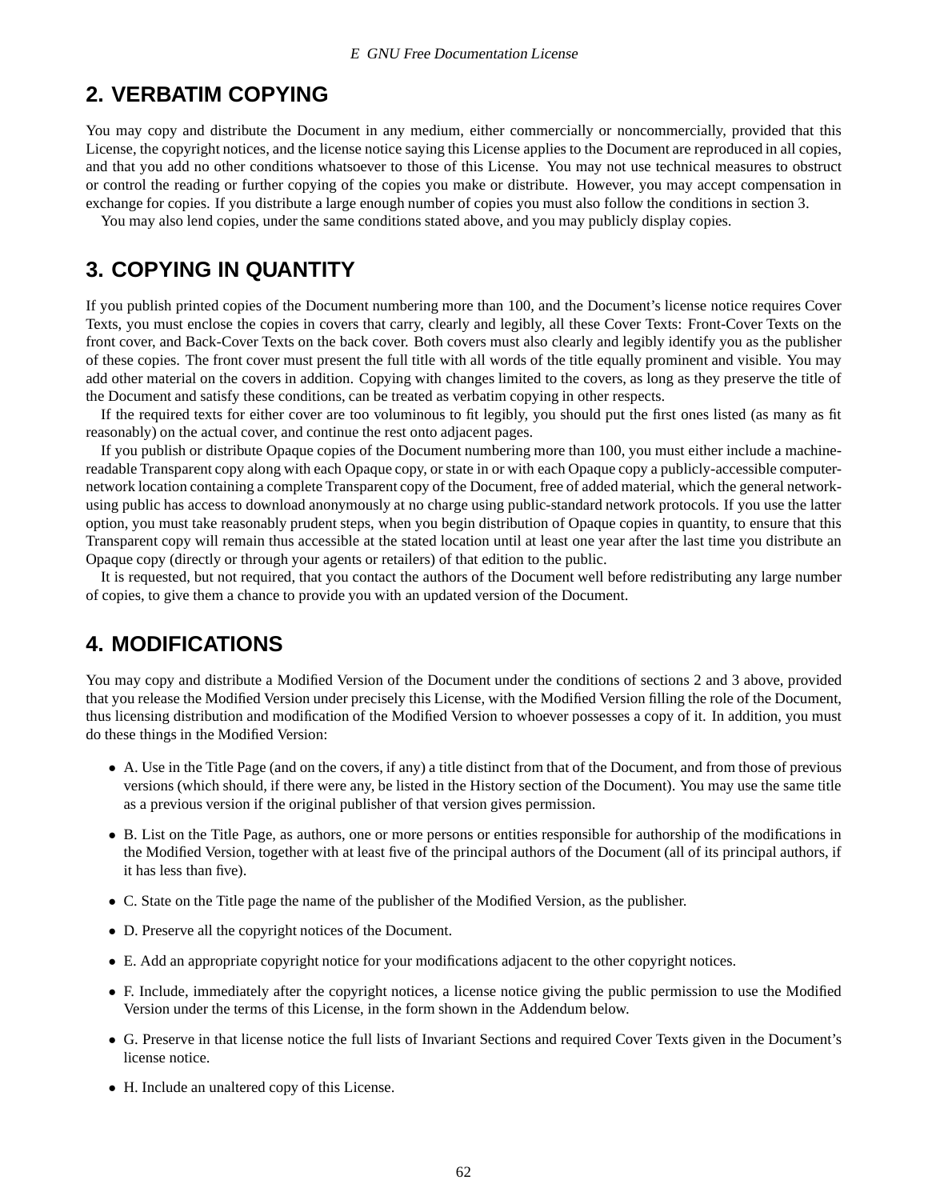## 2. VERBATIM COPYING

You may copy and distribute the Document in any medium, either commercially or noncommercially, provided that this License, the copyright notices, and the license notice saying this License applies to the Document are reproduced in all copies, and that you add no other conditions whatsoever to those of this License. You may not use technical measures to obstruct or control the reading or further copying of the copies you make or distribute. However, you may accept compensation in exchange for copies. If you distribute a large enough number of copies you must also follow the conditions in section 3.

You may also lend copies, under the same conditions stated above, and you may publicly display copies.

## 3. COPYING IN QUANTITY

If you publish printed copies of the Document numbering more than 100, and the Document's license notice requires Cover Texts, you must enclose the copies in covers that carry, clearly and legibly, all these Cover Texts: Front-Cover Texts on the front cover, and Back-Cover Texts on the back cover. Both covers must also clearly and legibly identify you as the publisher of these copies. The front cover must present the full title with all words of the title equally prominent and visible. You may add other material on the covers in addition. Copying with changes limited to the covers, as long as they preserve the title of the Document and satisfy these conditions, can be treated as verbatim copying in other respects.

If the required texts for either cover are too voluminous to fit legibly, you should put the first ones listed (as many as fit reasonably) on the actual cover, and continue the rest onto adjacent pages.

If you publish or distribute Opaque copies of the Document numbering more than 100, you must either include a machine-readable Transparent copy along with each Opaque copy, or state in or with each Opaque copy a publicly-accessible computer-network location containing a complete Transparent copy of the Document, free of added material, which the general network-using public has access to download anonymously at no charge using public-standard network protocols. If you use the latter option, you must take reasonably prudent steps, when you begin distribution of Opaque copies in quantity, to ensure that this Transparent copy will remain thus accessible at the stated location until at least one year after the last time you distribute an Opaque copy (directly or through your agents or retailers) of that edition to the public.

It is requested, but not required, that you contact the authors of the Document well before redistributing any large number of copies, to give them a chance to provide you with an updated version of the Document.

## 4. MODIFICATIONS

You may copy and distribute a Modified Version of the Document under the conditions of sections 2 and 3 above, provided that you release the Modified Version under precisely this License, with the Modified Version filling the role of the Document, thus licensing distribution and modification of the Modified Version to whoever possesses a copy of it. In addition, you must do these things in the Modified Version:

- A. Use in the Title Page (and on the covers, if any) a title distinct from that of the Document, and from those of previous versions (which should, if there were any, be listed in the History section of the Document). You may use the same title as a previous version if the original publisher of that version gives permission.
- B. List on the Title Page, as authors, one or more persons or entities responsible for authorship of the modifications in the Modified Version, together with at least five of the principal authors of the Document (all of its principal authors, if it has less than five).
- C. State on the Title page the name of the publisher of the Modified Version, as the publisher.
- D. Preserve all the copyright notices of the Document.
- E. Add an appropriate copyright notice for your modifications adjacent to the other copyright notices.
- F. Include, immediately after the copyright notices, a license notice giving the public permission to use the Modified Version under the terms of this License, in the form shown in the Addendum below.
- G. Preserve in that license notice the full lists of Invariant Sections and required Cover Texts given in the Document's license notice.
- H. Include an unaltered copy of this License.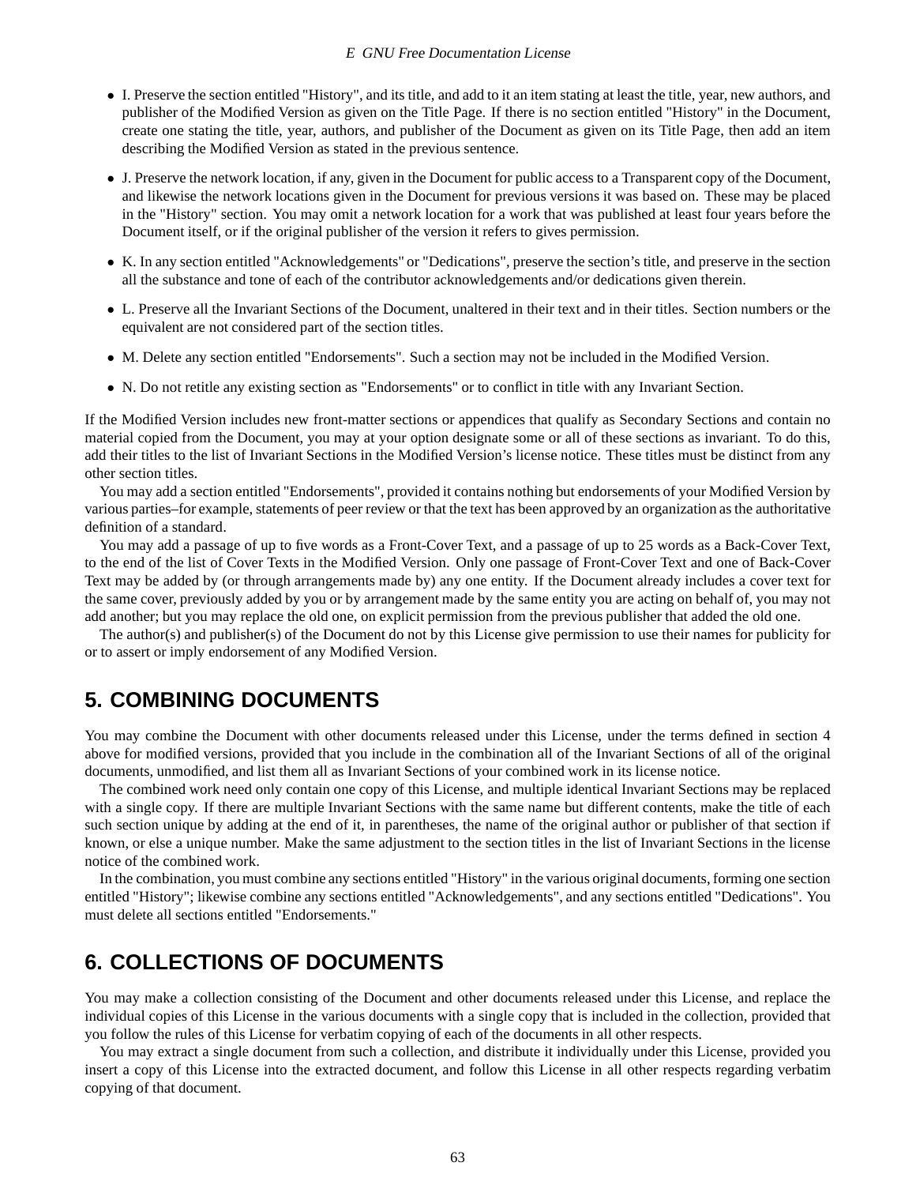- I. Preserve the section entitled "History", and its title, and add to it an item stating at least the title, year, new authors, and publisher of the Modified Version as given on the Title Page. If there is no section entitled "History" in the Document, create one stating the title, year, authors, and publisher of the Document as given on its Title Page, then add an item describing the Modified Version as stated in the previous sentence.
- J. Preserve the network location, if any, given in the Document for public access to a Transparent copy of the Document, and likewise the network locations given in the Document for previous versions it was based on. These may be placed in the "History" section. You may omit a network location for a work that was published at least four years before the Document itself, or if the original publisher of the version it refers to gives permission.
- K. In any section entitled "Acknowledgements" or "Dedications", preserve the section's title, and preserve in the section all the substance and tone of each of the contributor acknowledgements and/or dedications given therein.
- L. Preserve all the Invariant Sections of the Document, unaltered in their text and in their titles. Section numbers or the equivalent are not considered part of the section titles.
- M. Delete any section entitled "Endorsements". Such a section may not be included in the Modified Version.
- N. Do not retitle any existing section as "Endorsements" or to conflict in title with any Invariant Section.

If the Modified Version includes new front-matter sections or appendices that qualify as Secondary Sections and contain no material copied from the Document, you may at your option designate some or all of these sections as invariant. To do this, add their titles to the list of Invariant Sections in the Modified Version's license notice. These titles must be distinct from any other section titles.

You may add a section entitled "Endorsements", provided it contains nothing but endorsements of your Modified Version by various parties–for example, statements of peer review or that the text has been approved by an organization as the authoritative definition of a standard.

You may add a passage of up to five words as a Front-Cover Text, and a passage of up to 25 words as a Back-Cover Text, to the end of the list of Cover Texts in the Modified Version. Only one passage of Front-Cover Text and one of Back-Cover Text may be added by (or through arrangements made by) any one entity. If the Document already includes a cover text for the same cover, previously added by you or by arrangement made by the same entity you are acting on behalf of, you may not add another; but you may replace the old one, on explicit permission from the previous publisher that added the old one.

The author(s) and publisher(s) of the Document do not by this License give permission to use their names for publicity for or to assert or imply endorsement of any Modified Version.

## 5. COMBINING DOCUMENTS

You may combine the Document with other documents released under this License, under the terms defined in section 4 above for modified versions, provided that you include in the combination all of the Invariant Sections of all of the original documents, unmodified, and list them all as Invariant Sections of your combined work in its license notice.

The combined work need only contain one copy of this License, and multiple identical Invariant Sections may be replaced with a single copy. If there are multiple Invariant Sections with the same name but different contents, make the title of each such section unique by adding at the end of it, in parentheses, the name of the original author or publisher of that section if known, or else a unique number. Make the same adjustment to the section titles in the list of Invariant Sections in the license notice of the combined work.

In the combination, you must combine any sections entitled "History" in the various original documents, forming one section entitled "History"; likewise combine any sections entitled "Acknowledgements", and any sections entitled "Dedications". You must delete all sections entitled "Endorsements."

## 6. COLLECTIONS OF DOCUMENTS

You may make a collection consisting of the Document and other documents released under this License, and replace the individual copies of this License in the various documents with a single copy that is included in the collection, provided that you follow the rules of this License for verbatim copying of each of the documents in all other respects.

You may extract a single document from such a collection, and distribute it individually under this License, provided you insert a copy of this License into the extracted document, and follow this License in all other respects regarding verbatim copying of that document.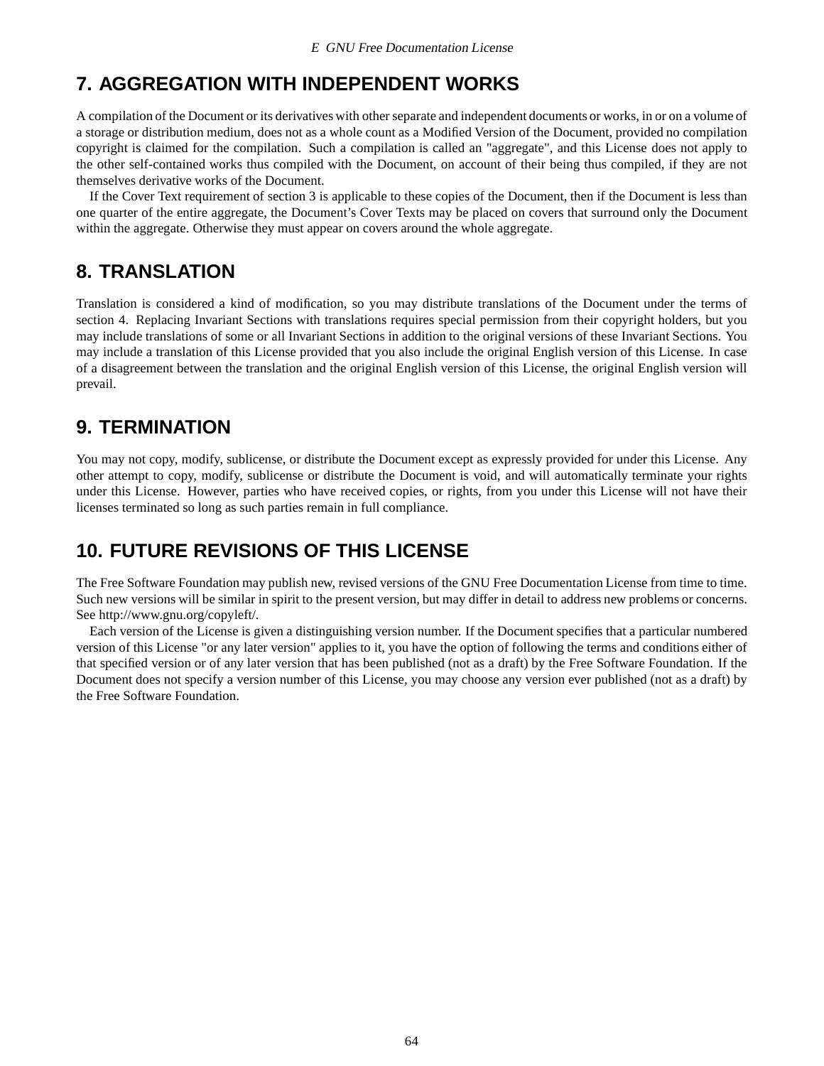## 7. AGGREGATION WITH INDEPENDENT WORKS

A compilation of the Document or its derivatives with other separate and independent documents or works, in or on a volume of a storage or distribution medium, does not as a whole count as a Modified Version of the Document, provided no compilation copyright is claimed for the compilation. Such a compilation is called an "aggregate", and this License does not apply to the other self-contained works thus compiled with the Document, on account of their being thus compiled, if they are not themselves derivative works of the Document.

If the Cover Text requirement of section 3 is applicable to these copies of the Document, then if the Document is less than one quarter of the entire aggregate, the Document's Cover Texts may be placed on covers that surround only the Document within the aggregate. Otherwise they must appear on covers around the whole aggregate.

## 8. TRANSLATION

Translation is considered a kind of modification, so you may distribute translations of the Document under the terms of section 4. Replacing Invariant Sections with translations requires special permission from their copyright holders, but you may include translations of some or all Invariant Sections in addition to the original versions of these Invariant Sections. You may include a translation of this License provided that you also include the original English version of this License. In case of a disagreement between the translation and the original English version of this License, the original English version will prevail.

## 9. TERMINATION

You may not copy, modify, sublicense, or distribute the Document except as expressly provided for under this License. Any other attempt to copy, modify, sublicense or distribute the Document is void, and will automatically terminate your rights under this License. However, parties who have received copies, or rights, from you under this License will not have their licenses terminated so long as such parties remain in full compliance.

## 10. FUTURE REVISIONS OF THIS LICENSE

The Free Software Foundation may publish new, revised versions of the GNU Free Documentation License from time to time. Such new versions will be similar in spirit to the present version, but may differ in detail to address new problems or concerns. See http://www.gnu.org/copyleft/.

Each version of the License is given a distinguishing version number. If the Document specifies that a particular numbered version of this License "or any later version" applies to it, you have the option of following the terms and conditions either of that specified version or of any later version that has been published (not as a draft) by the Free Software Foundation. If the Document does not specify a version number of this License, you may choose any version ever published (not as a draft) by the Free Software Foundation.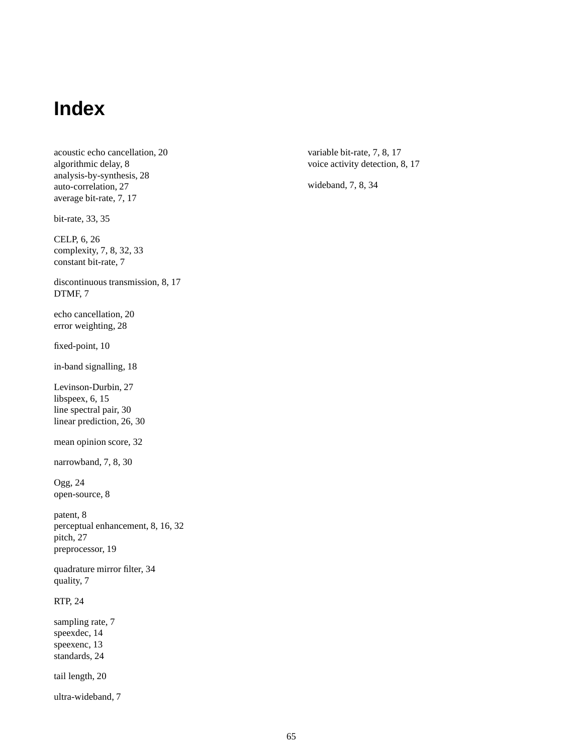# Index

acoustic echo cancellation, 20
algorithmic delay, 8
analysis-by-synthesis, 28
auto-correlation, 27
average bit-rate, 7, 17

bit-rate, 33, 35

CELP, 6, 26
complexity, 7, 8, 32, 33
constant bit-rate, 7

discontinuous transmission, 8, 17
DTMF, 7

echo cancellation, 20
error weighting, 28

fixed-point, 10

in-band signalling, 18

Levinson-Durbin, 27
libspeex, 6, 15
line spectral pair, 30
linear prediction, 26, 30

mean opinion score, 32

narrowband, 7, 8, 30

Ogg, 24
open-source, 8

patent, 8
perceptual enhancement, 8, 16, 32
pitch, 27
preprocessor, 19

quadrature mirror filter, 34
quality, 7

RTP, 24

sampling rate, 7
speexdec, 14
speexenc, 13
standards, 24

tail length, 20

ultra-wideband, 7

variable bit-rate, 7, 8, 17
voice activity detection, 8, 17

wideband, 7, 8, 34